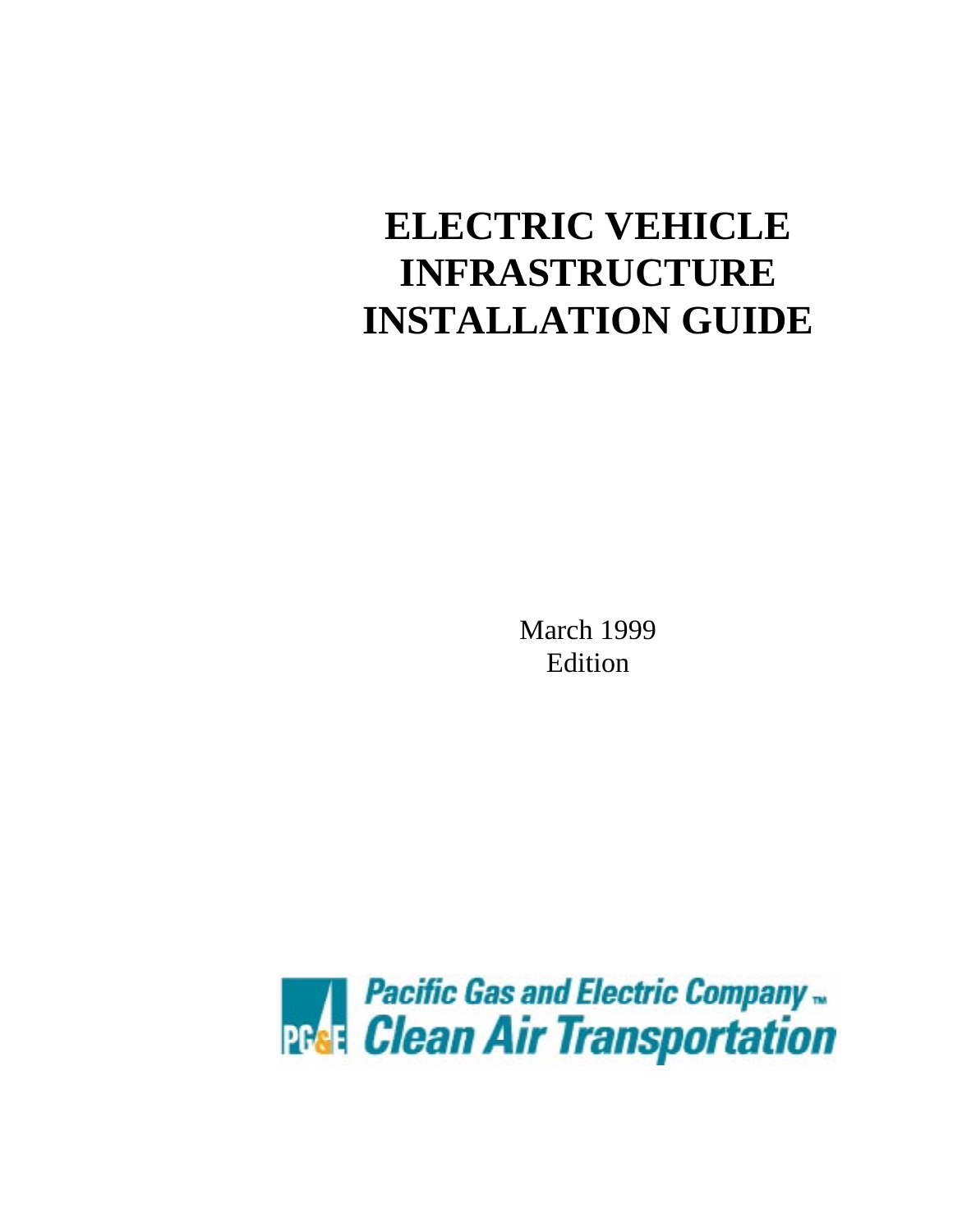# ELECTRIC VEHICLE INFRASTRUCTURE INSTALLATION GUIDE

March 1999
Edition

Pacific Gas and Electric Company™
Clean Air Transportation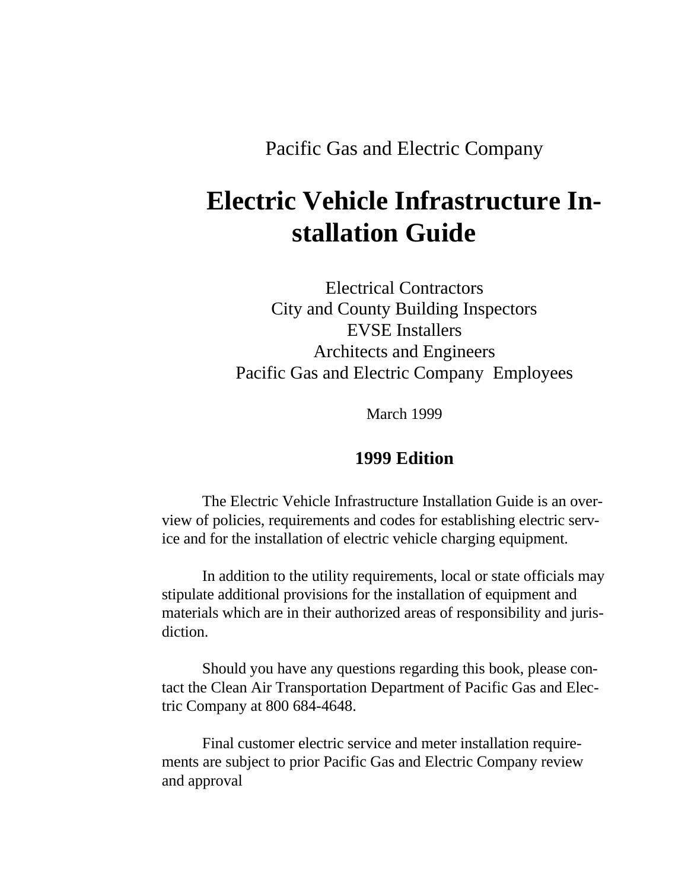Pacific Gas and Electric Company

# Electric Vehicle Infrastructure Installation Guide

Electrical Contractors
City and County Building Inspectors
EVSE Installers
Architects and Engineers
Pacific Gas and Electric Company Employees

March 1999

## 1999 Edition

The Electric Vehicle Infrastructure Installation Guide is an overview of policies, requirements and codes for establishing electric service and for the installation of electric vehicle charging equipment.

In addition to the utility requirements, local or state officials may stipulate additional provisions for the installation of equipment and materials which are in their authorized areas of responsibility and jurisdiction.

Should you have any questions regarding this book, please contact the Clean Air Transportation Department of Pacific Gas and Electric Company at 800 684-4648.

Final customer electric service and meter installation requirements are subject to prior Pacific Gas and Electric Company review and approval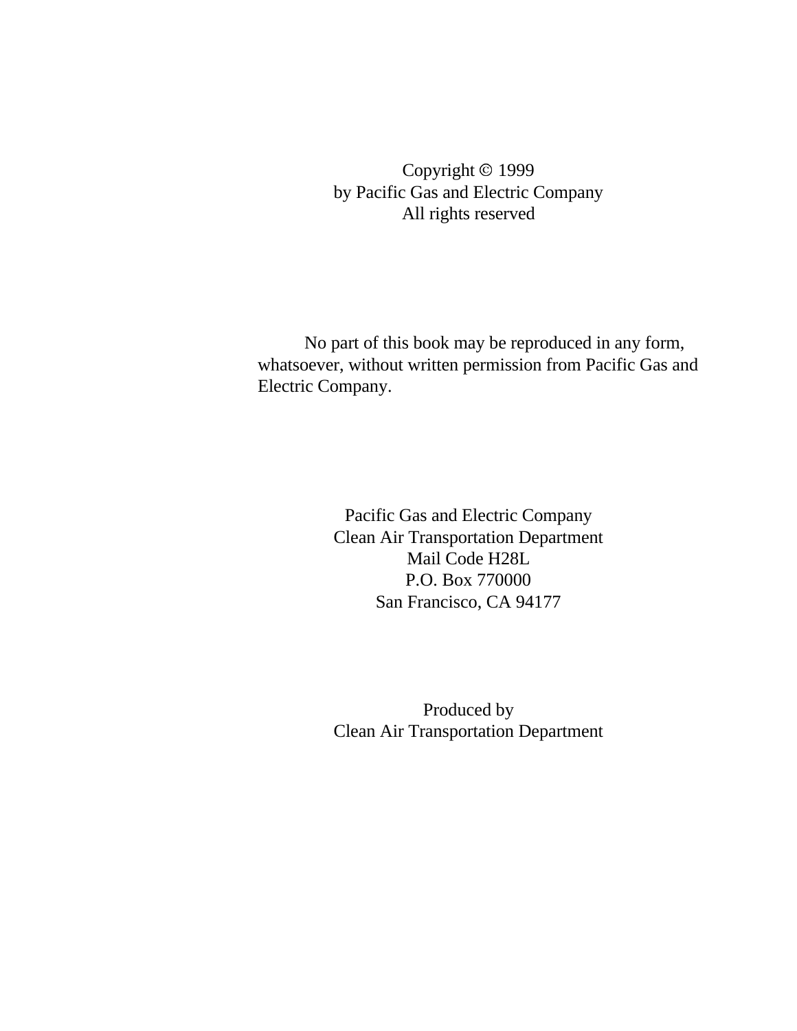Copyright © 1999
by Pacific Gas and Electric Company
All rights reserved

No part of this book may be reproduced in any form, whatsoever, without written permission from Pacific Gas and Electric Company.

Pacific Gas and Electric Company
Clean Air Transportation Department
Mail Code H28L
P.O. Box 770000
San Francisco, CA 94177

Produced by
Clean Air Transportation Department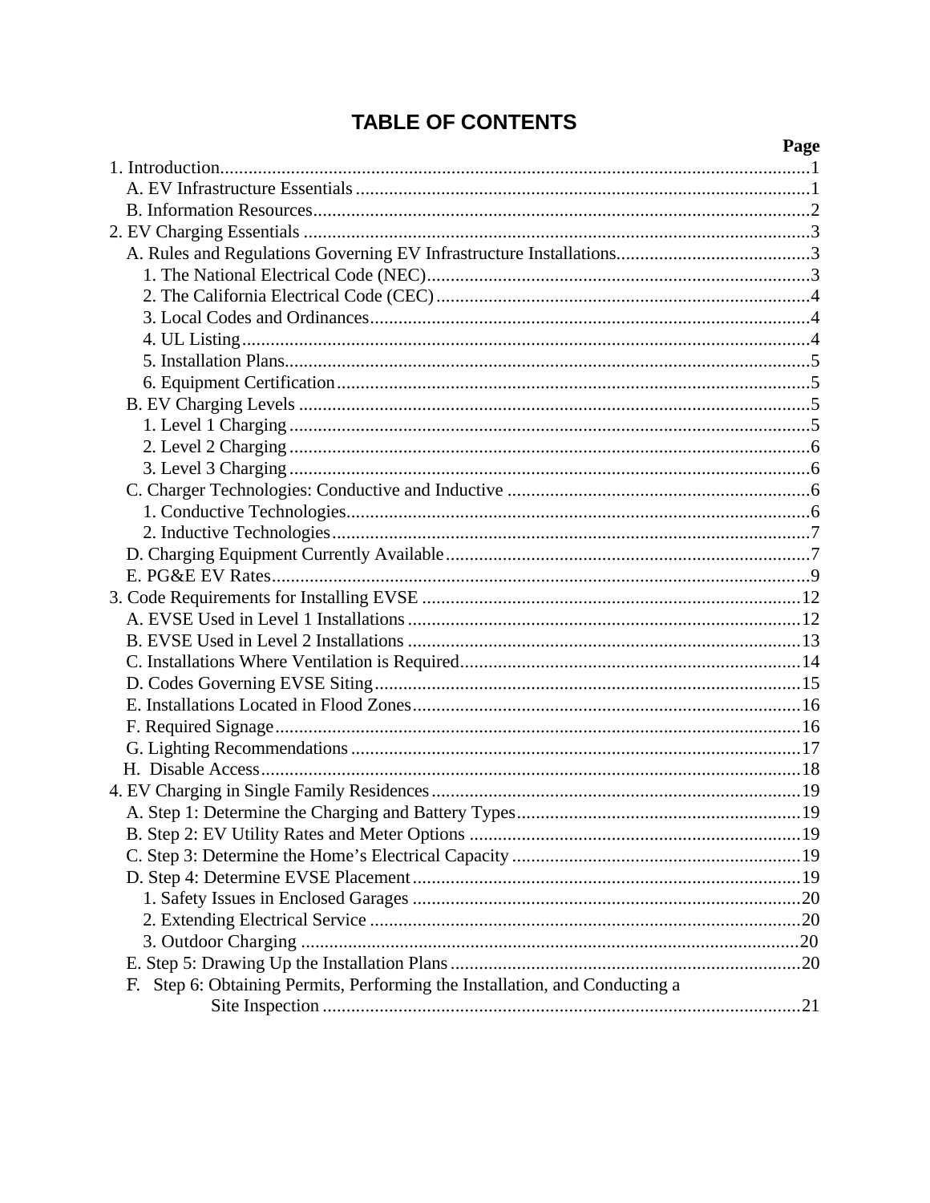# TABLE OF CONTENTS

**Page**

1. Introduction...1
   - A. EV Infrastructure Essentials...1
   - B. Information Resources...2
2. EV Charging Essentials...3
   - A. Rules and Regulations Governing EV Infrastructure Installations...3
     1. The National Electrical Code (NEC)...3
     2. The California Electrical Code (CEC)...4
     3. Local Codes and Ordinances...4
     4. UL Listing...4
     5. Installation Plans...5
     6. Equipment Certification...5
   - B. EV Charging Levels...5
     1. Level 1 Charging...5
     2. Level 2 Charging...6
     3. Level 3 Charging...6
   - C. Charger Technologies: Conductive and Inductive...6
     1. Conductive Technologies...6
     2. Inductive Technologies...7
   - D. Charging Equipment Currently Available...7
   - E. PG&E EV Rates...9
3. Code Requirements for Installing EVSE...12
   - A. EVSE Used in Level 1 Installations...12
   - B. EVSE Used in Level 2 Installations...13
   - C. Installations Where Ventilation is Required...14
   - D. Codes Governing EVSE Siting...15
   - E. Installations Located in Flood Zones...16
   - F. Required Signage...16
   - G. Lighting Recommendations...17
   - H. Disable Access...18
4. EV Charging in Single Family Residences...19
   - A. Step 1: Determine the Charging and Battery Types...19
   - B. Step 2: EV Utility Rates and Meter Options...19
   - C. Step 3: Determine the Home's Electrical Capacity...19
   - D. Step 4: Determine EVSE Placement...19
     1. Safety Issues in Enclosed Garages...20
     2. Extending Electrical Service...20
     3. Outdoor Charging...20
   - E. Step 5: Drawing Up the Installation Plans...20
   - F. Step 6: Obtaining Permits, Performing the Installation, and Conducting a Site Inspection...21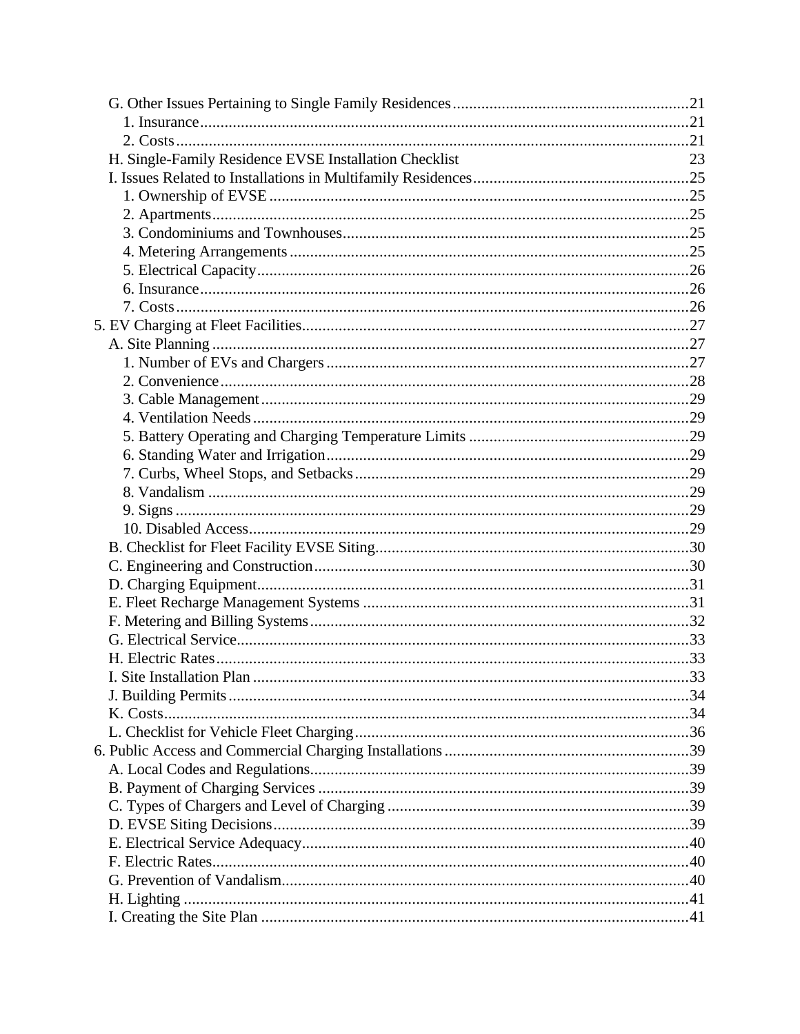G. Other Issues Pertaining to Single Family Residences ........................................................ 21
  1. Insurance ........................................................................................................................ 21
  2. Costs ............................................................................................................................. 21
H. Single-Family Residence EVSE Installation Checklist 23
I. Issues Related to Installations in Multifamily Residences .................................................... 25
  1. Ownership of EVSE ...................................................................................................... 25
  2. Apartments .................................................................................................................... 25
  3. Condominiums and Townhouses .................................................................................... 25
  4. Metering Arrangements ................................................................................................. 25
  5. Electrical Capacity ......................................................................................................... 26
  6. Insurance ....................................................................................................................... 26
  7. Costs ............................................................................................................................. 26

5. EV Charging at Fleet Facilities ............................................................................................. 27
A. Site Planning .................................................................................................................... 27
  1. Number of EVs and Chargers ........................................................................................ 27
  2. Convenience .................................................................................................................. 28
  3. Cable Management ........................................................................................................ 29
  4. Ventilation Needs .......................................................................................................... 29
  5. Battery Operating and Charging Temperature Limits ..................................................... 29
  6. Standing Water and Irrigation ........................................................................................ 29
  7. Curbs, Wheel Stops, and Setbacks ................................................................................. 29
  8. Vandalism ..................................................................................................................... 29
  9. Signs ............................................................................................................................. 29
  10. Disabled Access ........................................................................................................... 29
B. Checklist for Fleet Facility EVSE Siting ............................................................................ 30
C. Engineering and Construction ........................................................................................... 30
D. Charging Equipment ......................................................................................................... 31
E. Fleet Recharge Management Systems ............................................................................... 31
F. Metering and Billing Systems ............................................................................................ 32
G. Electrical Service .............................................................................................................. 33
H. Electric Rates ................................................................................................................... 33
I. Site Installation Plan .......................................................................................................... 33
J. Building Permits ................................................................................................................ 34
K. Costs ................................................................................................................................ 34
L. Checklist for Vehicle Fleet Charging ................................................................................. 36

6. Public Access and Commercial Charging Installations ........................................................ 39
A. Local Codes and Regulations ............................................................................................ 39
B. Payment of Charging Services .......................................................................................... 39
C. Types of Chargers and Level of Charging ......................................................................... 39
D. EVSE Siting Decisions ..................................................................................................... 39
E. Electrical Service Adequacy .............................................................................................. 40
F. Electric Rates .................................................................................................................... 40
G. Prevention of Vandalism ................................................................................................... 40
H. Lighting ........................................................................................................................... 41
I. Creating the Site Plan ........................................................................................................ 41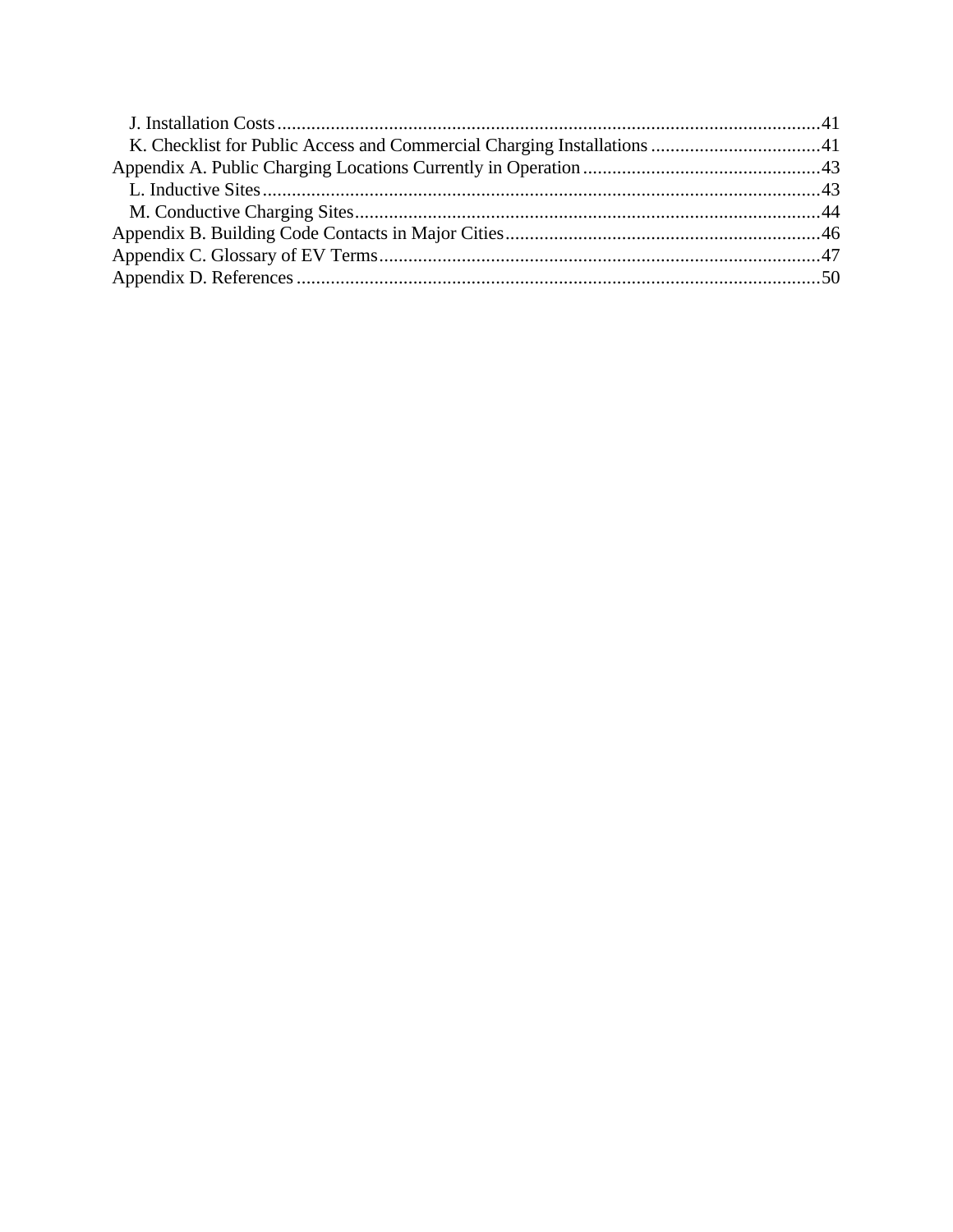J. Installation Costs ........................................................................................................ 41
K. Checklist for Public Access and Commercial Charging Installations .................................. 41
Appendix A. Public Charging Locations Currently in Operation ................................................ 43
L. Inductive Sites ................................................................................................................ 43
M. Conductive Charging Sites ............................................................................................. 44
Appendix B. Building Code Contacts in Major Cities ................................................................ 46
Appendix C. Glossary of EV Terms .......................................................................................... 47
Appendix D. References .......................................................................................................... 50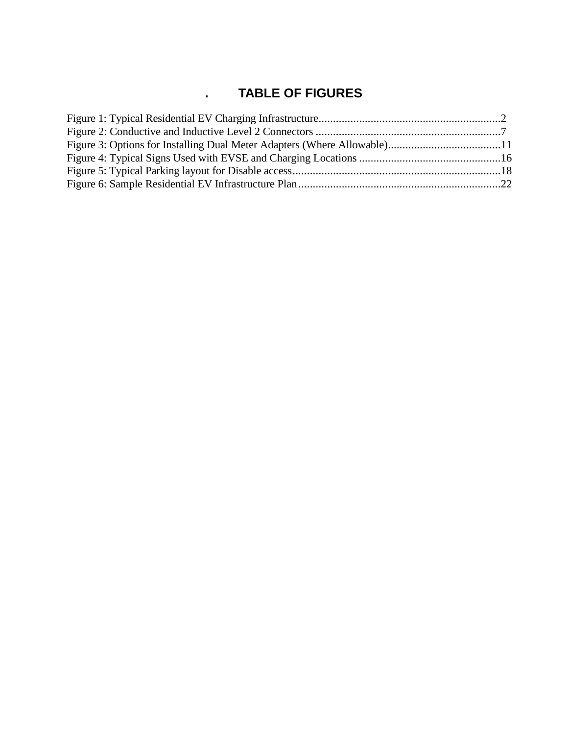# . TABLE OF FIGURES

Figure 1: Typical Residential EV Charging Infrastructure................................................................2
Figure 2: Conductive and Inductive Level 2 Connectors ................................................................7
Figure 3: Options for Installing Dual Meter Adapters (Where Allowable).......................................11
Figure 4: Typical Signs Used with EVSE and Charging Locations .................................................16
Figure 5: Typical Parking layout for Disable access........................................................................18
Figure 6: Sample Residential EV Infrastructure Plan......................................................................22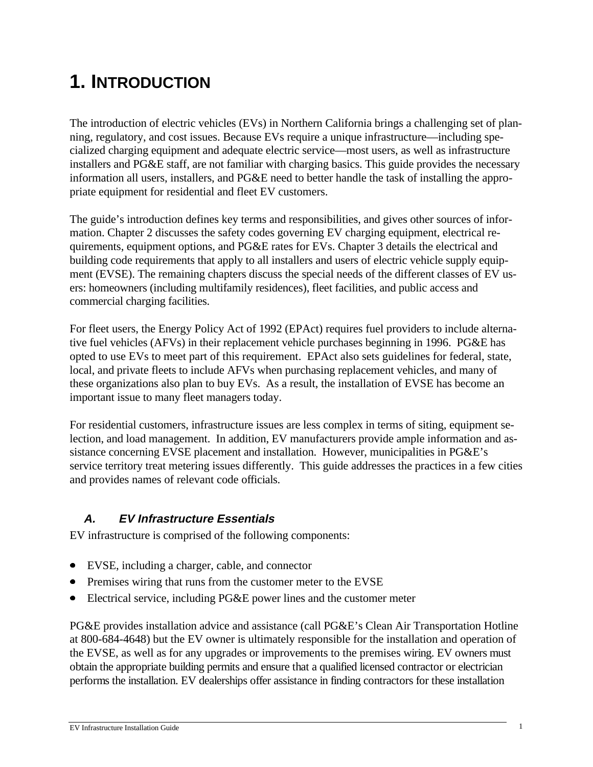# 1. INTRODUCTION

The introduction of electric vehicles (EVs) in Northern California brings a challenging set of planning, regulatory, and cost issues. Because EVs require a unique infrastructure—including specialized charging equipment and adequate electric service—most users, as well as infrastructure installers and PG&E staff, are not familiar with charging basics. This guide provides the necessary information all users, installers, and PG&E need to better handle the task of installing the appropriate equipment for residential and fleet EV customers.

The guide's introduction defines key terms and responsibilities, and gives other sources of information. Chapter 2 discusses the safety codes governing EV charging equipment, electrical requirements, equipment options, and PG&E rates for EVs. Chapter 3 details the electrical and building code requirements that apply to all installers and users of electric vehicle supply equipment (EVSE). The remaining chapters discuss the special needs of the different classes of EV users: homeowners (including multifamily residences), fleet facilities, and public access and commercial charging facilities.

For fleet users, the Energy Policy Act of 1992 (EPAct) requires fuel providers to include alternative fuel vehicles (AFVs) in their replacement vehicle purchases beginning in 1996. PG&E has opted to use EVs to meet part of this requirement. EPAct also sets guidelines for federal, state, local, and private fleets to include AFVs when purchasing replacement vehicles, and many of these organizations also plan to buy EVs. As a result, the installation of EVSE has become an important issue to many fleet managers today.

For residential customers, infrastructure issues are less complex in terms of siting, equipment selection, and load management. In addition, EV manufacturers provide ample information and assistance concerning EVSE placement and installation. However, municipalities in PG&E's service territory treat metering issues differently. This guide addresses the practices in a few cities and provides names of relevant code officials.

## *A. EV Infrastructure Essentials*

EV infrastructure is comprised of the following components:

- EVSE, including a charger, cable, and connector
- Premises wiring that runs from the customer meter to the EVSE
- Electrical service, including PG&E power lines and the customer meter

PG&E provides installation advice and assistance (call PG&E's Clean Air Transportation Hotline at 800-684-4648) but the EV owner is ultimately responsible for the installation and operation of the EVSE, as well as for any upgrades or improvements to the premises wiring. EV owners must obtain the appropriate building permits and ensure that a qualified licensed contractor or electrician performs the installation. EV dealerships offer assistance in finding contractors for these installation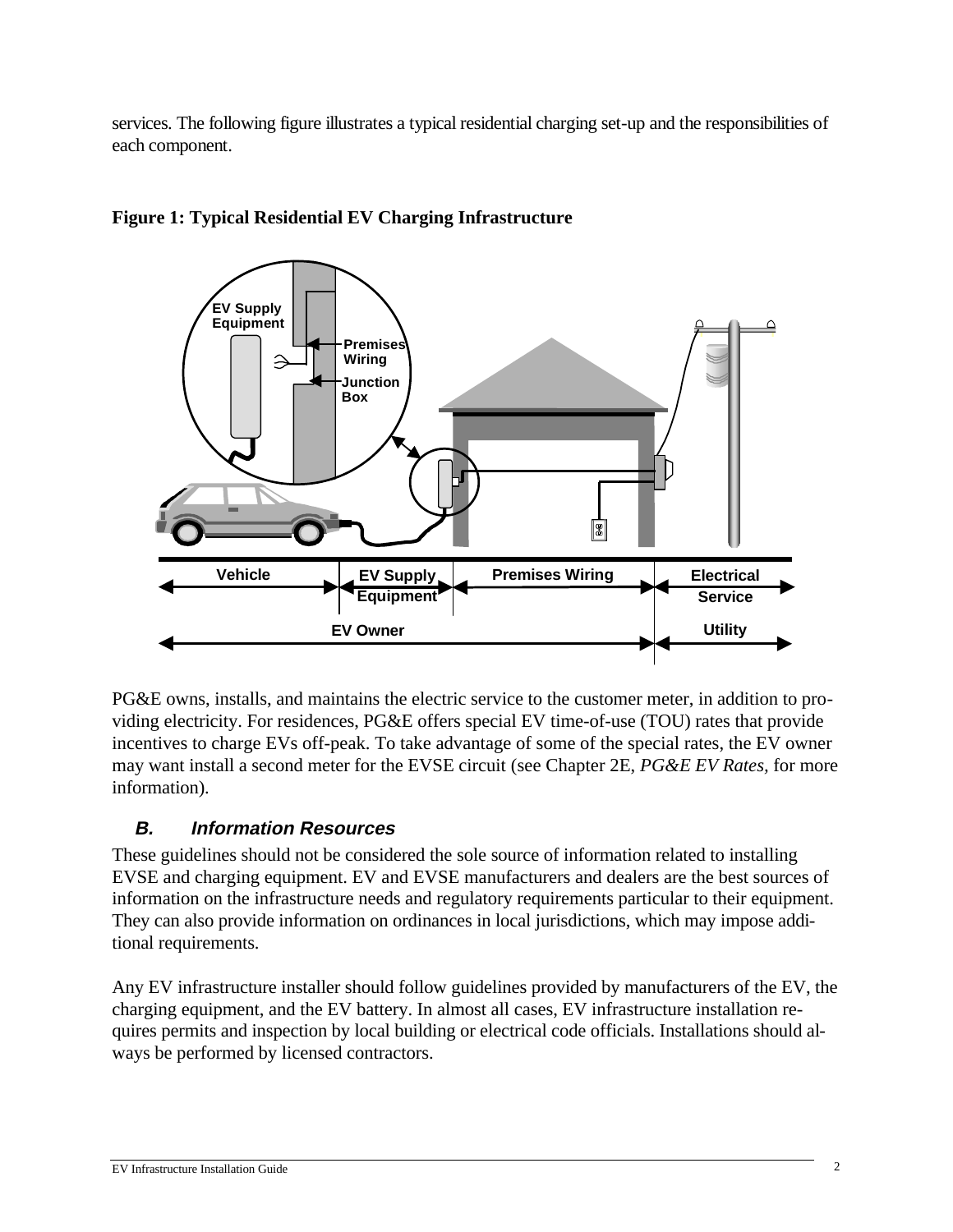services. The following figure illustrates a typical residential charging set-up and the responsibilities of each component.

**Figure 1: Typical Residential EV Charging Infrastructure**

PG&E owns, installs, and maintains the electric service to the customer meter, in addition to providing electricity. For residences, PG&E offers special EV time-of-use (TOU) rates that provide incentives to charge EVs off-peak. To take advantage of some of the special rates, the EV owner may want install a second meter for the EVSE circuit (see Chapter 2E, *PG&E EV Rates,* for more information).

### *B. Information Resources*

These guidelines should not be considered the sole source of information related to installing EVSE and charging equipment. EV and EVSE manufacturers and dealers are the best sources of information on the infrastructure needs and regulatory requirements particular to their equipment. They can also provide information on ordinances in local jurisdictions, which may impose additional requirements.

Any EV infrastructure installer should follow guidelines provided by manufacturers of the EV, the charging equipment, and the EV battery. In almost all cases, EV infrastructure installation requires permits and inspection by local building or electrical code officials. Installations should always be performed by licensed contractors.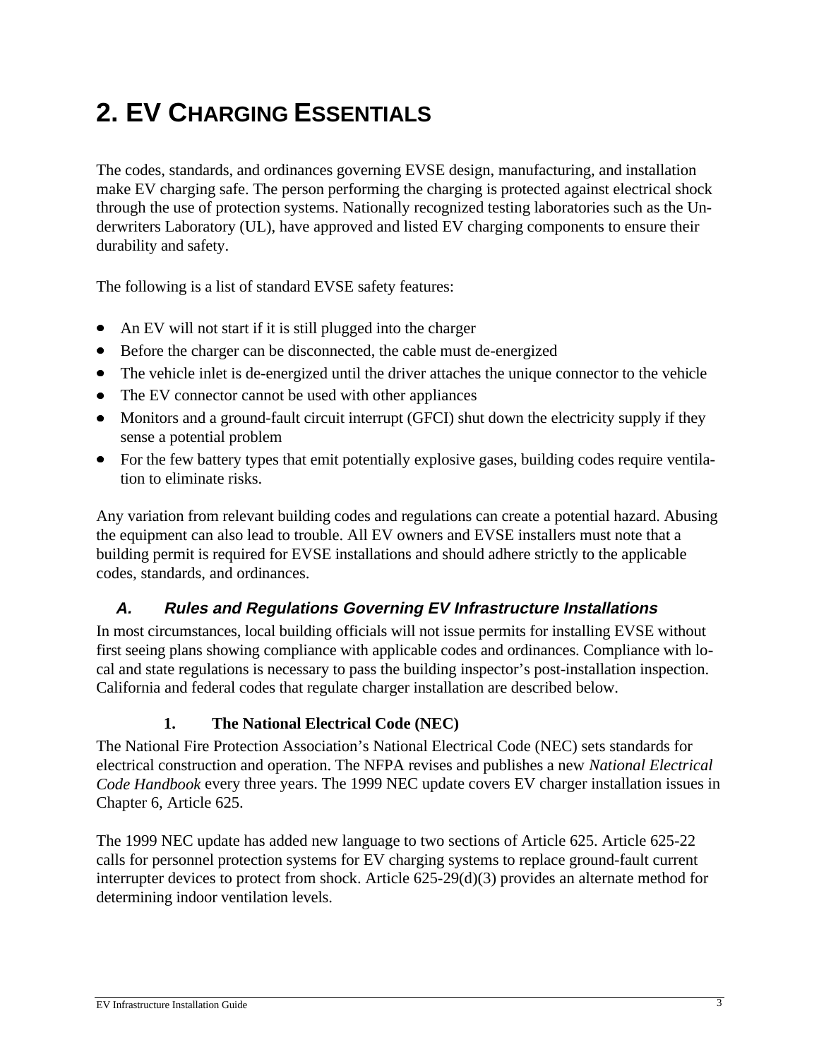# 2. EV CHARGING ESSENTIALS

The codes, standards, and ordinances governing EVSE design, manufacturing, and installation make EV charging safe. The person performing the charging is protected against electrical shock through the use of protection systems. Nationally recognized testing laboratories such as the Underwriters Laboratory (UL), have approved and listed EV charging components to ensure their durability and safety.

The following is a list of standard EVSE safety features:

- An EV will not start if it is still plugged into the charger
- Before the charger can be disconnected, the cable must de-energized
- The vehicle inlet is de-energized until the driver attaches the unique connector to the vehicle
- The EV connector cannot be used with other appliances
- Monitors and a ground-fault circuit interrupt (GFCI) shut down the electricity supply if they sense a potential problem
- For the few battery types that emit potentially explosive gases, building codes require ventilation to eliminate risks.

Any variation from relevant building codes and regulations can create a potential hazard. Abusing the equipment can also lead to trouble. All EV owners and EVSE installers must note that a building permit is required for EVSE installations and should adhere strictly to the applicable codes, standards, and ordinances.

## *A. Rules and Regulations Governing EV Infrastructure Installations*

In most circumstances, local building officials will not issue permits for installing EVSE without first seeing plans showing compliance with applicable codes and ordinances. Compliance with local and state regulations is necessary to pass the building inspector's post-installation inspection. California and federal codes that regulate charger installation are described below.

### 1. The National Electrical Code (NEC)

The National Fire Protection Association's National Electrical Code (NEC) sets standards for electrical construction and operation. The NFPA revises and publishes a new *National Electrical Code Handbook* every three years. The 1999 NEC update covers EV charger installation issues in Chapter 6, Article 625.

The 1999 NEC update has added new language to two sections of Article 625. Article 625-22 calls for personnel protection systems for EV charging systems to replace ground-fault current interrupter devices to protect from shock. Article 625-29(d)(3) provides an alternate method for determining indoor ventilation levels.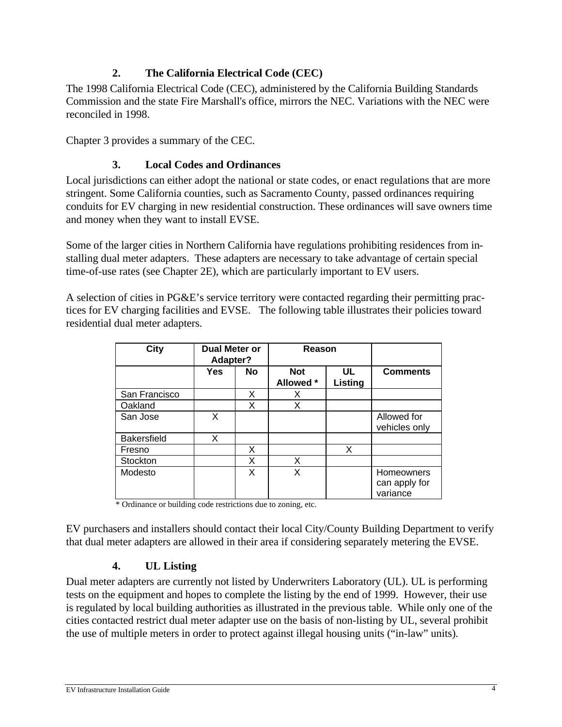### 2. The California Electrical Code (CEC)

The 1998 California Electrical Code (CEC), administered by the California Building Standards Commission and the state Fire Marshall's office, mirrors the NEC. Variations with the NEC were reconciled in 1998.

Chapter 3 provides a summary of the CEC.

### 3. Local Codes and Ordinances

Local jurisdictions can either adopt the national or state codes, or enact regulations that are more stringent. Some California counties, such as Sacramento County, passed ordinances requiring conduits for EV charging in new residential construction. These ordinances will save owners time and money when they want to install EVSE.

Some of the larger cities in Northern California have regulations prohibiting residences from installing dual meter adapters. These adapters are necessary to take advantage of certain special time-of-use rates (see Chapter 2E), which are particularly important to EV users.

A selection of cities in PG&E's service territory were contacted regarding their permitting practices for EV charging facilities and EVSE. The following table illustrates their policies toward residential dual meter adapters.

| City | Dual Meter or Adapter? | | Reason | | |
|---|---|---|---|---|---|
| | Yes | No | Not Allowed * | UL Listing | Comments |
| San Francisco | | X | X | | |
| Oakland | | X | X | | |
| San Jose | X | | | | Allowed for vehicles only |
| Bakersfield | X | | | | |
| Fresno | | X | | X | |
| Stockton | | X | X | | |
| Modesto | | X | X | | Homeowners can apply for variance |

\* Ordinance or building code restrictions due to zoning, etc.

EV purchasers and installers should contact their local City/County Building Department to verify that dual meter adapters are allowed in their area if considering separately metering the EVSE.

### 4. UL Listing

Dual meter adapters are currently not listed by Underwriters Laboratory (UL). UL is performing tests on the equipment and hopes to complete the listing by the end of 1999. However, their use is regulated by local building authorities as illustrated in the previous table. While only one of the cities contacted restrict dual meter adapter use on the basis of non-listing by UL, several prohibit the use of multiple meters in order to protect against illegal housing units ("in-law" units).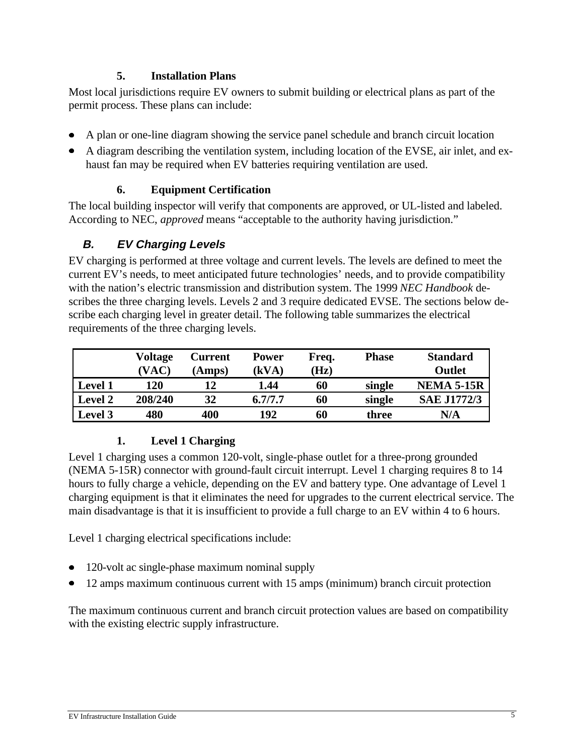### 5. Installation Plans

Most local jurisdictions require EV owners to submit building or electrical plans as part of the permit process. These plans can include:

- A plan or one-line diagram showing the service panel schedule and branch circuit location
- A diagram describing the ventilation system, including location of the EVSE, air inlet, and exhaust fan may be required when EV batteries requiring ventilation are used.

### 6. Equipment Certification

The local building inspector will verify that components are approved, or UL-listed and labeled. According to NEC, *approved* means "acceptable to the authority having jurisdiction."

## *B. EV Charging Levels*

EV charging is performed at three voltage and current levels. The levels are defined to meet the current EV's needs, to meet anticipated future technologies' needs, and to provide compatibility with the nation's electric transmission and distribution system. The 1999 *NEC Handbook* describes the three charging levels. Levels 2 and 3 require dedicated EVSE. The sections below describe each charging level in greater detail. The following table summarizes the electrical requirements of the three charging levels.

| | Voltage (VAC) | Current (Amps) | Power (kVA) | Freq. (Hz) | Phase | Standard Outlet |
|---|---|---|---|---|---|---|
| **Level 1** | **120** | **12** | **1.44** | **60** | **single** | **NEMA 5-15R** |
| **Level 2** | **208/240** | **32** | **6.7/7.7** | **60** | **single** | **SAE J1772/3** |
| **Level 3** | **480** | **400** | **192** | **60** | **three** | **N/A** |

### 1. Level 1 Charging

Level 1 charging uses a common 120-volt, single-phase outlet for a three-prong grounded (NEMA 5-15R) connector with ground-fault circuit interrupt. Level 1 charging requires 8 to 14 hours to fully charge a vehicle, depending on the EV and battery type. One advantage of Level 1 charging equipment is that it eliminates the need for upgrades to the current electrical service. The main disadvantage is that it is insufficient to provide a full charge to an EV within 4 to 6 hours.

Level 1 charging electrical specifications include:

- 120-volt ac single-phase maximum nominal supply
- 12 amps maximum continuous current with 15 amps (minimum) branch circuit protection

The maximum continuous current and branch circuit protection values are based on compatibility with the existing electric supply infrastructure.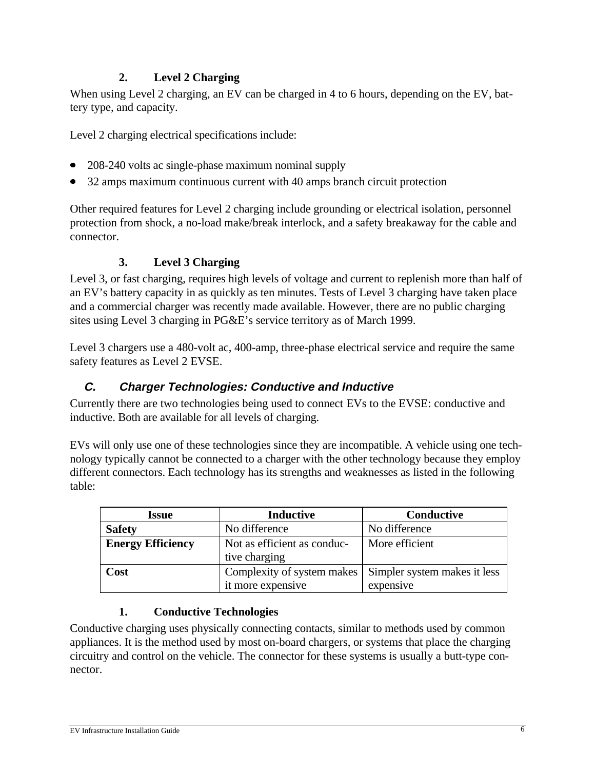### 2. Level 2 Charging

When using Level 2 charging, an EV can be charged in 4 to 6 hours, depending on the EV, battery type, and capacity.

Level 2 charging electrical specifications include:

- 208-240 volts ac single-phase maximum nominal supply
- 32 amps maximum continuous current with 40 amps branch circuit protection

Other required features for Level 2 charging include grounding or electrical isolation, personnel protection from shock, a no-load make/break interlock, and a safety breakaway for the cable and connector.

### 3. Level 3 Charging

Level 3, or fast charging, requires high levels of voltage and current to replenish more than half of an EV's battery capacity in as quickly as ten minutes. Tests of Level 3 charging have taken place and a commercial charger was recently made available. However, there are no public charging sites using Level 3 charging in PG&E's service territory as of March 1999.

Level 3 chargers use a 480-volt ac, 400-amp, three-phase electrical service and require the same safety features as Level 2 EVSE.

## *C. Charger Technologies: Conductive and Inductive*

Currently there are two technologies being used to connect EVs to the EVSE: conductive and inductive. Both are available for all levels of charging.

EVs will only use one of these technologies since they are incompatible. A vehicle using one technology typically cannot be connected to a charger with the other technology because they employ different connectors. Each technology has its strengths and weaknesses as listed in the following table:

| Issue | Inductive | Conductive |
| --- | --- | --- |
| **Safety** | No difference | No difference |
| **Energy Efficiency** | Not as efficient as conductive charging | More efficient |
| **Cost** | Complexity of system makes it more expensive | Simpler system makes it less expensive |

### 1. Conductive Technologies

Conductive charging uses physically connecting contacts, similar to methods used by common appliances. It is the method used by most on-board chargers, or systems that place the charging circuitry and control on the vehicle. The connector for these systems is usually a butt-type connector.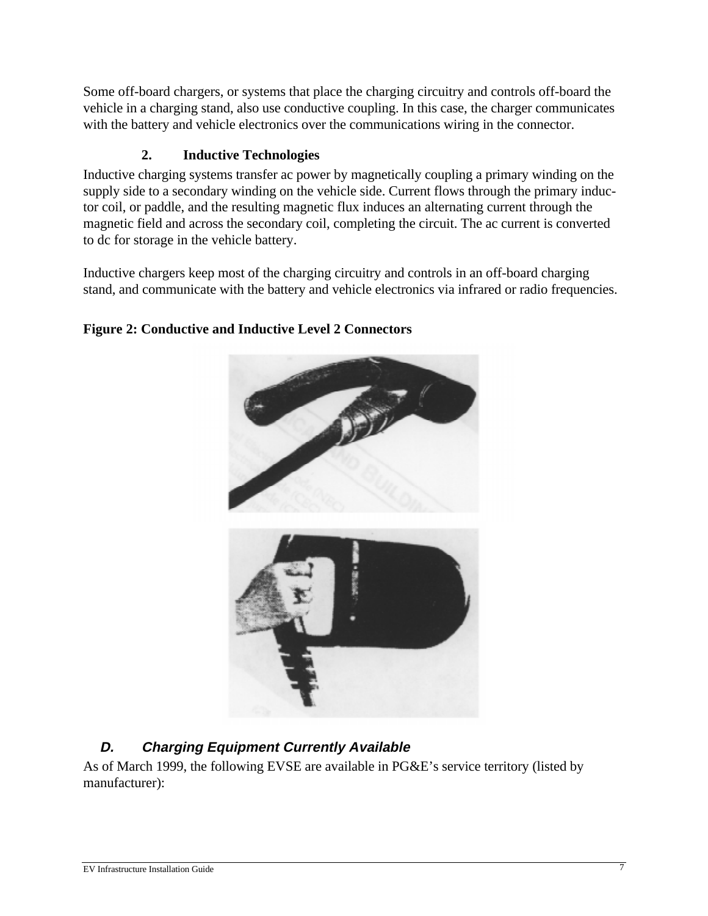Some off-board chargers, or systems that place the charging circuitry and controls off-board the vehicle in a charging stand, also use conductive coupling. In this case, the charger communicates with the battery and vehicle electronics over the communications wiring in the connector.

### 2. Inductive Technologies

Inductive charging systems transfer ac power by magnetically coupling a primary winding on the supply side to a secondary winding on the vehicle side. Current flows through the primary inductor coil, or paddle, and the resulting magnetic flux induces an alternating current through the magnetic field and across the secondary coil, completing the circuit. The ac current is converted to dc for storage in the vehicle battery.

Inductive chargers keep most of the charging circuitry and controls in an off-board charging stand, and communicate with the battery and vehicle electronics via infrared or radio frequencies.

**Figure 2: Conductive and Inductive Level 2 Connectors**

## *D. Charging Equipment Currently Available*

As of March 1999, the following EVSE are available in PG&E's service territory (listed by manufacturer):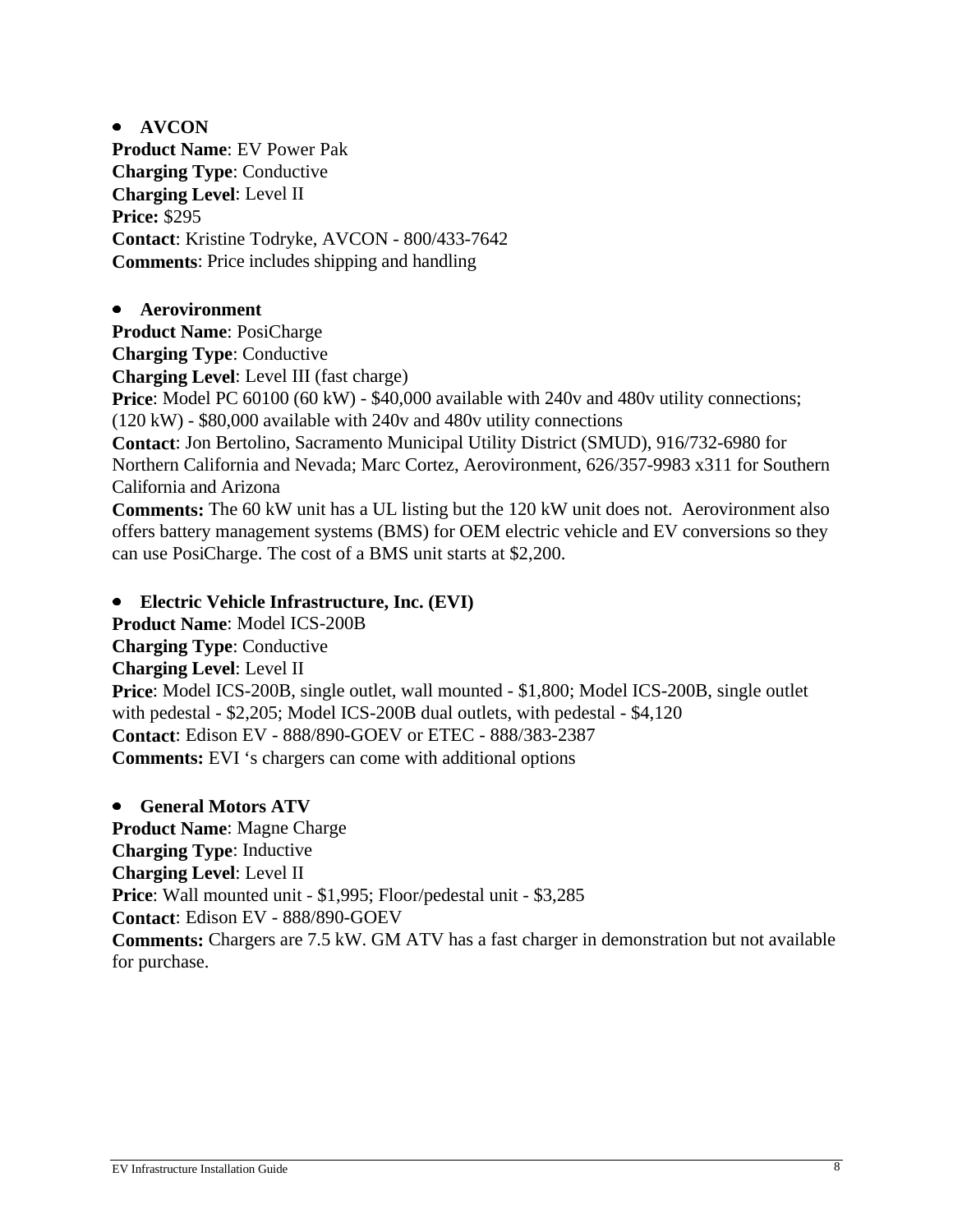- **AVCON**

**Product Name**: EV Power Pak
**Charging Type**: Conductive
**Charging Level**: Level II
**Price:** $295
**Contact**: Kristine Todryke, AVCON - 800/433-7642
**Comments**: Price includes shipping and handling

- **Aerovironment**

**Product Name**: PosiCharge
**Charging Type**: Conductive
**Charging Level**: Level III (fast charge)
**Price**: Model PC 60100 (60 kW) - $40,000 available with 240v and 480v utility connections; (120 kW) - $80,000 available with 240v and 480v utility connections
**Contact**: Jon Bertolino, Sacramento Municipal Utility District (SMUD), 916/732-6980 for Northern California and Nevada; Marc Cortez, Aerovironment, 626/357-9983 x311 for Southern California and Arizona
**Comments:** The 60 kW unit has a UL listing but the 120 kW unit does not. Aerovironment also offers battery management systems (BMS) for OEM electric vehicle and EV conversions so they can use PosiCharge. The cost of a BMS unit starts at $2,200.

- **Electric Vehicle Infrastructure, Inc. (EVI)**

**Product Name**: Model ICS-200B
**Charging Type**: Conductive
**Charging Level**: Level II
**Price**: Model ICS-200B, single outlet, wall mounted - $1,800; Model ICS-200B, single outlet with pedestal - $2,205; Model ICS-200B dual outlets, with pedestal - $4,120
**Contact**: Edison EV - 888/890-GOEV or ETEC - 888/383-2387
**Comments:** EVI 's chargers can come with additional options

- **General Motors ATV**

**Product Name**: Magne Charge
**Charging Type**: Inductive
**Charging Level**: Level II
**Price**: Wall mounted unit - $1,995; Floor/pedestal unit - $3,285
**Contact**: Edison EV - 888/890-GOEV
**Comments:** Chargers are 7.5 kW. GM ATV has a fast charger in demonstration but not available for purchase.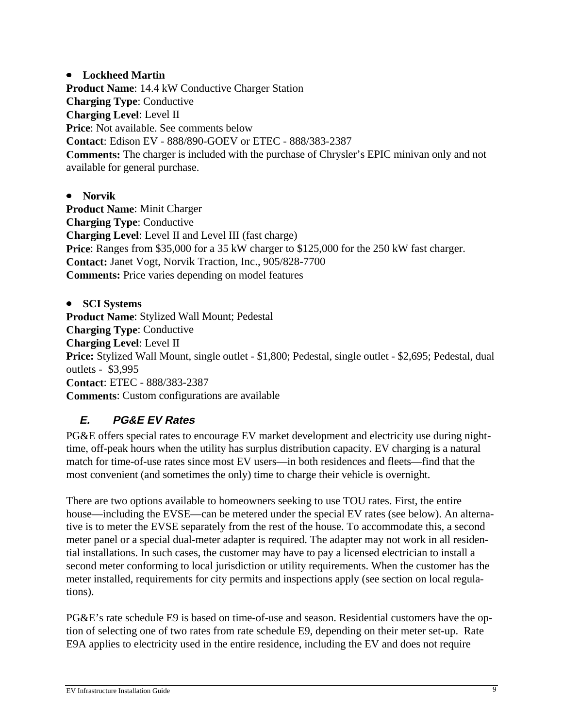- **Lockheed Martin**

**Product Name**: 14.4 kW Conductive Charger Station
**Charging Type**: Conductive
**Charging Level**: Level II
**Price**: Not available. See comments below
**Contact**: Edison EV - 888/890-GOEV or ETEC - 888/383-2387
**Comments:** The charger is included with the purchase of Chrysler's EPIC minivan only and not available for general purchase.

- **Norvik**

**Product Name**: Minit Charger
**Charging Type**: Conductive
**Charging Level**: Level II and Level III (fast charge)
**Price**: Ranges from $35,000 for a 35 kW charger to $125,000 for the 250 kW fast charger.
**Contact:** Janet Vogt, Norvik Traction, Inc., 905/828-7700
**Comments:** Price varies depending on model features

- **SCI Systems**

**Product Name**: Stylized Wall Mount; Pedestal
**Charging Type**: Conductive
**Charging Level**: Level II
**Price:** Stylized Wall Mount, single outlet - $1,800; Pedestal, single outlet - $2,695; Pedestal, dual outlets - $3,995
**Contact**: ETEC - 888/383-2387
**Comments**: Custom configurations are available

### *E. PG&E EV Rates*

PG&E offers special rates to encourage EV market development and electricity use during nighttime, off-peak hours when the utility has surplus distribution capacity. EV charging is a natural match for time-of-use rates since most EV users—in both residences and fleets—find that the most convenient (and sometimes the only) time to charge their vehicle is overnight.

There are two options available to homeowners seeking to use TOU rates. First, the entire house—including the EVSE—can be metered under the special EV rates (see below). An alternative is to meter the EVSE separately from the rest of the house. To accommodate this, a second meter panel or a special dual-meter adapter is required. The adapter may not work in all residential installations. In such cases, the customer may have to pay a licensed electrician to install a second meter conforming to local jurisdiction or utility requirements. When the customer has the meter installed, requirements for city permits and inspections apply (see section on local regulations).

PG&E's rate schedule E9 is based on time-of-use and season. Residential customers have the option of selecting one of two rates from rate schedule E9, depending on their meter set-up. Rate E9A applies to electricity used in the entire residence, including the EV and does not require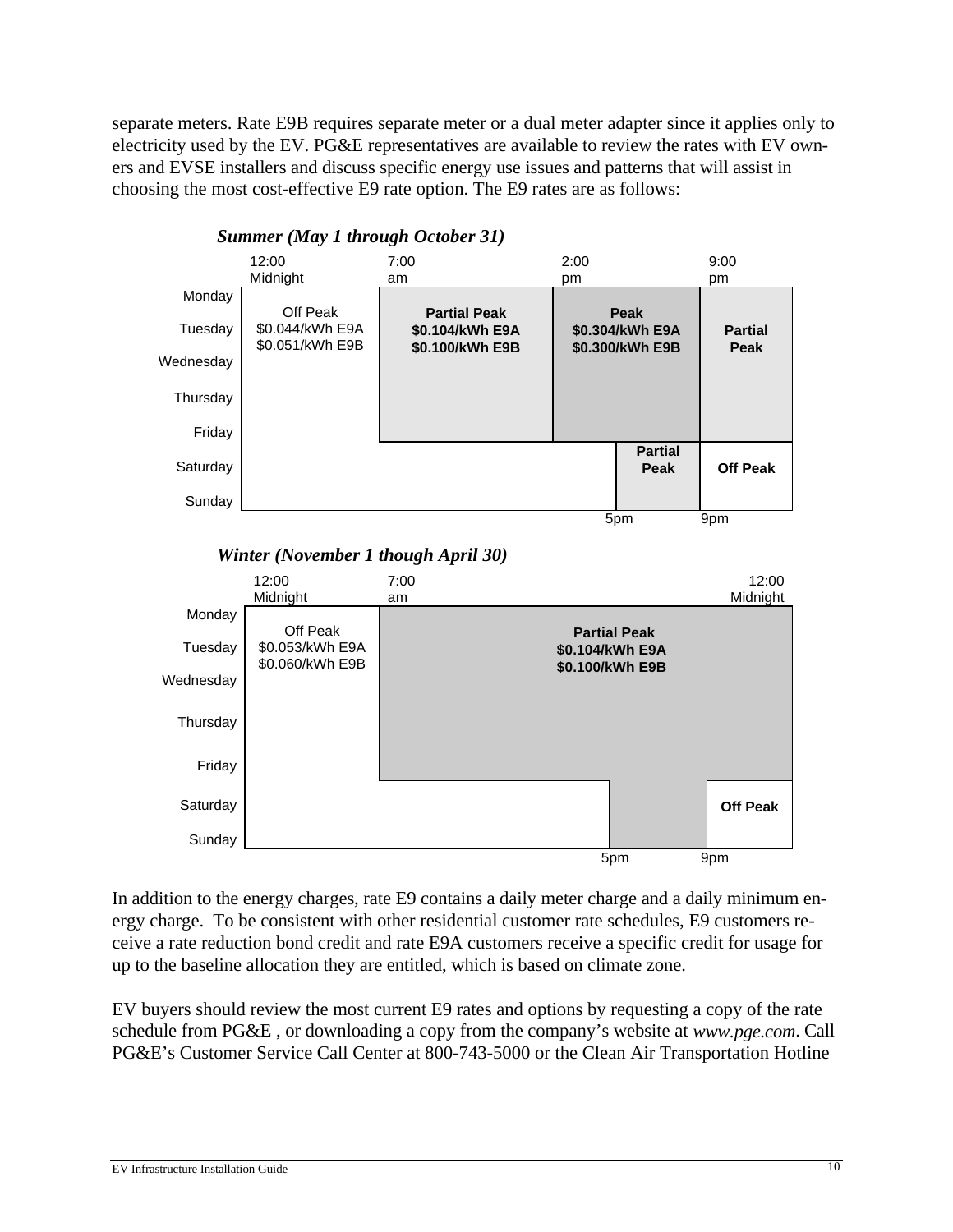separate meters. Rate E9B requires separate meter or a dual meter adapter since it applies only to electricity used by the EV. PG&E representatives are available to review the rates with EV owners and EVSE installers and discuss specific energy use issues and patterns that will assist in choosing the most cost-effective E9 rate option. The E9 rates are as follows:

***Summer (May 1 through October 31)***

| | 12:00 Midnight – 7:00 am | 7:00 am – 2:00 pm | 2:00 pm – 5pm | 5pm – 9:00 pm | 9:00 pm – 12:00 Midnight |
|---|---|---|---|---|---|
| Monday – Friday | Off Peak $0.044/kWh E9A $0.051/kWh E9B | **Partial Peak $0.104/kWh E9A $0.100/kWh E9B** | **Peak $0.304/kWh E9A $0.300/kWh E9B** | **Peak** | **Partial Peak** |
| Saturday – Sunday | Off Peak | Off Peak | Off Peak | **Partial Peak** | **Off Peak** |

***Winter (November 1 though April 30)***

| | 12:00 Midnight – 7:00 am | 7:00 am – 5pm | 5pm – 9pm | 9pm – 12:00 Midnight |
|---|---|---|---|---|
| Monday – Friday | Off Peak $0.053/kWh E9A $0.060/kWh E9B | **Partial Peak $0.104/kWh E9A $0.100/kWh E9B** | **Partial Peak** | **Partial Peak** |
| Saturday – Sunday | Off Peak | Off Peak | Partial Peak | **Off Peak** |

In addition to the energy charges, rate E9 contains a daily meter charge and a daily minimum energy charge. To be consistent with other residential customer rate schedules, E9 customers receive a rate reduction bond credit and rate E9A customers receive a specific credit for usage for up to the baseline allocation they are entitled, which is based on climate zone.

EV buyers should review the most current E9 rates and options by requesting a copy of the rate schedule from PG&E , or downloading a copy from the company's website at *www.pge.com*. Call PG&E's Customer Service Call Center at 800-743-5000 or the Clean Air Transportation Hotline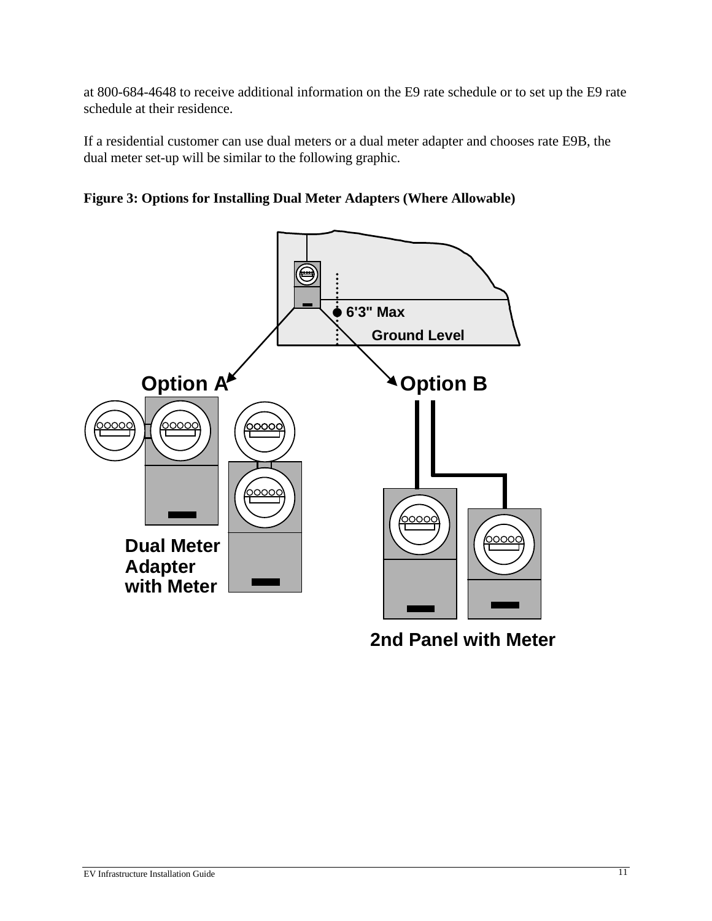at 800-684-4648 to receive additional information on the E9 rate schedule or to set up the E9 rate schedule at their residence.

If a residential customer can use dual meters or a dual meter adapter and chooses rate E9B, the dual meter set-up will be similar to the following graphic.

**Figure 3: Options for Installing Dual Meter Adapters (Where Allowable)**

6'3" Max

Ground Level

Option A

Option B

Dual Meter Adapter with Meter

2nd Panel with Meter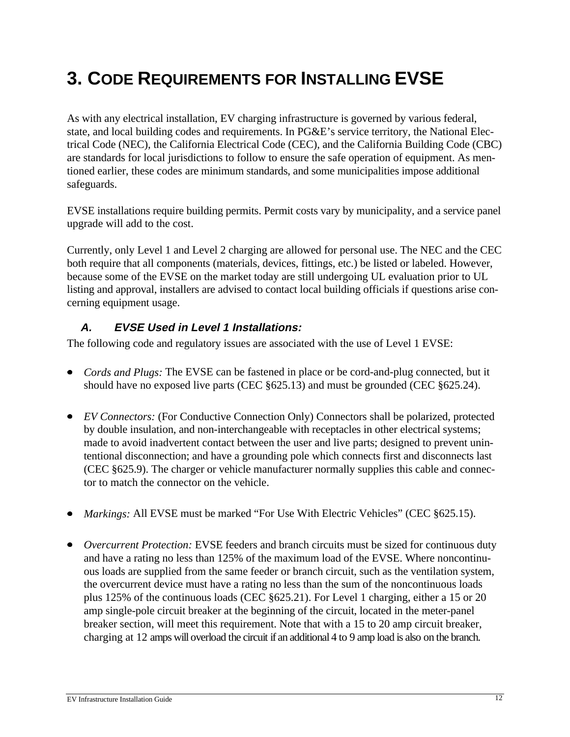# 3. Code Requirements for Installing EVSE

As with any electrical installation, EV charging infrastructure is governed by various federal, state, and local building codes and requirements. In PG&E's service territory, the National Electrical Code (NEC), the California Electrical Code (CEC), and the California Building Code (CBC) are standards for local jurisdictions to follow to ensure the safe operation of equipment. As mentioned earlier, these codes are minimum standards, and some municipalities impose additional safeguards.

EVSE installations require building permits. Permit costs vary by municipality, and a service panel upgrade will add to the cost.

Currently, only Level 1 and Level 2 charging are allowed for personal use. The NEC and the CEC both require that all components (materials, devices, fittings, etc.) be listed or labeled. However, because some of the EVSE on the market today are still undergoing UL evaluation prior to UL listing and approval, installers are advised to contact local building officials if questions arise concerning equipment usage.

### A. EVSE Used in Level 1 Installations:

The following code and regulatory issues are associated with the use of Level 1 EVSE:

- *Cords and Plugs:* The EVSE can be fastened in place or be cord-and-plug connected, but it should have no exposed live parts (CEC §625.13) and must be grounded (CEC §625.24).

- *EV Connectors:* (For Conductive Connection Only) Connectors shall be polarized, protected by double insulation, and non-interchangeable with receptacles in other electrical systems; made to avoid inadvertent contact between the user and live parts; designed to prevent unintentional disconnection; and have a grounding pole which connects first and disconnects last (CEC §625.9). The charger or vehicle manufacturer normally supplies this cable and connector to match the connector on the vehicle.

- *Markings:* All EVSE must be marked "For Use With Electric Vehicles" (CEC §625.15).

- *Overcurrent Protection:* EVSE feeders and branch circuits must be sized for continuous duty and have a rating no less than 125% of the maximum load of the EVSE. Where noncontinuous loads are supplied from the same feeder or branch circuit, such as the ventilation system, the overcurrent device must have a rating no less than the sum of the noncontinuous loads plus 125% of the continuous loads (CEC §625.21). For Level 1 charging, either a 15 or 20 amp single-pole circuit breaker at the beginning of the circuit, located in the meter-panel breaker section, will meet this requirement. Note that with a 15 to 20 amp circuit breaker, charging at 12 amps will overload the circuit if an additional 4 to 9 amp load is also on the branch.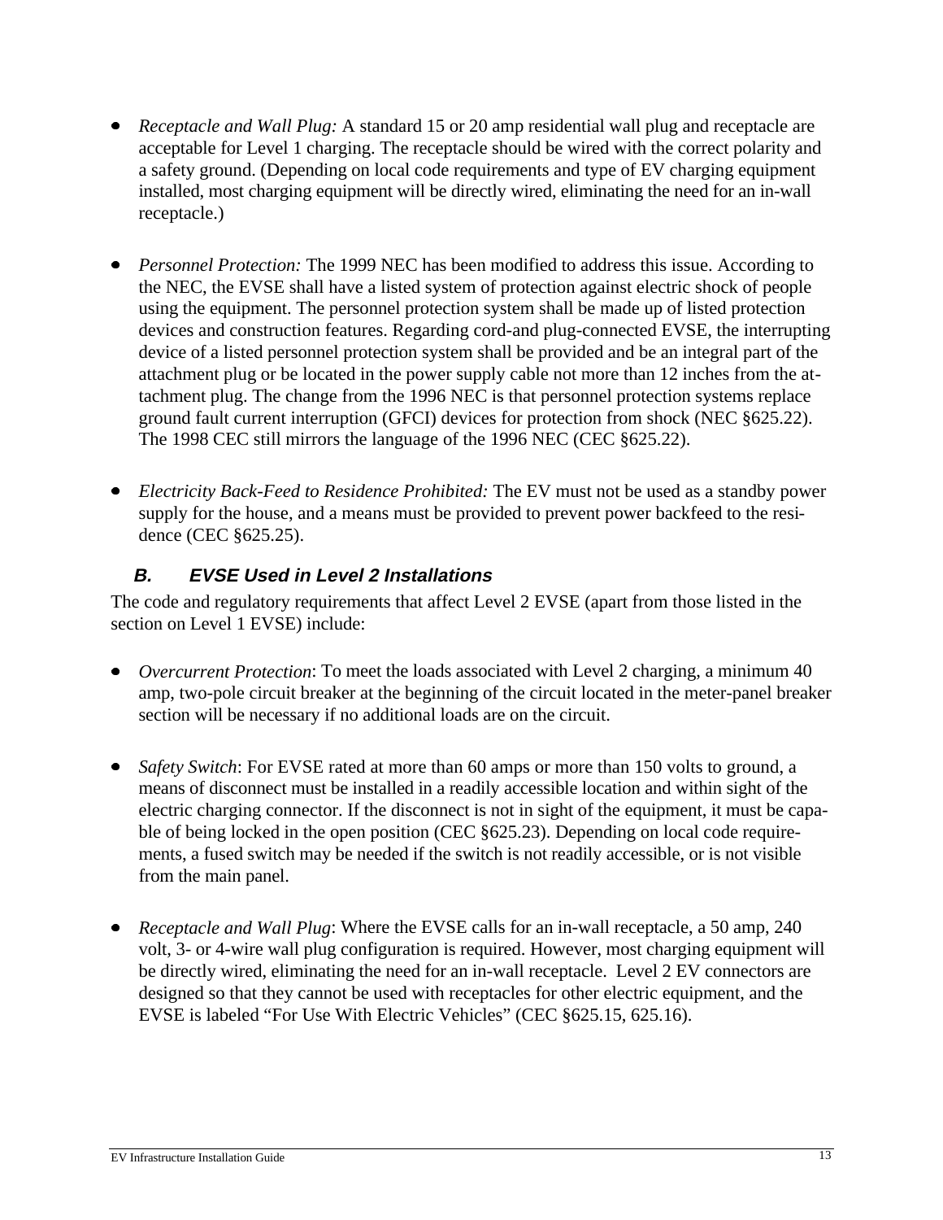- *Receptacle and Wall Plug:* A standard 15 or 20 amp residential wall plug and receptacle are acceptable for Level 1 charging. The receptacle should be wired with the correct polarity and a safety ground. (Depending on local code requirements and type of EV charging equipment installed, most charging equipment will be directly wired, eliminating the need for an in-wall receptacle.)

- *Personnel Protection:* The 1999 NEC has been modified to address this issue. According to the NEC, the EVSE shall have a listed system of protection against electric shock of people using the equipment. The personnel protection system shall be made up of listed protection devices and construction features. Regarding cord-and plug-connected EVSE, the interrupting device of a listed personnel protection system shall be provided and be an integral part of the attachment plug or be located in the power supply cable not more than 12 inches from the attachment plug. The change from the 1996 NEC is that personnel protection systems replace ground fault current interruption (GFCI) devices for protection from shock (NEC §625.22). The 1998 CEC still mirrors the language of the 1996 NEC (CEC §625.22).

- *Electricity Back-Feed to Residence Prohibited:* The EV must not be used as a standby power supply for the house, and a means must be provided to prevent power backfeed to the residence (CEC §625.25).

### B. EVSE Used in Level 2 Installations

The code and regulatory requirements that affect Level 2 EVSE (apart from those listed in the section on Level 1 EVSE) include:

- *Overcurrent Protection*: To meet the loads associated with Level 2 charging, a minimum 40 amp, two-pole circuit breaker at the beginning of the circuit located in the meter-panel breaker section will be necessary if no additional loads are on the circuit.

- *Safety Switch*: For EVSE rated at more than 60 amps or more than 150 volts to ground, a means of disconnect must be installed in a readily accessible location and within sight of the electric charging connector. If the disconnect is not in sight of the equipment, it must be capable of being locked in the open position (CEC §625.23). Depending on local code requirements, a fused switch may be needed if the switch is not readily accessible, or is not visible from the main panel.

- *Receptacle and Wall Plug*: Where the EVSE calls for an in-wall receptacle, a 50 amp, 240 volt, 3- or 4-wire wall plug configuration is required. However, most charging equipment will be directly wired, eliminating the need for an in-wall receptacle. Level 2 EV connectors are designed so that they cannot be used with receptacles for other electric equipment, and the EVSE is labeled "For Use With Electric Vehicles" (CEC §625.15, 625.16).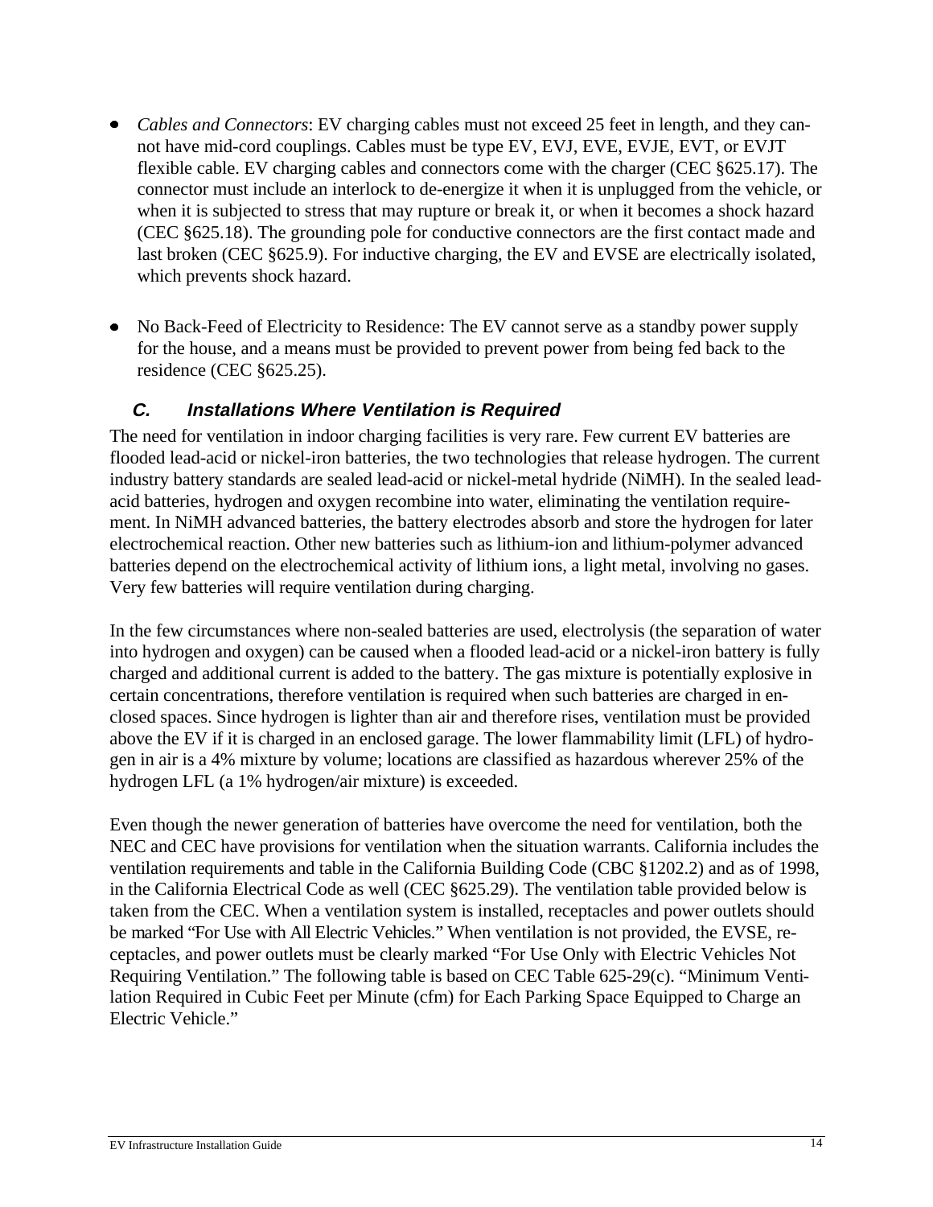- *Cables and Connectors*: EV charging cables must not exceed 25 feet in length, and they cannot have mid-cord couplings. Cables must be type EV, EVJ, EVE, EVJE, EVT, or EVJT flexible cable. EV charging cables and connectors come with the charger (CEC §625.17). The connector must include an interlock to de-energize it when it is unplugged from the vehicle, or when it is subjected to stress that may rupture or break it, or when it becomes a shock hazard (CEC §625.18). The grounding pole for conductive connectors are the first contact made and last broken (CEC §625.9). For inductive charging, the EV and EVSE are electrically isolated, which prevents shock hazard.

- No Back-Feed of Electricity to Residence: The EV cannot serve as a standby power supply for the house, and a means must be provided to prevent power from being fed back to the residence (CEC §625.25).

### *C. Installations Where Ventilation is Required*

The need for ventilation in indoor charging facilities is very rare. Few current EV batteries are flooded lead-acid or nickel-iron batteries, the two technologies that release hydrogen. The current industry battery standards are sealed lead-acid or nickel-metal hydride (NiMH). In the sealed lead-acid batteries, hydrogen and oxygen recombine into water, eliminating the ventilation requirement. In NiMH advanced batteries, the battery electrodes absorb and store the hydrogen for later electrochemical reaction. Other new batteries such as lithium-ion and lithium-polymer advanced batteries depend on the electrochemical activity of lithium ions, a light metal, involving no gases. Very few batteries will require ventilation during charging.

In the few circumstances where non-sealed batteries are used, electrolysis (the separation of water into hydrogen and oxygen) can be caused when a flooded lead-acid or a nickel-iron battery is fully charged and additional current is added to the battery. The gas mixture is potentially explosive in certain concentrations, therefore ventilation is required when such batteries are charged in enclosed spaces. Since hydrogen is lighter than air and therefore rises, ventilation must be provided above the EV if it is charged in an enclosed garage. The lower flammability limit (LFL) of hydrogen in air is a 4% mixture by volume; locations are classified as hazardous wherever 25% of the hydrogen LFL (a 1% hydrogen/air mixture) is exceeded.

Even though the newer generation of batteries have overcome the need for ventilation, both the NEC and CEC have provisions for ventilation when the situation warrants. California includes the ventilation requirements and table in the California Building Code (CBC §1202.2) and as of 1998, in the California Electrical Code as well (CEC §625.29). The ventilation table provided below is taken from the CEC. When a ventilation system is installed, receptacles and power outlets should be marked "For Use with All Electric Vehicles." When ventilation is not provided, the EVSE, receptacles, and power outlets must be clearly marked "For Use Only with Electric Vehicles Not Requiring Ventilation." The following table is based on CEC Table 625-29(c). "Minimum Ventilation Required in Cubic Feet per Minute (cfm) for Each Parking Space Equipped to Charge an Electric Vehicle."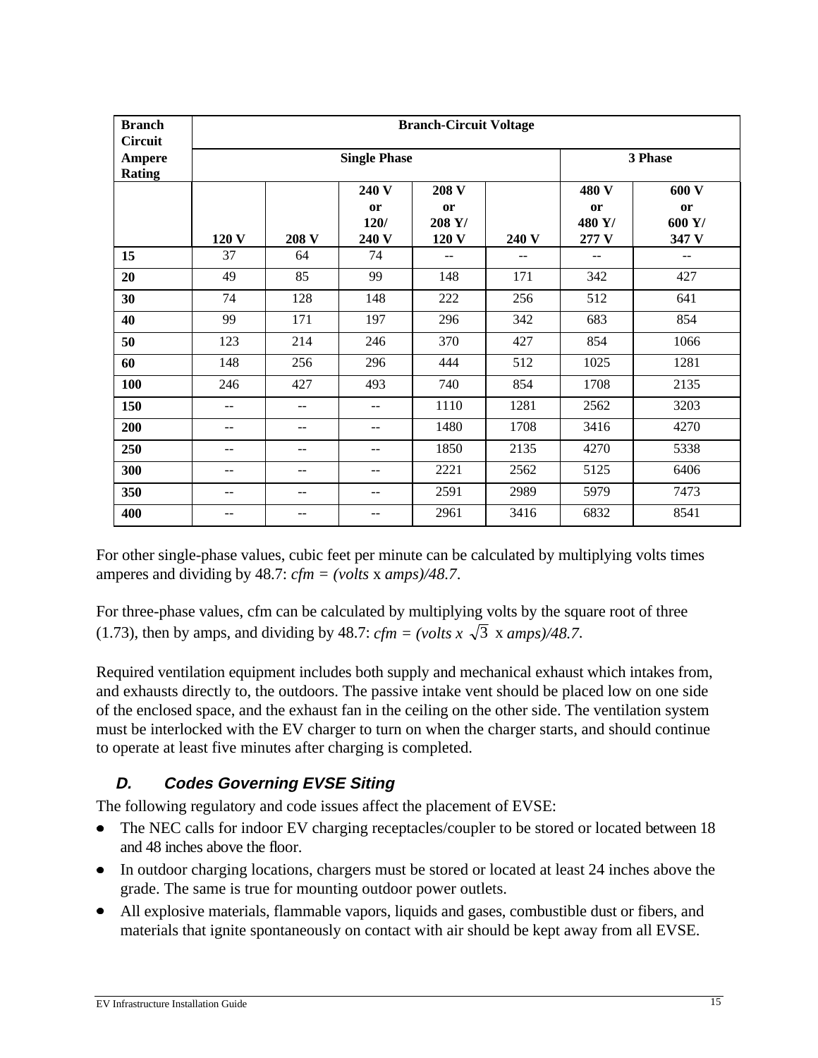| Branch Circuit Ampere Rating | Branch-Circuit Voltage | | | | | | |
|---|---|---|---|---|---|---|---|
| | Single Phase | | | | | 3 Phase | |
| | 120 V | 208 V | 240 V or 120/ 240 V | 208 V or 208 Y/ 120 V | 240 V | 480 V or 480 Y/ 277 V | 600 V or 600 Y/ 347 V |
| **15** | 37 | 64 | 74 | -- | -- | -- | -- |
| **20** | 49 | 85 | 99 | 148 | 171 | 342 | 427 |
| **30** | 74 | 128 | 148 | 222 | 256 | 512 | 641 |
| **40** | 99 | 171 | 197 | 296 | 342 | 683 | 854 |
| **50** | 123 | 214 | 246 | 370 | 427 | 854 | 1066 |
| **60** | 148 | 256 | 296 | 444 | 512 | 1025 | 1281 |
| **100** | 246 | 427 | 493 | 740 | 854 | 1708 | 2135 |
| **150** | -- | -- | -- | 1110 | 1281 | 2562 | 3203 |
| **200** | -- | -- | -- | 1480 | 1708 | 3416 | 4270 |
| **250** | -- | -- | -- | 1850 | 2135 | 4270 | 5338 |
| **300** | -- | -- | -- | 2221 | 2562 | 5125 | 6406 |
| **350** | -- | -- | -- | 2591 | 2989 | 5979 | 7473 |
| **400** | -- | -- | -- | 2961 | 3416 | 6832 | 8541 |

For other single-phase values, cubic feet per minute can be calculated by multiplying volts times amperes and dividing by 48.7: $cfm = (volts \times amps)/48.7$.

For three-phase values, cfm can be calculated by multiplying volts by the square root of three (1.73), then by amps, and dividing by 48.7: $cfm = (volts \times \sqrt{3} \times amps)/48.7$.

Required ventilation equipment includes both supply and mechanical exhaust which intakes from, and exhausts directly to, the outdoors. The passive intake vent should be placed low on one side of the enclosed space, and the exhaust fan in the ceiling on the other side. The ventilation system must be interlocked with the EV charger to turn on when the charger starts, and should continue to operate at least five minutes after charging is completed.

### *D. Codes Governing EVSE Siting*

The following regulatory and code issues affect the placement of EVSE:

- The NEC calls for indoor EV charging receptacles/coupler to be stored or located between 18 and 48 inches above the floor.
- In outdoor charging locations, chargers must be stored or located at least 24 inches above the grade. The same is true for mounting outdoor power outlets.
- All explosive materials, flammable vapors, liquids and gases, combustible dust or fibers, and materials that ignite spontaneously on contact with air should be kept away from all EVSE.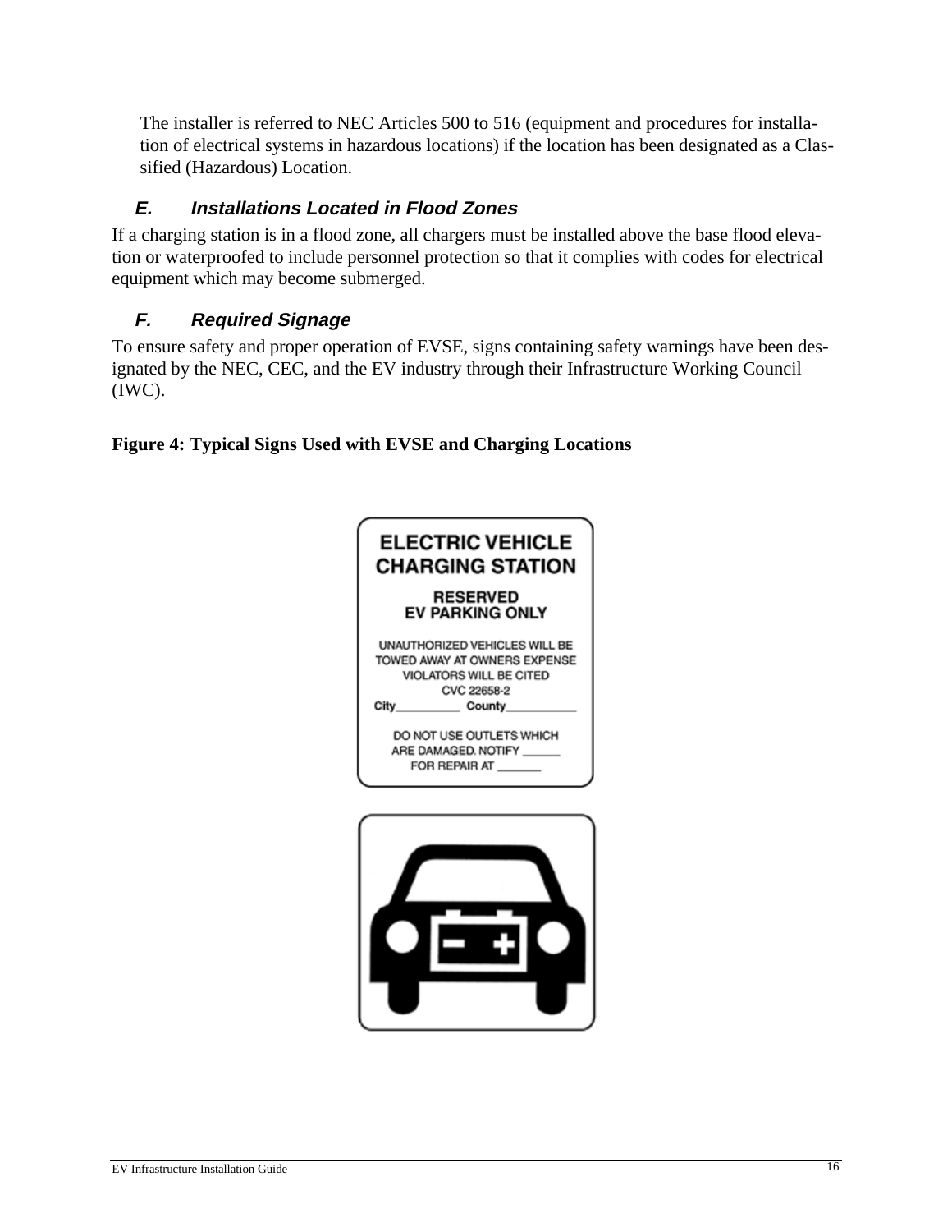The installer is referred to NEC Articles 500 to 516 (equipment and procedures for installation of electrical systems in hazardous locations) if the location has been designated as a Classified (Hazardous) Location.

### *E. Installations Located in Flood Zones*

If a charging station is in a flood zone, all chargers must be installed above the base flood elevation or waterproofed to include personnel protection so that it complies with codes for electrical equipment which may become submerged.

### *F. Required Signage*

To ensure safety and proper operation of EVSE, signs containing safety warnings have been designated by the NEC, CEC, and the EV industry through their Infrastructure Working Council (IWC).

**Figure 4: Typical Signs Used with EVSE and Charging Locations**

ELECTRIC VEHICLE CHARGING STATION

RESERVED EV PARKING ONLY

UNAUTHORIZED VEHICLES WILL BE TOWED AWAY AT OWNERS EXPENSE VIOLATORS WILL BE CITED CVC 22658-2

City\_\_\_\_\_\_\_\_\_\_ County\_\_\_\_\_\_\_\_\_\_\_

DO NOT USE OUTLETS WHICH ARE DAMAGED. NOTIFY \_\_\_\_\_\_ FOR REPAIR AT \_\_\_\_\_\_\_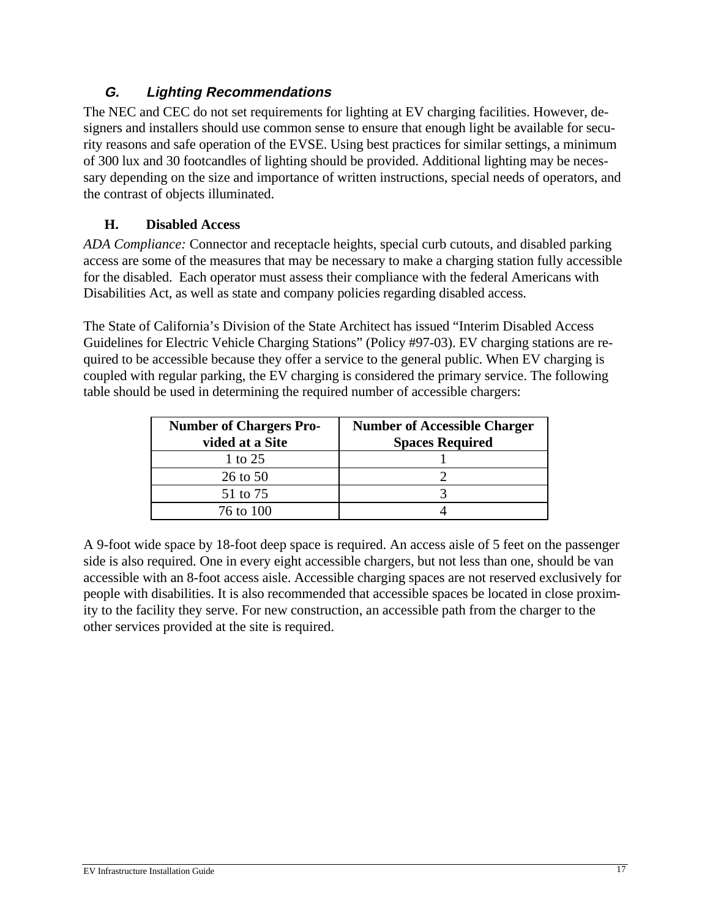### *G. Lighting Recommendations*

The NEC and CEC do not set requirements for lighting at EV charging facilities. However, designers and installers should use common sense to ensure that enough light be available for security reasons and safe operation of the EVSE. Using best practices for similar settings, a minimum of 300 lux and 30 footcandles of lighting should be provided. Additional lighting may be necessary depending on the size and importance of written instructions, special needs of operators, and the contrast of objects illuminated.

### H. Disabled Access

*ADA Compliance:* Connector and receptacle heights, special curb cutouts, and disabled parking access are some of the measures that may be necessary to make a charging station fully accessible for the disabled. Each operator must assess their compliance with the federal Americans with Disabilities Act, as well as state and company policies regarding disabled access.

The State of California's Division of the State Architect has issued "Interim Disabled Access Guidelines for Electric Vehicle Charging Stations" (Policy #97-03). EV charging stations are required to be accessible because they offer a service to the general public. When EV charging is coupled with regular parking, the EV charging is considered the primary service. The following table should be used in determining the required number of accessible chargers:

| Number of Chargers Provided at a Site | Number of Accessible Charger Spaces Required |
|---|---|
| 1 to 25 | 1 |
| 26 to 50 | 2 |
| 51 to 75 | 3 |
| 76 to 100 | 4 |

A 9-foot wide space by 18-foot deep space is required. An access aisle of 5 feet on the passenger side is also required. One in every eight accessible chargers, but not less than one, should be van accessible with an 8-foot access aisle. Accessible charging spaces are not reserved exclusively for people with disabilities. It is also recommended that accessible spaces be located in close proximity to the facility they serve. For new construction, an accessible path from the charger to the other services provided at the site is required.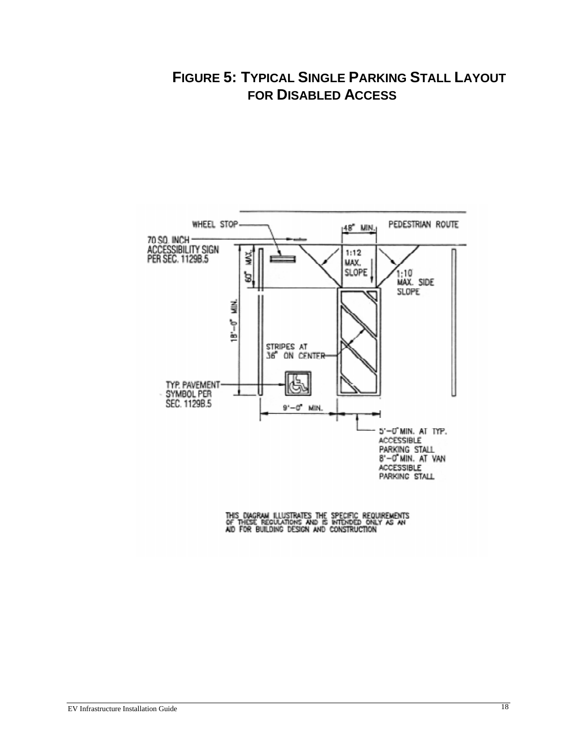# FIGURE 5: TYPICAL SINGLE PARKING STALL LAYOUT FOR DISABLED ACCESS

WHEEL STOP

70 SQ. INCH ACCESSIBILITY SIGN PER SEC. 1129B.5

48" MIN.

PEDESTRIAN ROUTE

60" MAX.

1:12 MAX. SLOPE

1:10 MAX. SIDE SLOPE

18'-0" MIN.

STRIPES AT 36" ON CENTER

TYP. PAVEMENT SYMBOL PER SEC. 1129B.5

9'-0" MIN.

5'-0" MIN. AT TYP. ACCESSIBLE PARKING STALL
8'-0" MIN. AT VAN ACCESSIBLE PARKING STALL

THIS DIAGRAM ILLUSTRATES THE SPECIFIC REQUIREMENTS OF THESE REGULATIONS AND IS INTENDED ONLY AS AN AID FOR BUILDING DESIGN AND CONSTRUCTION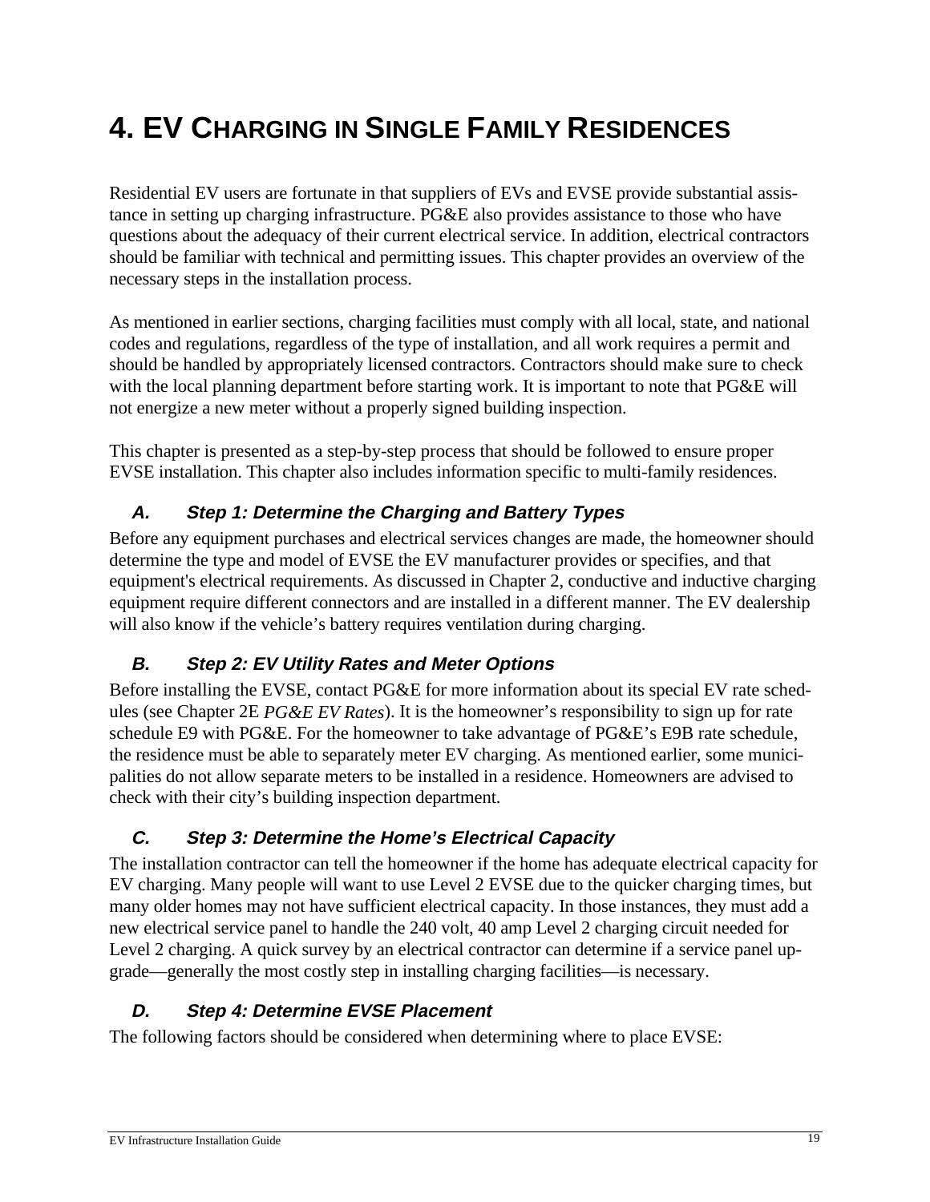# 4. EV CHARGING IN SINGLE FAMILY RESIDENCES

Residential EV users are fortunate in that suppliers of EVs and EVSE provide substantial assistance in setting up charging infrastructure. PG&E also provides assistance to those who have questions about the adequacy of their current electrical service. In addition, electrical contractors should be familiar with technical and permitting issues. This chapter provides an overview of the necessary steps in the installation process.

As mentioned in earlier sections, charging facilities must comply with all local, state, and national codes and regulations, regardless of the type of installation, and all work requires a permit and should be handled by appropriately licensed contractors. Contractors should make sure to check with the local planning department before starting work. It is important to note that PG&E will not energize a new meter without a properly signed building inspection.

This chapter is presented as a step-by-step process that should be followed to ensure proper EVSE installation. This chapter also includes information specific to multi-family residences.

### *A. Step 1: Determine the Charging and Battery Types*

Before any equipment purchases and electrical services changes are made, the homeowner should determine the type and model of EVSE the EV manufacturer provides or specifies, and that equipment's electrical requirements. As discussed in Chapter 2, conductive and inductive charging equipment require different connectors and are installed in a different manner. The EV dealership will also know if the vehicle's battery requires ventilation during charging.

### *B. Step 2: EV Utility Rates and Meter Options*

Before installing the EVSE, contact PG&E for more information about its special EV rate schedules (see Chapter 2E *PG&E EV Rates*). It is the homeowner's responsibility to sign up for rate schedule E9 with PG&E. For the homeowner to take advantage of PG&E's E9B rate schedule, the residence must be able to separately meter EV charging. As mentioned earlier, some municipalities do not allow separate meters to be installed in a residence. Homeowners are advised to check with their city's building inspection department.

### *C. Step 3: Determine the Home's Electrical Capacity*

The installation contractor can tell the homeowner if the home has adequate electrical capacity for EV charging. Many people will want to use Level 2 EVSE due to the quicker charging times, but many older homes may not have sufficient electrical capacity. In those instances, they must add a new electrical service panel to handle the 240 volt, 40 amp Level 2 charging circuit needed for Level 2 charging. A quick survey by an electrical contractor can determine if a service panel upgrade—generally the most costly step in installing charging facilities—is necessary.

### *D. Step 4: Determine EVSE Placement*

The following factors should be considered when determining where to place EVSE: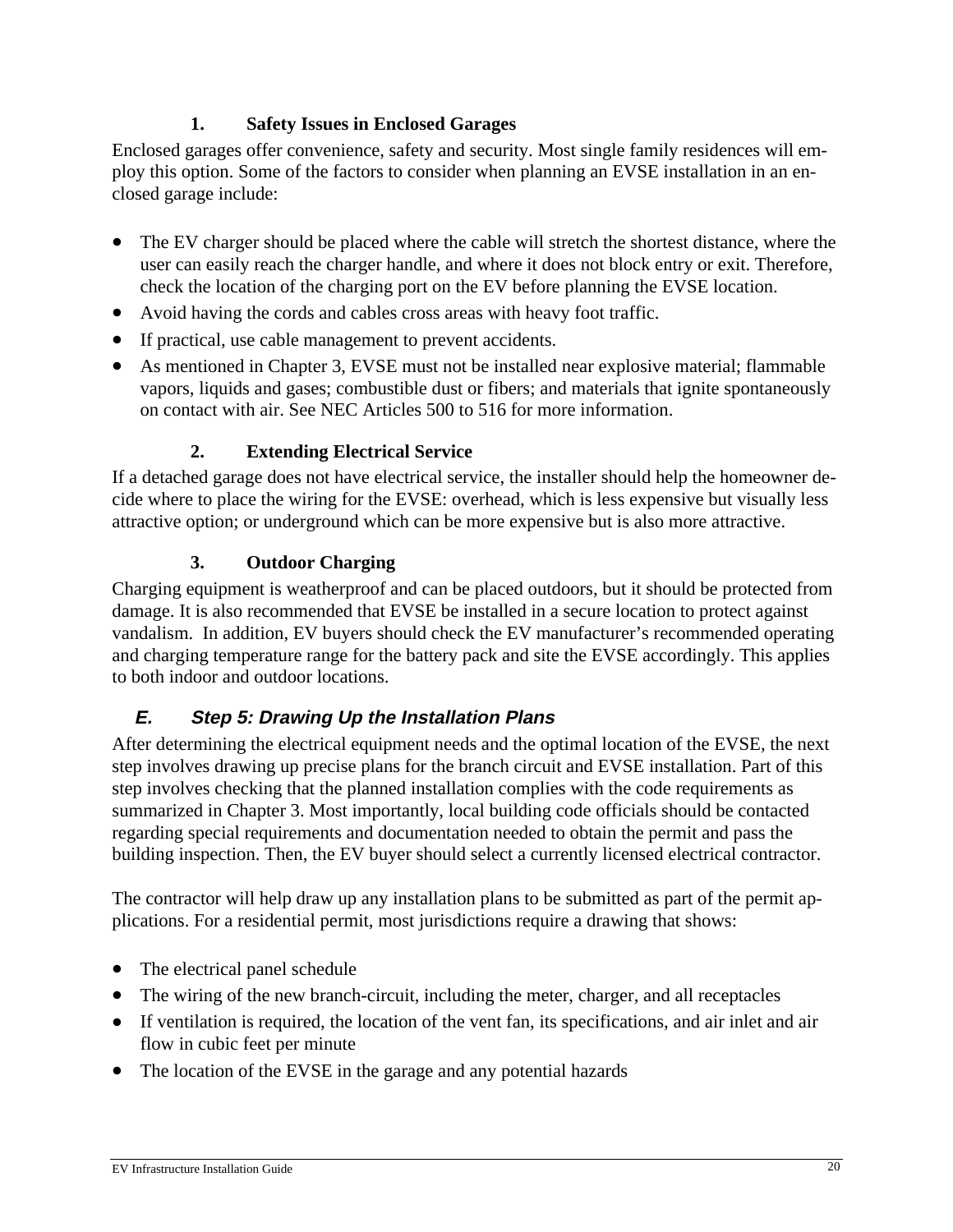#### 1. Safety Issues in Enclosed Garages

Enclosed garages offer convenience, safety and security. Most single family residences will employ this option. Some of the factors to consider when planning an EVSE installation in an enclosed garage include:

- The EV charger should be placed where the cable will stretch the shortest distance, where the user can easily reach the charger handle, and where it does not block entry or exit. Therefore, check the location of the charging port on the EV before planning the EVSE location.
- Avoid having the cords and cables cross areas with heavy foot traffic.
- If practical, use cable management to prevent accidents.
- As mentioned in Chapter 3, EVSE must not be installed near explosive material; flammable vapors, liquids and gases; combustible dust or fibers; and materials that ignite spontaneously on contact with air. See NEC Articles 500 to 516 for more information.

#### 2. Extending Electrical Service

If a detached garage does not have electrical service, the installer should help the homeowner decide where to place the wiring for the EVSE: overhead, which is less expensive but visually less attractive option; or underground which can be more expensive but is also more attractive.

#### 3. Outdoor Charging

Charging equipment is weatherproof and can be placed outdoors, but it should be protected from damage. It is also recommended that EVSE be installed in a secure location to protect against vandalism. In addition, EV buyers should check the EV manufacturer's recommended operating and charging temperature range for the battery pack and site the EVSE accordingly. This applies to both indoor and outdoor locations.

### *E. Step 5: Drawing Up the Installation Plans*

After determining the electrical equipment needs and the optimal location of the EVSE, the next step involves drawing up precise plans for the branch circuit and EVSE installation. Part of this step involves checking that the planned installation complies with the code requirements as summarized in Chapter 3. Most importantly, local building code officials should be contacted regarding special requirements and documentation needed to obtain the permit and pass the building inspection. Then, the EV buyer should select a currently licensed electrical contractor.

The contractor will help draw up any installation plans to be submitted as part of the permit applications. For a residential permit, most jurisdictions require a drawing that shows:

- The electrical panel schedule
- The wiring of the new branch-circuit, including the meter, charger, and all receptacles
- If ventilation is required, the location of the vent fan, its specifications, and air inlet and air flow in cubic feet per minute
- The location of the EVSE in the garage and any potential hazards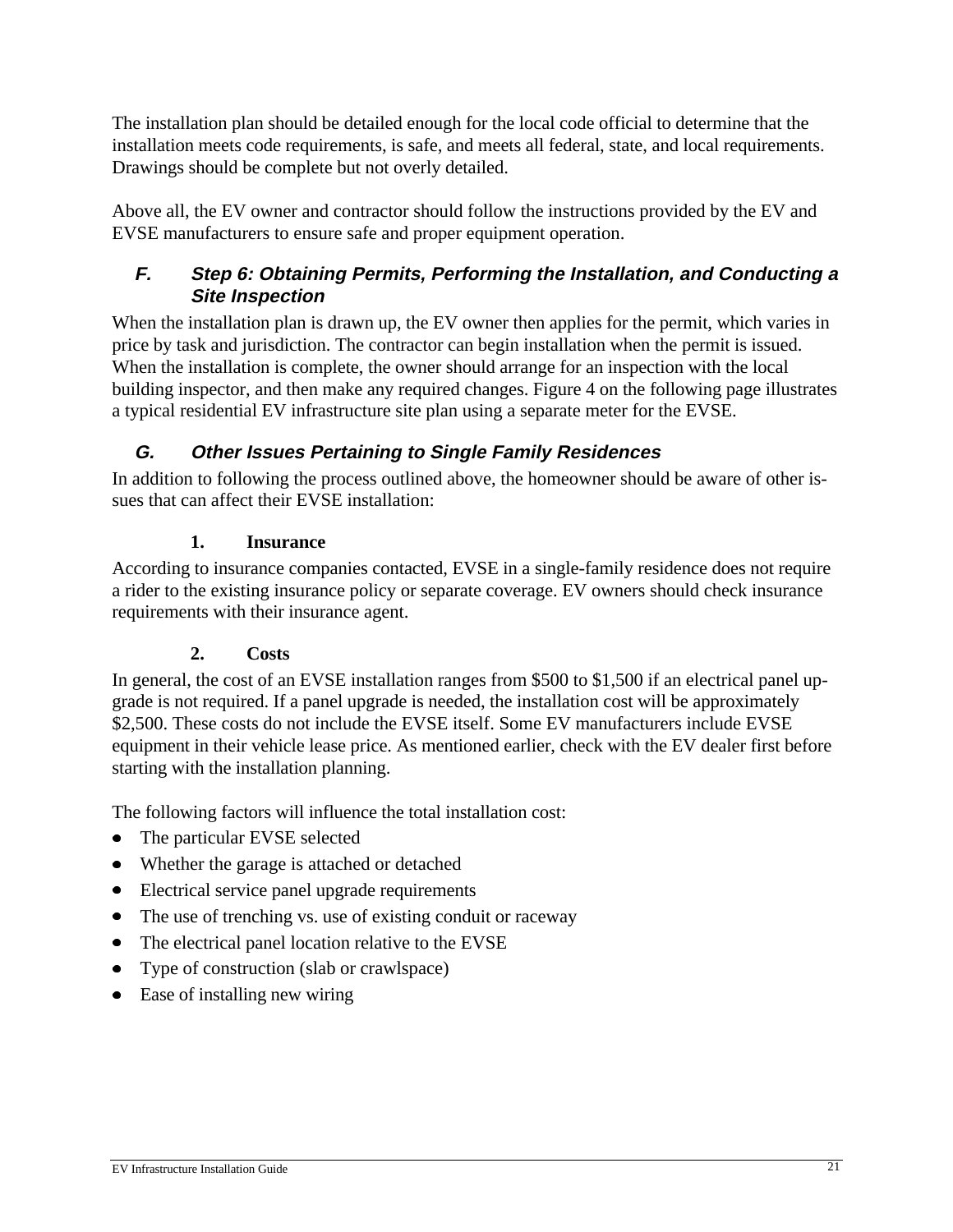The installation plan should be detailed enough for the local code official to determine that the installation meets code requirements, is safe, and meets all federal, state, and local requirements. Drawings should be complete but not overly detailed.

Above all, the EV owner and contractor should follow the instructions provided by the EV and EVSE manufacturers to ensure safe and proper equipment operation.

### F. Step 6: Obtaining Permits, Performing the Installation, and Conducting a Site Inspection

When the installation plan is drawn up, the EV owner then applies for the permit, which varies in price by task and jurisdiction. The contractor can begin installation when the permit is issued. When the installation is complete, the owner should arrange for an inspection with the local building inspector, and then make any required changes. Figure 4 on the following page illustrates a typical residential EV infrastructure site plan using a separate meter for the EVSE.

### G. Other Issues Pertaining to Single Family Residences

In addition to following the process outlined above, the homeowner should be aware of other issues that can affect their EVSE installation:

#### 1. Insurance

According to insurance companies contacted, EVSE in a single-family residence does not require a rider to the existing insurance policy or separate coverage. EV owners should check insurance requirements with their insurance agent.

#### 2. Costs

In general, the cost of an EVSE installation ranges from $500 to $1,500 if an electrical panel upgrade is not required. If a panel upgrade is needed, the installation cost will be approximately $2,500. These costs do not include the EVSE itself. Some EV manufacturers include EVSE equipment in their vehicle lease price. As mentioned earlier, check with the EV dealer first before starting with the installation planning.

The following factors will influence the total installation cost:

- The particular EVSE selected
- Whether the garage is attached or detached
- Electrical service panel upgrade requirements
- The use of trenching vs. use of existing conduit or raceway
- The electrical panel location relative to the EVSE
- Type of construction (slab or crawlspace)
- Ease of installing new wiring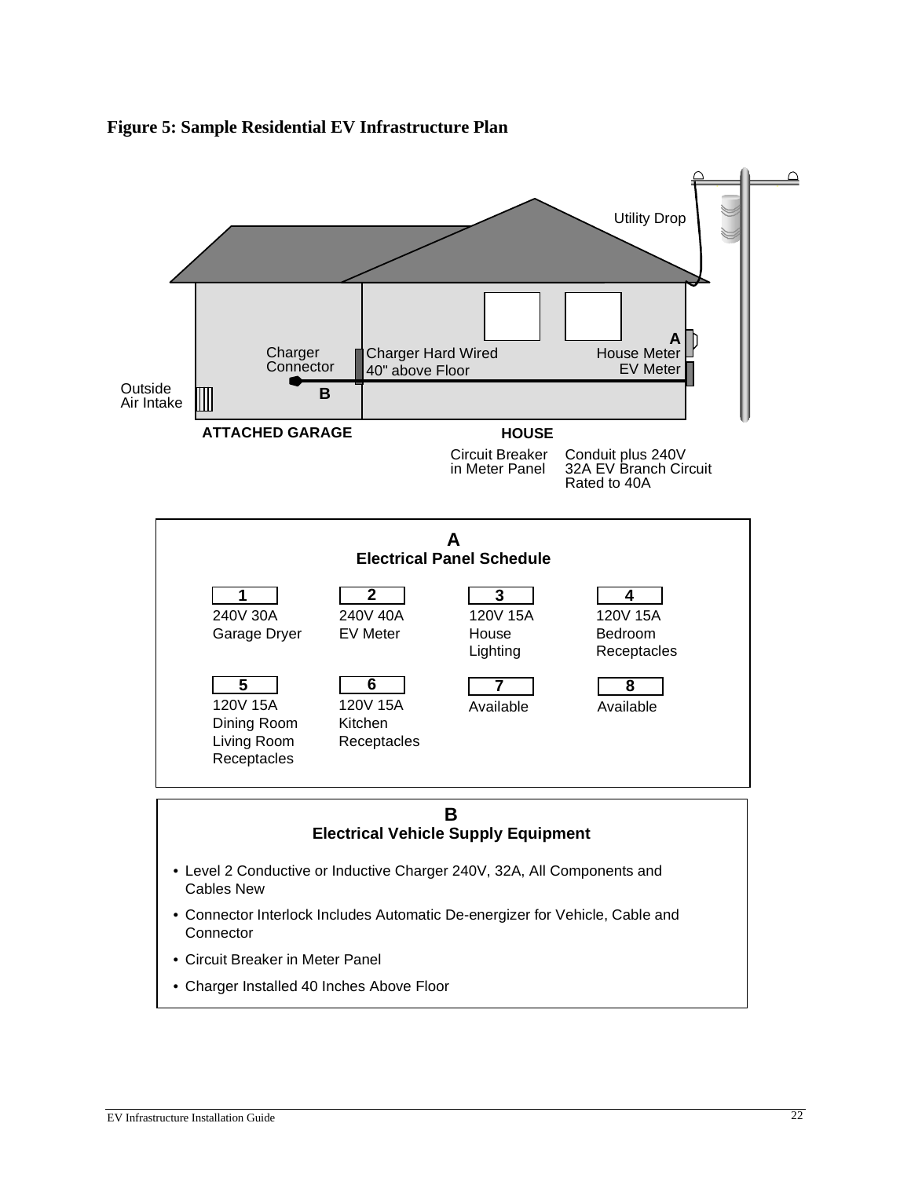**Figure 5: Sample Residential EV Infrastructure Plan**

Utility Drop

Charger Connector

Charger Hard Wired 40" above Floor

A House Meter EV Meter

Outside Air Intake

B

ATTACHED GARAGE

HOUSE

Circuit Breaker in Meter Panel

Conduit plus 240V 32A EV Branch Circuit Rated to 40A

**A**
**Electrical Panel Schedule**

| 1 | 2 | 3 | 4 |
|---|---|---|---|
| 240V 30A Garage Dryer | 240V 40A EV Meter | 120V 15A House Lighting | 120V 15A Bedroom Receptacles |
| **5** | **6** | **7** | **8** |
| 120V 15A Dining Room Living Room Receptacles | 120V 15A Kitchen Receptacles | Available | Available |

**B**
**Electrical Vehicle Supply Equipment**

- Level 2 Conductive or Inductive Charger 240V, 32A, All Components and Cables New
- Connector Interlock Includes Automatic De-energizer for Vehicle, Cable and Connector
- Circuit Breaker in Meter Panel
- Charger Installed 40 Inches Above Floor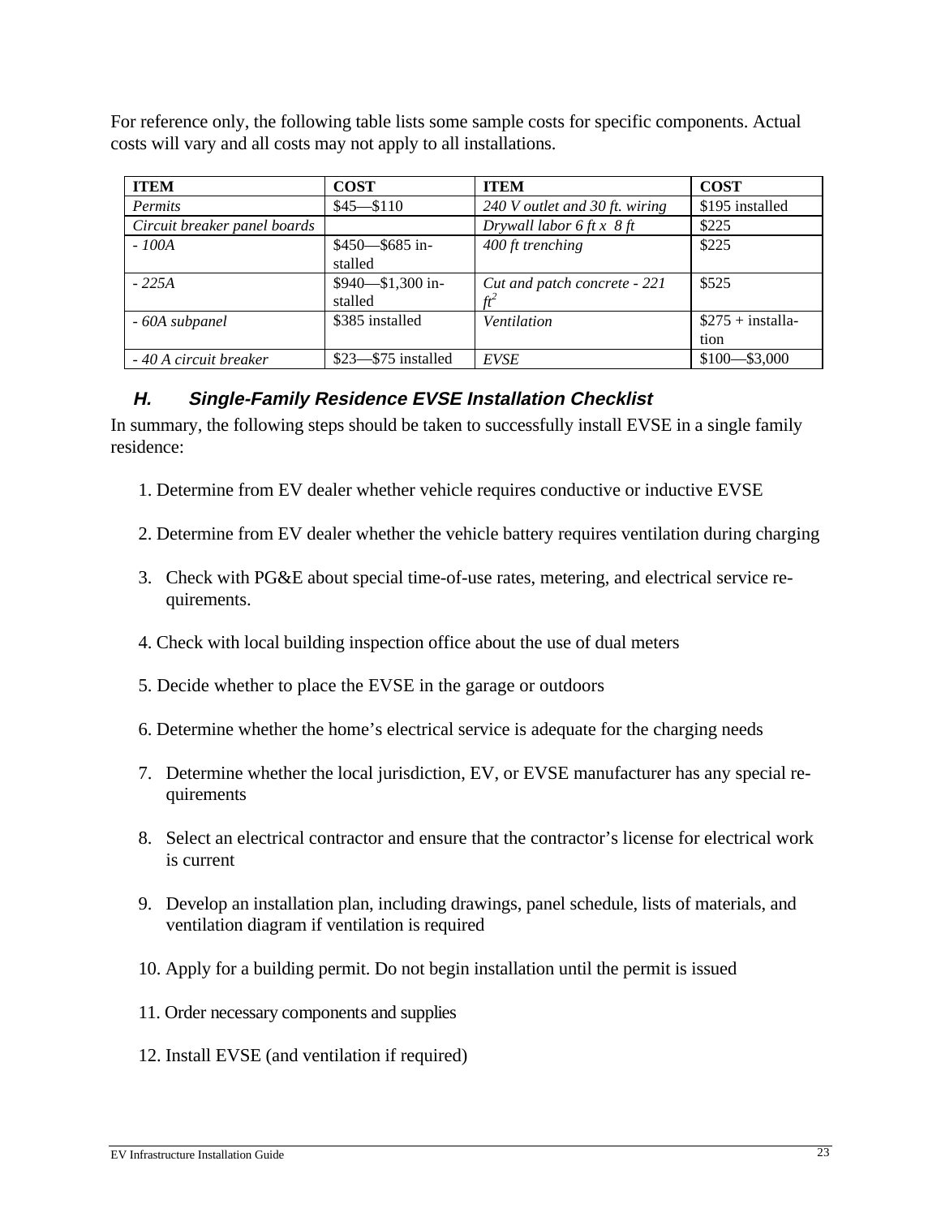For reference only, the following table lists some sample costs for specific components. Actual costs will vary and all costs may not apply to all installations.

| ITEM | COST | ITEM | COST |
|---|---|---|---|
| *Permits* | $45—$110 | *240 V outlet and 30 ft. wiring* | $195 installed |
| *Circuit breaker panel boards* | | *Drywall labor 6 ft x 8 ft* | $225 |
| *- 100A* | $450—$685 installed | *400 ft trenching* | $225 |
| *- 225A* | $940—$1,300 installed | *Cut and patch concrete - 221 $ft^2$* | $525 |
| *- 60A subpanel* | $385 installed | *Ventilation* | $275 + installation |
| *- 40 A circuit breaker* | $23—$75 installed | *EVSE* | $100—$3,000 |

### *H. Single-Family Residence EVSE Installation Checklist*

In summary, the following steps should be taken to successfully install EVSE in a single family residence:

1. Determine from EV dealer whether vehicle requires conductive or inductive EVSE
2. Determine from EV dealer whether the vehicle battery requires ventilation during charging
3. Check with PG&E about special time-of-use rates, metering, and electrical service requirements.
4. Check with local building inspection office about the use of dual meters
5. Decide whether to place the EVSE in the garage or outdoors
6. Determine whether the home's electrical service is adequate for the charging needs
7. Determine whether the local jurisdiction, EV, or EVSE manufacturer has any special requirements
8. Select an electrical contractor and ensure that the contractor's license for electrical work is current
9. Develop an installation plan, including drawings, panel schedule, lists of materials, and ventilation diagram if ventilation is required
10. Apply for a building permit. Do not begin installation until the permit is issued
11. Order necessary components and supplies
12. Install EVSE (and ventilation if required)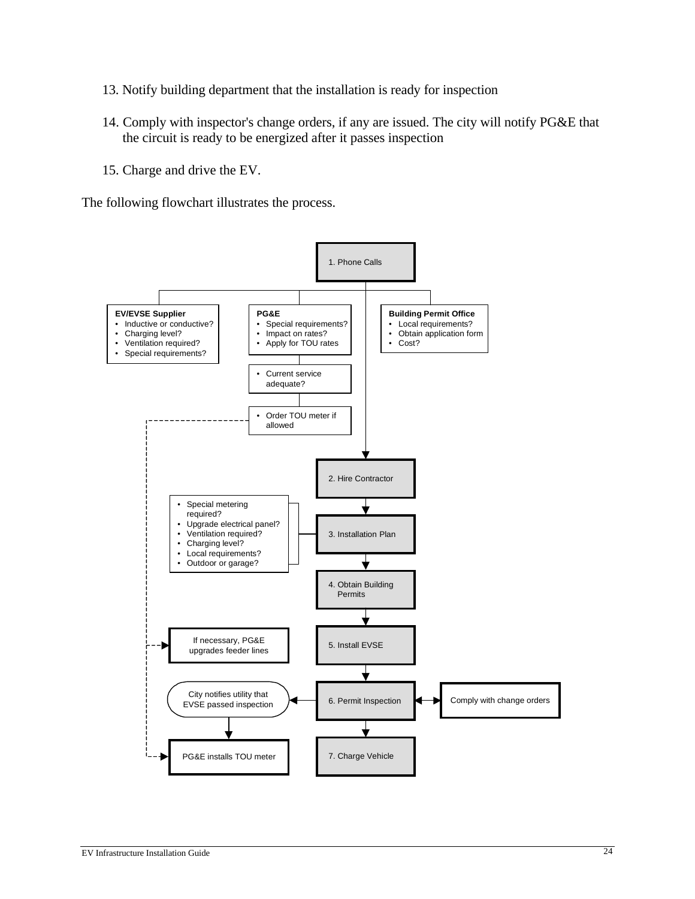13. Notify building department that the installation is ready for inspection

14. Comply with inspector's change orders, if any are issued. The city will notify PG&E that the circuit is ready to be energized after it passes inspection

15. Charge and drive the EV.

The following flowchart illustrates the process.

1. Phone Calls

**EV/EVSE Supplier**
- Inductive or conductive?
- Charging level?
- Ventilation required?
- Special requirements?

**PG&E**
- Special requirements?
- Impact on rates?
- Apply for TOU rates

- Current service adequate?

- Order TOU meter if allowed

**Building Permit Office**
- Local requirements?
- Obtain application form
- Cost?

2. Hire Contractor

3. Installation Plan

- Special metering required?
- Upgrade electrical panel?
- Ventilation required?
- Charging level?
- Local requirements?
- Outdoor or garage?

4. Obtain Building Permits

5. Install EVSE

If necessary, PG&E upgrades feeder lines

6. Permit Inspection

Comply with change orders

City notifies utility that EVSE passed inspection

PG&E installs TOU meter

7. Charge Vehicle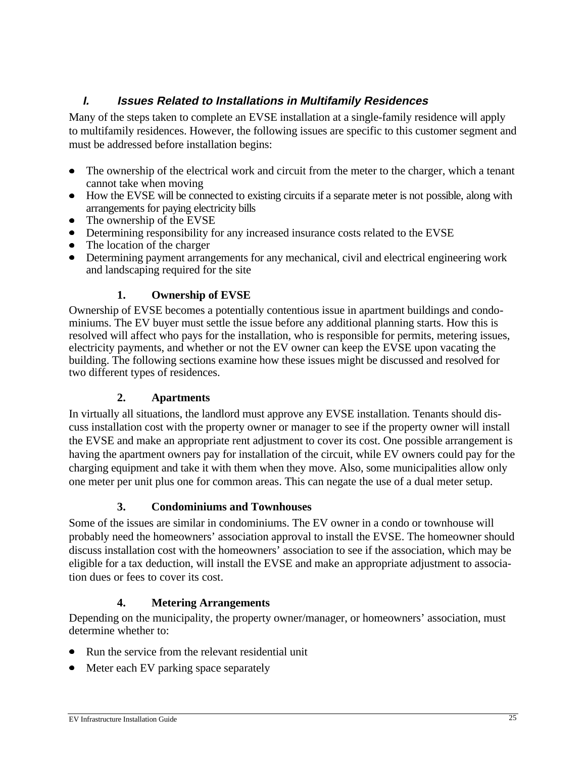## I. Issues Related to Installations in Multifamily Residences

Many of the steps taken to complete an EVSE installation at a single-family residence will apply to multifamily residences. However, the following issues are specific to this customer segment and must be addressed before installation begins:

- The ownership of the electrical work and circuit from the meter to the charger, which a tenant cannot take when moving
- How the EVSE will be connected to existing circuits if a separate meter is not possible, along with arrangements for paying electricity bills
- The ownership of the EVSE
- Determining responsibility for any increased insurance costs related to the EVSE
- The location of the charger
- Determining payment arrangements for any mechanical, civil and electrical engineering work and landscaping required for the site

### 1. Ownership of EVSE

Ownership of EVSE becomes a potentially contentious issue in apartment buildings and condominiums. The EV buyer must settle the issue before any additional planning starts. How this is resolved will affect who pays for the installation, who is responsible for permits, metering issues, electricity payments, and whether or not the EV owner can keep the EVSE upon vacating the building. The following sections examine how these issues might be discussed and resolved for two different types of residences.

### 2. Apartments

In virtually all situations, the landlord must approve any EVSE installation. Tenants should discuss installation cost with the property owner or manager to see if the property owner will install the EVSE and make an appropriate rent adjustment to cover its cost. One possible arrangement is having the apartment owners pay for installation of the circuit, while EV owners could pay for the charging equipment and take it with them when they move. Also, some municipalities allow only one meter per unit plus one for common areas. This can negate the use of a dual meter setup.

### 3. Condominiums and Townhouses

Some of the issues are similar in condominiums. The EV owner in a condo or townhouse will probably need the homeowners' association approval to install the EVSE. The homeowner should discuss installation cost with the homeowners' association to see if the association, which may be eligible for a tax deduction, will install the EVSE and make an appropriate adjustment to association dues or fees to cover its cost.

### 4. Metering Arrangements

Depending on the municipality, the property owner/manager, or homeowners' association, must determine whether to:

- Run the service from the relevant residential unit
- Meter each EV parking space separately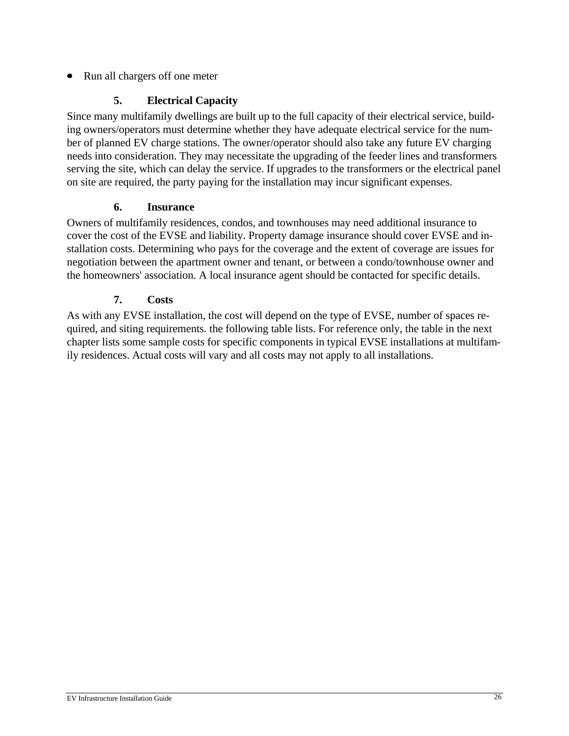- Run all chargers off one meter

### 5. Electrical Capacity

Since many multifamily dwellings are built up to the full capacity of their electrical service, building owners/operators must determine whether they have adequate electrical service for the number of planned EV charge stations. The owner/operator should also take any future EV charging needs into consideration. They may necessitate the upgrading of the feeder lines and transformers serving the site, which can delay the service. If upgrades to the transformers or the electrical panel on site are required, the party paying for the installation may incur significant expenses.

### 6. Insurance

Owners of multifamily residences, condos, and townhouses may need additional insurance to cover the cost of the EVSE and liability. Property damage insurance should cover EVSE and installation costs. Determining who pays for the coverage and the extent of coverage are issues for negotiation between the apartment owner and tenant, or between a condo/townhouse owner and the homeowners' association. A local insurance agent should be contacted for specific details.

### 7. Costs

As with any EVSE installation, the cost will depend on the type of EVSE, number of spaces required, and siting requirements. the following table lists. For reference only, the table in the next chapter lists some sample costs for specific components in typical EVSE installations at multifamily residences. Actual costs will vary and all costs may not apply to all installations.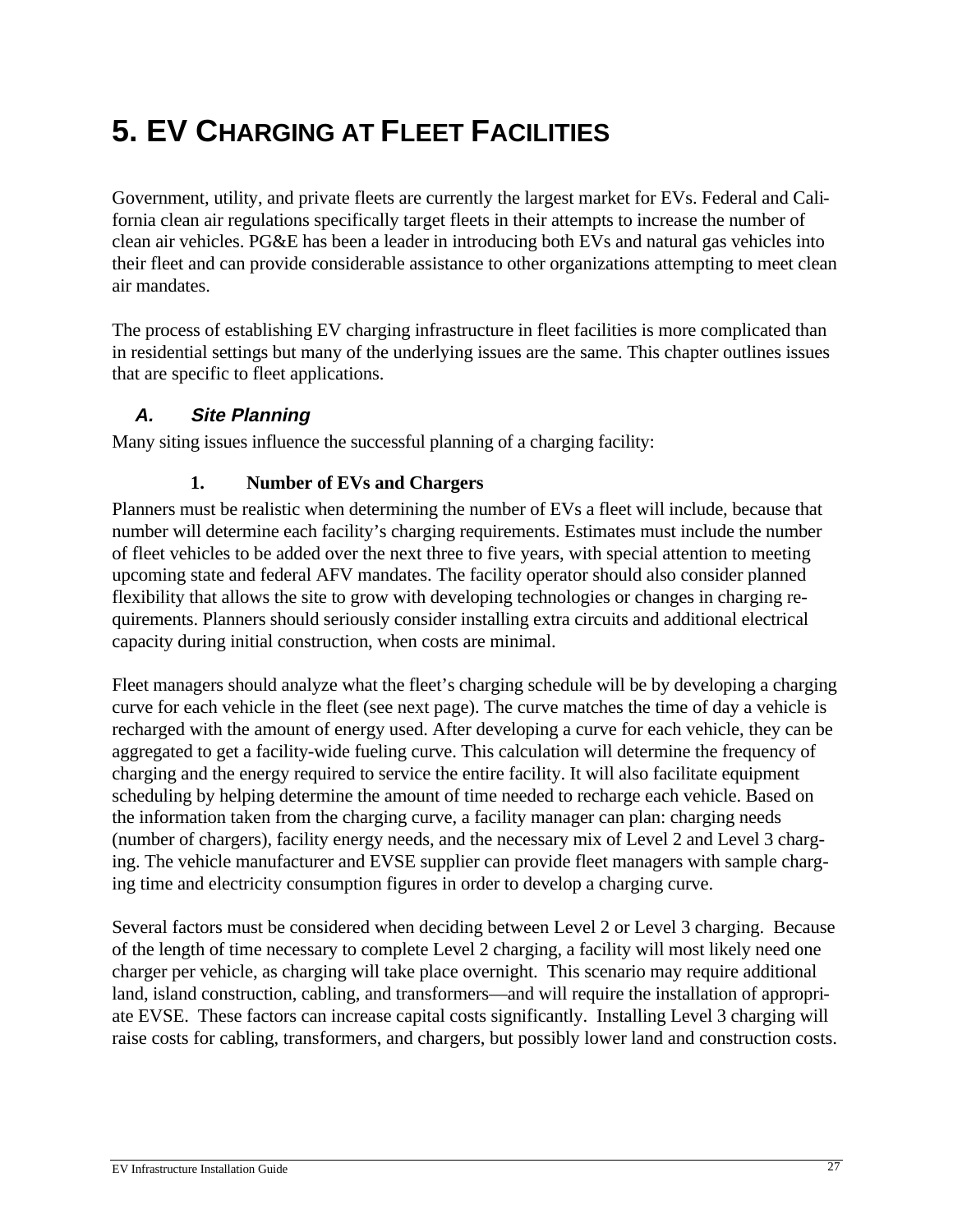# 5. EV CHARGING AT FLEET FACILITIES

Government, utility, and private fleets are currently the largest market for EVs. Federal and California clean air regulations specifically target fleets in their attempts to increase the number of clean air vehicles. PG&E has been a leader in introducing both EVs and natural gas vehicles into their fleet and can provide considerable assistance to other organizations attempting to meet clean air mandates.

The process of establishing EV charging infrastructure in fleet facilities is more complicated than in residential settings but many of the underlying issues are the same. This chapter outlines issues that are specific to fleet applications.

## *A. Site Planning*

Many siting issues influence the successful planning of a charging facility:

### 1. Number of EVs and Chargers

Planners must be realistic when determining the number of EVs a fleet will include, because that number will determine each facility's charging requirements. Estimates must include the number of fleet vehicles to be added over the next three to five years, with special attention to meeting upcoming state and federal AFV mandates. The facility operator should also consider planned flexibility that allows the site to grow with developing technologies or changes in charging requirements. Planners should seriously consider installing extra circuits and additional electrical capacity during initial construction, when costs are minimal.

Fleet managers should analyze what the fleet's charging schedule will be by developing a charging curve for each vehicle in the fleet (see next page). The curve matches the time of day a vehicle is recharged with the amount of energy used. After developing a curve for each vehicle, they can be aggregated to get a facility-wide fueling curve. This calculation will determine the frequency of charging and the energy required to service the entire facility. It will also facilitate equipment scheduling by helping determine the amount of time needed to recharge each vehicle. Based on the information taken from the charging curve, a facility manager can plan: charging needs (number of chargers), facility energy needs, and the necessary mix of Level 2 and Level 3 charging. The vehicle manufacturer and EVSE supplier can provide fleet managers with sample charging time and electricity consumption figures in order to develop a charging curve.

Several factors must be considered when deciding between Level 2 or Level 3 charging. Because of the length of time necessary to complete Level 2 charging, a facility will most likely need one charger per vehicle, as charging will take place overnight. This scenario may require additional land, island construction, cabling, and transformers—and will require the installation of appropriate EVSE. These factors can increase capital costs significantly. Installing Level 3 charging will raise costs for cabling, transformers, and chargers, but possibly lower land and construction costs.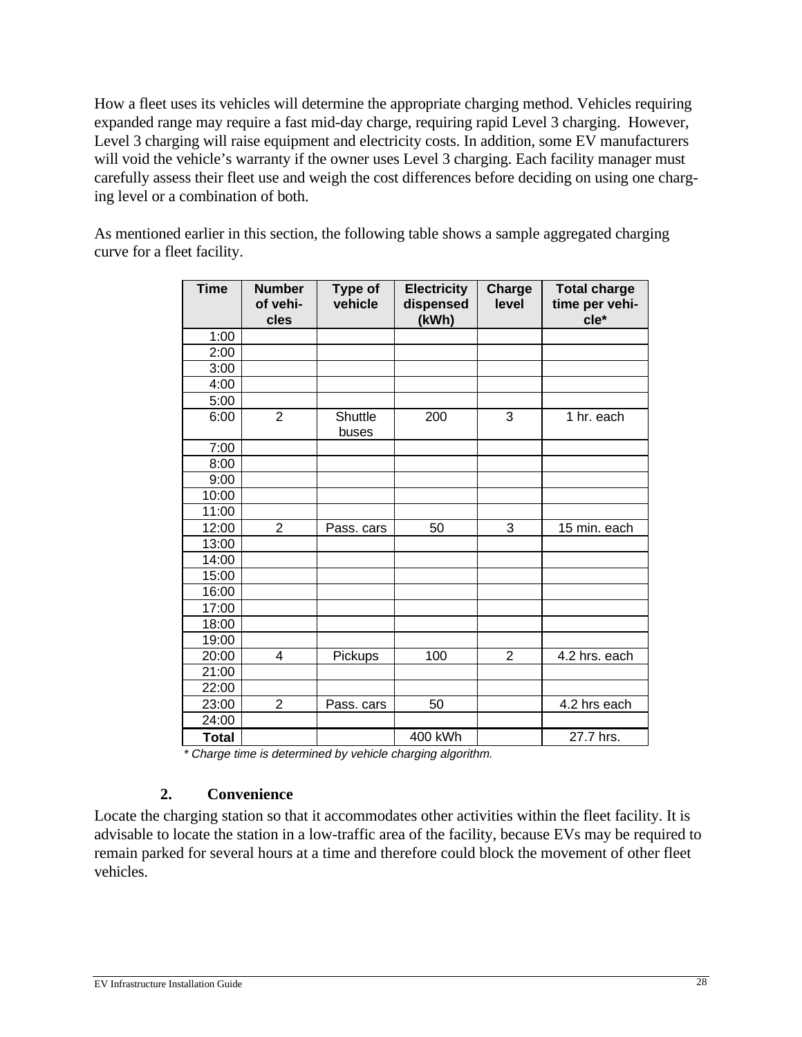How a fleet uses its vehicles will determine the appropriate charging method. Vehicles requiring expanded range may require a fast mid-day charge, requiring rapid Level 3 charging. However, Level 3 charging will raise equipment and electricity costs. In addition, some EV manufacturers will void the vehicle's warranty if the owner uses Level 3 charging. Each facility manager must carefully assess their fleet use and weigh the cost differences before deciding on using one charging level or a combination of both.

As mentioned earlier in this section, the following table shows a sample aggregated charging curve for a fleet facility.

| Time | Number of vehicles | Type of vehicle | Electricity dispensed (kWh) | Charge level | Total charge time per vehicle* |
|---|---|---|---|---|---|
| 1:00 | | | | | |
| 2:00 | | | | | |
| 3:00 | | | | | |
| 4:00 | | | | | |
| 5:00 | | | | | |
| 6:00 | 2 | Shuttle buses | 200 | 3 | 1 hr. each |
| 7:00 | | | | | |
| 8:00 | | | | | |
| 9:00 | | | | | |
| 10:00 | | | | | |
| 11:00 | | | | | |
| 12:00 | 2 | Pass. cars | 50 | 3 | 15 min. each |
| 13:00 | | | | | |
| 14:00 | | | | | |
| 15:00 | | | | | |
| 16:00 | | | | | |
| 17:00 | | | | | |
| 18:00 | | | | | |
| 19:00 | | | | | |
| 20:00 | 4 | Pickups | 100 | 2 | 4.2 hrs. each |
| 21:00 | | | | | |
| 22:00 | | | | | |
| 23:00 | 2 | Pass. cars | 50 | | 4.2 hrs each |
| 24:00 | | | | | |
| **Total** | | | 400 kWh | | 27.7 hrs. |

*\* Charge time is determined by vehicle charging algorithm.*

### 2. Convenience

Locate the charging station so that it accommodates other activities within the fleet facility. It is advisable to locate the station in a low-traffic area of the facility, because EVs may be required to remain parked for several hours at a time and therefore could block the movement of other fleet vehicles.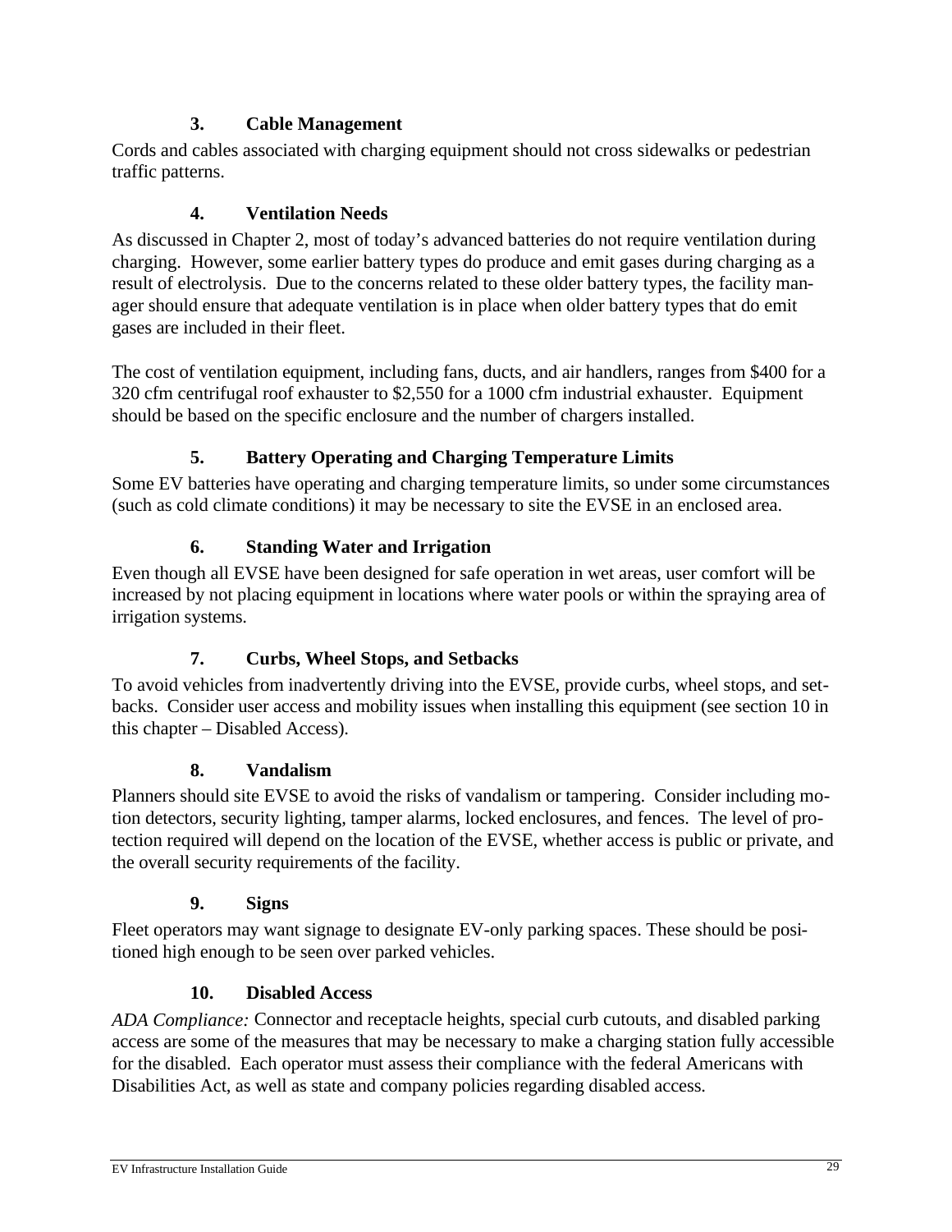### 3. Cable Management

Cords and cables associated with charging equipment should not cross sidewalks or pedestrian traffic patterns.

### 4. Ventilation Needs

As discussed in Chapter 2, most of today's advanced batteries do not require ventilation during charging. However, some earlier battery types do produce and emit gases during charging as a result of electrolysis. Due to the concerns related to these older battery types, the facility manager should ensure that adequate ventilation is in place when older battery types that do emit gases are included in their fleet.

The cost of ventilation equipment, including fans, ducts, and air handlers, ranges from $400 for a 320 cfm centrifugal roof exhauster to $2,550 for a 1000 cfm industrial exhauster. Equipment should be based on the specific enclosure and the number of chargers installed.

### 5. Battery Operating and Charging Temperature Limits

Some EV batteries have operating and charging temperature limits, so under some circumstances (such as cold climate conditions) it may be necessary to site the EVSE in an enclosed area.

### 6. Standing Water and Irrigation

Even though all EVSE have been designed for safe operation in wet areas, user comfort will be increased by not placing equipment in locations where water pools or within the spraying area of irrigation systems.

### 7. Curbs, Wheel Stops, and Setbacks

To avoid vehicles from inadvertently driving into the EVSE, provide curbs, wheel stops, and setbacks. Consider user access and mobility issues when installing this equipment (see section 10 in this chapter – Disabled Access).

### 8. Vandalism

Planners should site EVSE to avoid the risks of vandalism or tampering. Consider including motion detectors, security lighting, tamper alarms, locked enclosures, and fences. The level of protection required will depend on the location of the EVSE, whether access is public or private, and the overall security requirements of the facility.

### 9. Signs

Fleet operators may want signage to designate EV-only parking spaces. These should be positioned high enough to be seen over parked vehicles.

### 10. Disabled Access

*ADA Compliance:* Connector and receptacle heights, special curb cutouts, and disabled parking access are some of the measures that may be necessary to make a charging station fully accessible for the disabled. Each operator must assess their compliance with the federal Americans with Disabilities Act, as well as state and company policies regarding disabled access.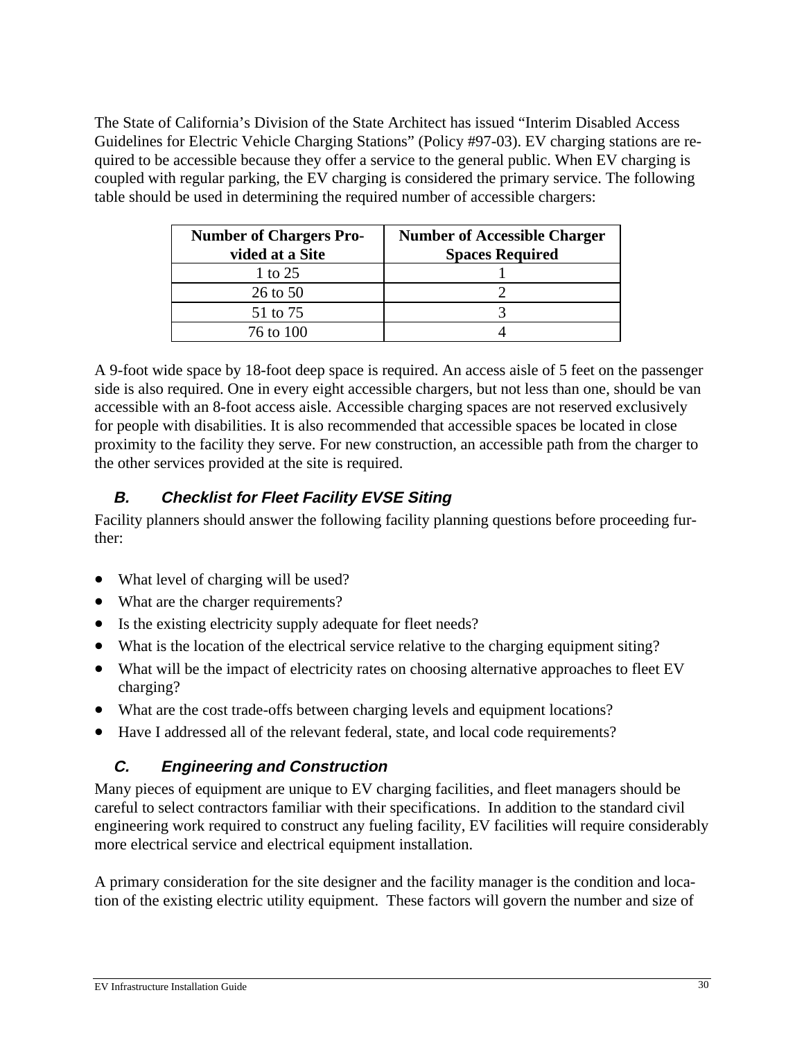The State of California's Division of the State Architect has issued "Interim Disabled Access Guidelines for Electric Vehicle Charging Stations" (Policy #97-03). EV charging stations are required to be accessible because they offer a service to the general public. When EV charging is coupled with regular parking, the EV charging is considered the primary service. The following table should be used in determining the required number of accessible chargers:

| Number of Chargers Provided at a Site | Number of Accessible Charger Spaces Required |
|---|---|
| 1 to 25 | 1 |
| 26 to 50 | 2 |
| 51 to 75 | 3 |
| 76 to 100 | 4 |

A 9-foot wide space by 18-foot deep space is required. An access aisle of 5 feet on the passenger side is also required. One in every eight accessible chargers, but not less than one, should be van accessible with an 8-foot access aisle. Accessible charging spaces are not reserved exclusively for people with disabilities. It is also recommended that accessible spaces be located in close proximity to the facility they serve. For new construction, an accessible path from the charger to the other services provided at the site is required.

### B. Checklist for Fleet Facility EVSE Siting

Facility planners should answer the following facility planning questions before proceeding further:

- What level of charging will be used?
- What are the charger requirements?
- Is the existing electricity supply adequate for fleet needs?
- What is the location of the electrical service relative to the charging equipment siting?
- What will be the impact of electricity rates on choosing alternative approaches to fleet EV charging?
- What are the cost trade-offs between charging levels and equipment locations?
- Have I addressed all of the relevant federal, state, and local code requirements?

### C. Engineering and Construction

Many pieces of equipment are unique to EV charging facilities, and fleet managers should be careful to select contractors familiar with their specifications. In addition to the standard civil engineering work required to construct any fueling facility, EV facilities will require considerably more electrical service and electrical equipment installation.

A primary consideration for the site designer and the facility manager is the condition and location of the existing electric utility equipment. These factors will govern the number and size of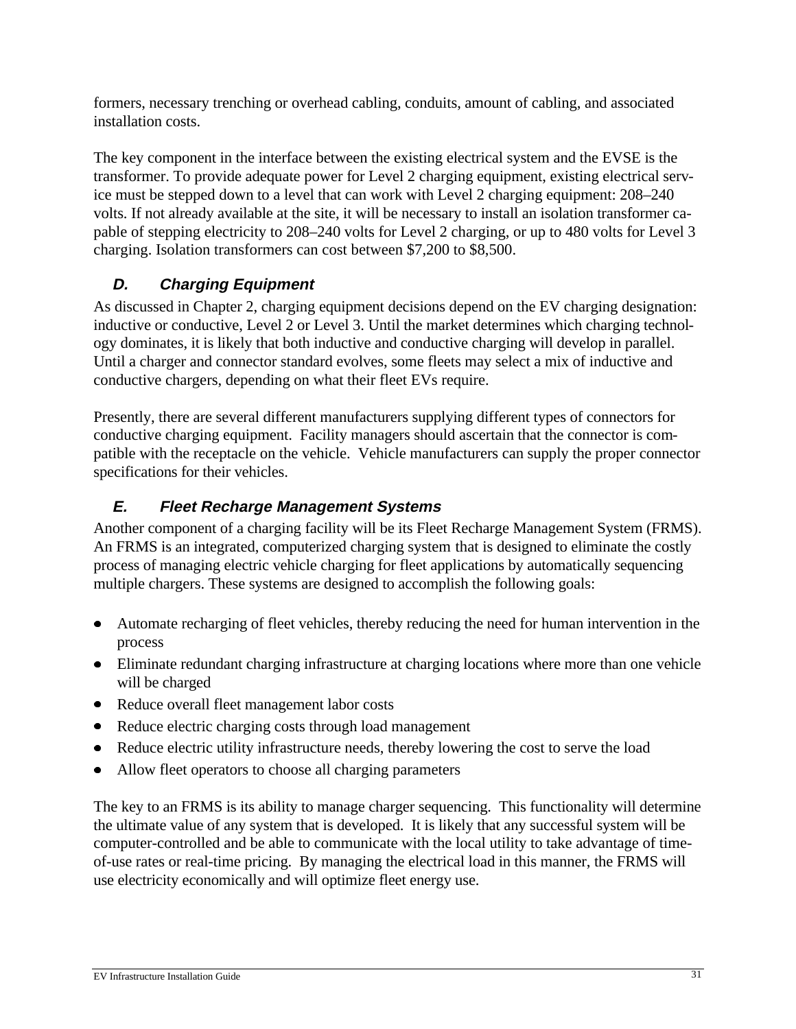formers, necessary trenching or overhead cabling, conduits, amount of cabling, and associated installation costs.

The key component in the interface between the existing electrical system and the EVSE is the transformer. To provide adequate power for Level 2 charging equipment, existing electrical service must be stepped down to a level that can work with Level 2 charging equipment: 208–240 volts. If not already available at the site, it will be necessary to install an isolation transformer capable of stepping electricity to 208–240 volts for Level 2 charging, or up to 480 volts for Level 3 charging. Isolation transformers can cost between $7,200 to $8,500.

### *D. Charging Equipment*

As discussed in Chapter 2, charging equipment decisions depend on the EV charging designation: inductive or conductive, Level 2 or Level 3. Until the market determines which charging technology dominates, it is likely that both inductive and conductive charging will develop in parallel. Until a charger and connector standard evolves, some fleets may select a mix of inductive and conductive chargers, depending on what their fleet EVs require.

Presently, there are several different manufacturers supplying different types of connectors for conductive charging equipment. Facility managers should ascertain that the connector is compatible with the receptacle on the vehicle. Vehicle manufacturers can supply the proper connector specifications for their vehicles.

### *E. Fleet Recharge Management Systems*

Another component of a charging facility will be its Fleet Recharge Management System (FRMS). An FRMS is an integrated, computerized charging system that is designed to eliminate the costly process of managing electric vehicle charging for fleet applications by automatically sequencing multiple chargers. These systems are designed to accomplish the following goals:

- Automate recharging of fleet vehicles, thereby reducing the need for human intervention in the process
- Eliminate redundant charging infrastructure at charging locations where more than one vehicle will be charged
- Reduce overall fleet management labor costs
- Reduce electric charging costs through load management
- Reduce electric utility infrastructure needs, thereby lowering the cost to serve the load
- Allow fleet operators to choose all charging parameters

The key to an FRMS is its ability to manage charger sequencing. This functionality will determine the ultimate value of any system that is developed. It is likely that any successful system will be computer-controlled and be able to communicate with the local utility to take advantage of time-of-use rates or real-time pricing. By managing the electrical load in this manner, the FRMS will use electricity economically and will optimize fleet energy use.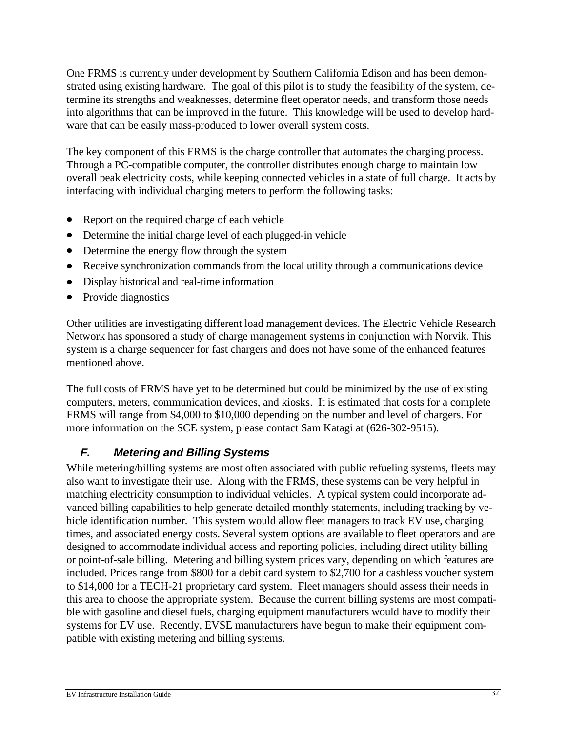One FRMS is currently under development by Southern California Edison and has been demonstrated using existing hardware. The goal of this pilot is to study the feasibility of the system, determine its strengths and weaknesses, determine fleet operator needs, and transform those needs into algorithms that can be improved in the future. This knowledge will be used to develop hardware that can be easily mass-produced to lower overall system costs.

The key component of this FRMS is the charge controller that automates the charging process. Through a PC-compatible computer, the controller distributes enough charge to maintain low overall peak electricity costs, while keeping connected vehicles in a state of full charge. It acts by interfacing with individual charging meters to perform the following tasks:

- Report on the required charge of each vehicle
- Determine the initial charge level of each plugged-in vehicle
- Determine the energy flow through the system
- Receive synchronization commands from the local utility through a communications device
- Display historical and real-time information
- Provide diagnostics

Other utilities are investigating different load management devices. The Electric Vehicle Research Network has sponsored a study of charge management systems in conjunction with Norvik. This system is a charge sequencer for fast chargers and does not have some of the enhanced features mentioned above.

The full costs of FRMS have yet to be determined but could be minimized by the use of existing computers, meters, communication devices, and kiosks. It is estimated that costs for a complete FRMS will range from $4,000 to $10,000 depending on the number and level of chargers. For more information on the SCE system, please contact Sam Katagi at (626-302-9515).

### *F. Metering and Billing Systems*

While metering/billing systems are most often associated with public refueling systems, fleets may also want to investigate their use. Along with the FRMS, these systems can be very helpful in matching electricity consumption to individual vehicles. A typical system could incorporate advanced billing capabilities to help generate detailed monthly statements, including tracking by vehicle identification number. This system would allow fleet managers to track EV use, charging times, and associated energy costs. Several system options are available to fleet operators and are designed to accommodate individual access and reporting policies, including direct utility billing or point-of-sale billing. Metering and billing system prices vary, depending on which features are included. Prices range from $800 for a debit card system to $2,700 for a cashless voucher system to $14,000 for a TECH-21 proprietary card system. Fleet managers should assess their needs in this area to choose the appropriate system. Because the current billing systems are most compatible with gasoline and diesel fuels, charging equipment manufacturers would have to modify their systems for EV use. Recently, EVSE manufacturers have begun to make their equipment compatible with existing metering and billing systems.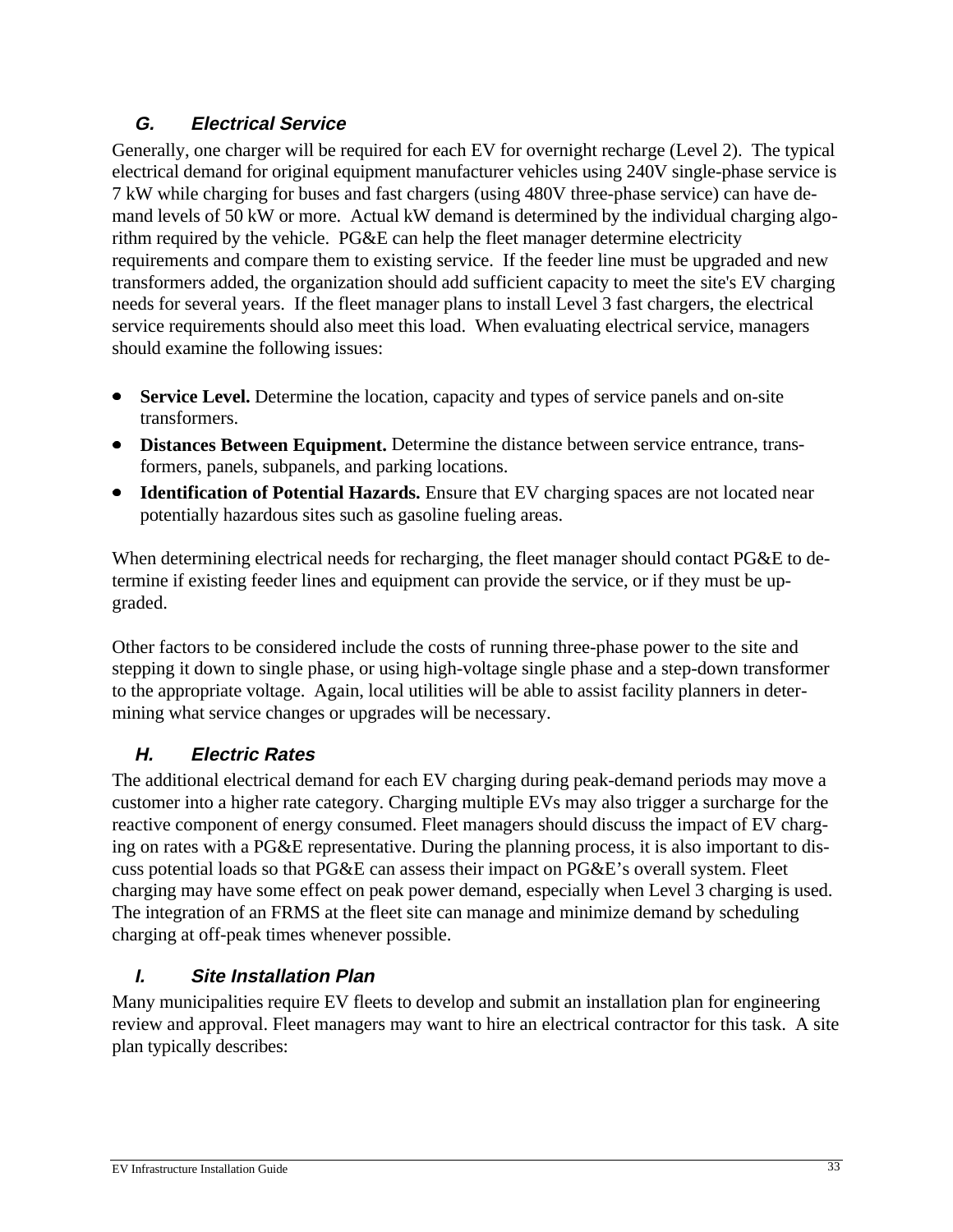### *G. Electrical Service*

Generally, one charger will be required for each EV for overnight recharge (Level 2). The typical electrical demand for original equipment manufacturer vehicles using 240V single-phase service is 7 kW while charging for buses and fast chargers (using 480V three-phase service) can have demand levels of 50 kW or more. Actual kW demand is determined by the individual charging algorithm required by the vehicle. PG&E can help the fleet manager determine electricity requirements and compare them to existing service. If the feeder line must be upgraded and new transformers added, the organization should add sufficient capacity to meet the site's EV charging needs for several years. If the fleet manager plans to install Level 3 fast chargers, the electrical service requirements should also meet this load. When evaluating electrical service, managers should examine the following issues:

- **Service Level.** Determine the location, capacity and types of service panels and on-site transformers.
- **Distances Between Equipment.** Determine the distance between service entrance, transformers, panels, subpanels, and parking locations.
- **Identification of Potential Hazards.** Ensure that EV charging spaces are not located near potentially hazardous sites such as gasoline fueling areas.

When determining electrical needs for recharging, the fleet manager should contact PG&E to determine if existing feeder lines and equipment can provide the service, or if they must be upgraded.

Other factors to be considered include the costs of running three-phase power to the site and stepping it down to single phase, or using high-voltage single phase and a step-down transformer to the appropriate voltage. Again, local utilities will be able to assist facility planners in determining what service changes or upgrades will be necessary.

### *H. Electric Rates*

The additional electrical demand for each EV charging during peak-demand periods may move a customer into a higher rate category. Charging multiple EVs may also trigger a surcharge for the reactive component of energy consumed. Fleet managers should discuss the impact of EV charging on rates with a PG&E representative. During the planning process, it is also important to discuss potential loads so that PG&E can assess their impact on PG&E's overall system. Fleet charging may have some effect on peak power demand, especially when Level 3 charging is used. The integration of an FRMS at the fleet site can manage and minimize demand by scheduling charging at off-peak times whenever possible.

### *I. Site Installation Plan*

Many municipalities require EV fleets to develop and submit an installation plan for engineering review and approval. Fleet managers may want to hire an electrical contractor for this task. A site plan typically describes: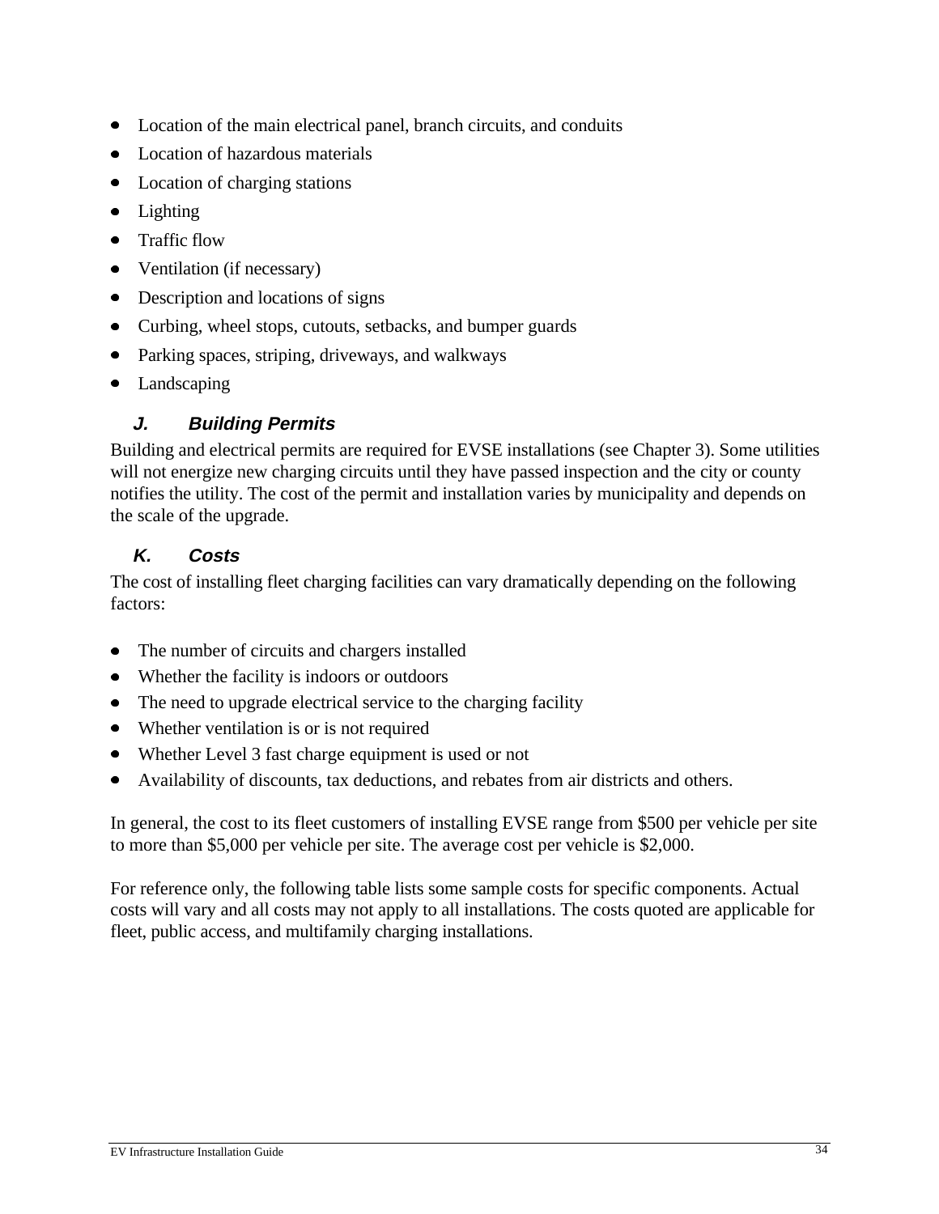- Location of the main electrical panel, branch circuits, and conduits
- Location of hazardous materials
- Location of charging stations
- Lighting
- Traffic flow
- Ventilation (if necessary)
- Description and locations of signs
- Curbing, wheel stops, cutouts, setbacks, and bumper guards
- Parking spaces, striping, driveways, and walkways
- Landscaping

### *J. Building Permits*

Building and electrical permits are required for EVSE installations (see Chapter 3). Some utilities will not energize new charging circuits until they have passed inspection and the city or county notifies the utility. The cost of the permit and installation varies by municipality and depends on the scale of the upgrade.

### *K. Costs*

The cost of installing fleet charging facilities can vary dramatically depending on the following factors:

- The number of circuits and chargers installed
- Whether the facility is indoors or outdoors
- The need to upgrade electrical service to the charging facility
- Whether ventilation is or is not required
- Whether Level 3 fast charge equipment is used or not
- Availability of discounts, tax deductions, and rebates from air districts and others.

In general, the cost to its fleet customers of installing EVSE range from $500 per vehicle per site to more than $5,000 per vehicle per site. The average cost per vehicle is $2,000.

For reference only, the following table lists some sample costs for specific components. Actual costs will vary and all costs may not apply to all installations. The costs quoted are applicable for fleet, public access, and multifamily charging installations.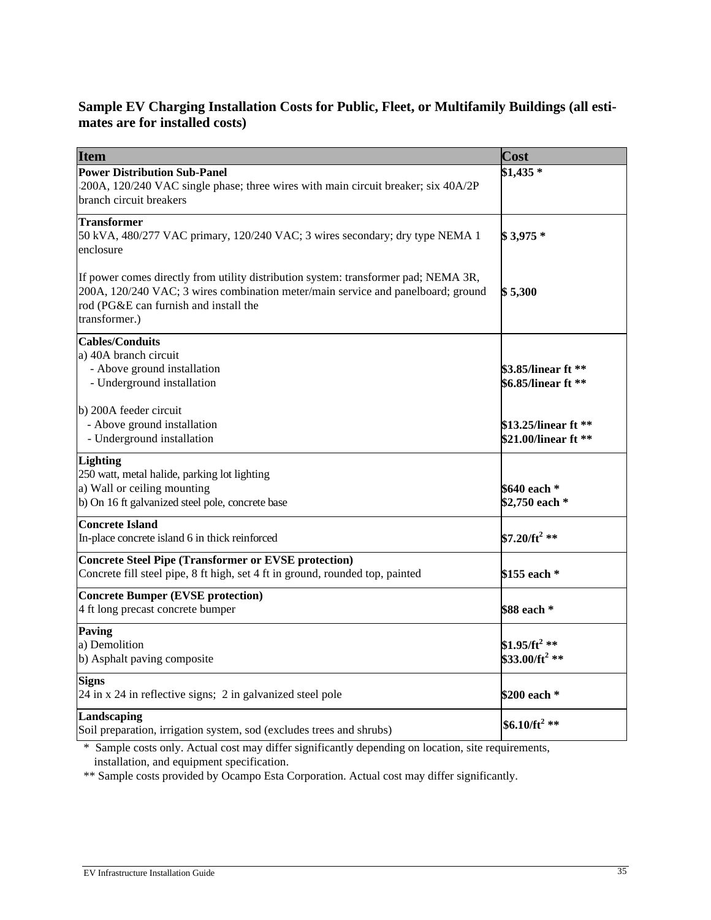## Sample EV Charging Installation Costs for Public, Fleet, or Multifamily Buildings (all estimates are for installed costs)

| Item | Cost |
|---|---|
| **Power Distribution Sub-Panel**<br>200A, 120/240 VAC single phase; three wires with main circuit breaker; six 40A/2P branch circuit breakers | **$1,435 \*** |
| **Transformer**<br>50 kVA, 480/277 VAC primary, 120/240 VAC; 3 wires secondary; dry type NEMA 1 enclosure | **$ 3,975 \*** |
| If power comes directly from utility distribution system: transformer pad; NEMA 3R, 200A, 120/240 VAC; 3 wires combination meter/main service and panelboard; ground rod (PG&E can furnish and install the transformer.) | **$ 5,300** |
| **Cables/Conduits**<br>a) 40A branch circuit<br>- Above ground installation<br>- Underground installation | <br><br>**$3.85/linear ft \*\***<br>**$6.85/linear ft \*\*** |
| b) 200A feeder circuit<br>- Above ground installation<br>- Underground installation | <br>**$13.25/linear ft \*\***<br>**$21.00/linear ft \*\*** |
| **Lighting**<br>250 watt, metal halide, parking lot lighting<br>a) Wall or ceiling mounting<br>b) On 16 ft galvanized steel pole, concrete base | <br><br>**$640 each \***<br>**$2,750 each \*** |
| **Concrete Island**<br>In-place concrete island 6 in thick reinforced | **$7.20/ft² \*\*** |
| **Concrete Steel Pipe (Transformer or EVSE protection)**<br>Concrete fill steel pipe, 8 ft high, set 4 ft in ground, rounded top, painted | **$155 each \*** |
| **Concrete Bumper (EVSE protection)**<br>4 ft long precast concrete bumper | **$88 each \*** |
| **Paving**<br>a) Demolition<br>b) Asphalt paving composite | <br>**$1.95/ft² \*\***<br>**$33.00/ft² \*\*** |
| **Signs**<br>24 in x 24 in reflective signs; 2 in galvanized steel pole | **$200 each \*** |
| **Landscaping**<br>Soil preparation, irrigation system, sod (excludes trees and shrubs) | **$6.10/ft² \*\*** |

\* Sample costs only. Actual cost may differ significantly depending on location, site requirements, installation, and equipment specification.

\*\* Sample costs provided by Ocampo Esta Corporation. Actual cost may differ significantly.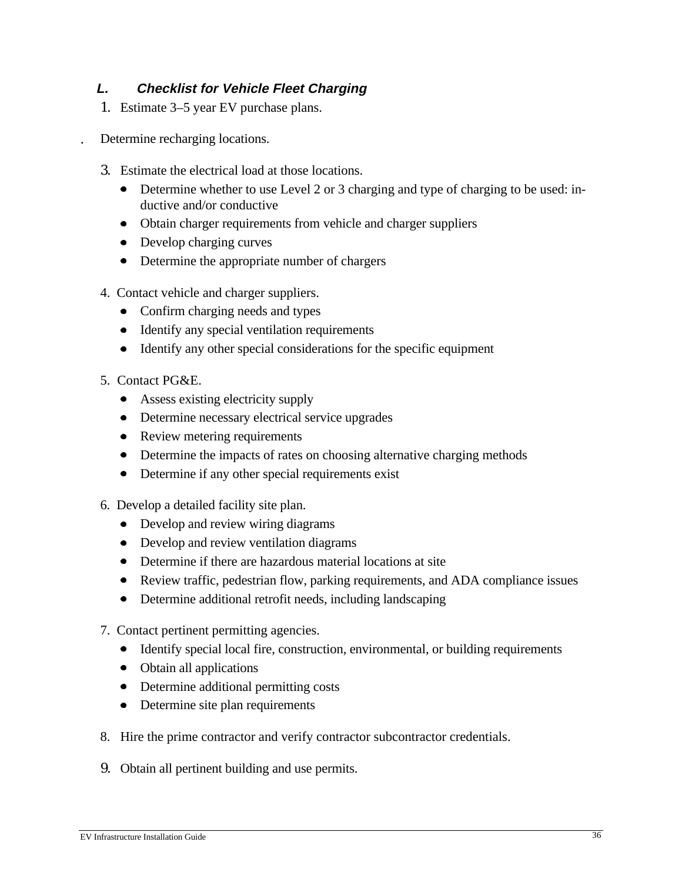### *L. Checklist for Vehicle Fleet Charging*

1. Estimate 3–5 year EV purchase plans.

. Determine recharging locations.

3. Estimate the electrical load at those locations.
   - Determine whether to use Level 2 or 3 charging and type of charging to be used: inductive and/or conductive
   - Obtain charger requirements from vehicle and charger suppliers
   - Develop charging curves
   - Determine the appropriate number of chargers

4. Contact vehicle and charger suppliers.
   - Confirm charging needs and types
   - Identify any special ventilation requirements
   - Identify any other special considerations for the specific equipment

5. Contact PG&E.
   - Assess existing electricity supply
   - Determine necessary electrical service upgrades
   - Review metering requirements
   - Determine the impacts of rates on choosing alternative charging methods
   - Determine if any other special requirements exist

6. Develop a detailed facility site plan.
   - Develop and review wiring diagrams
   - Develop and review ventilation diagrams
   - Determine if there are hazardous material locations at site
   - Review traffic, pedestrian flow, parking requirements, and ADA compliance issues
   - Determine additional retrofit needs, including landscaping

7. Contact pertinent permitting agencies.
   - Identify special local fire, construction, environmental, or building requirements
   - Obtain all applications
   - Determine additional permitting costs
   - Determine site plan requirements

8. Hire the prime contractor and verify contractor subcontractor credentials.

9. Obtain all pertinent building and use permits.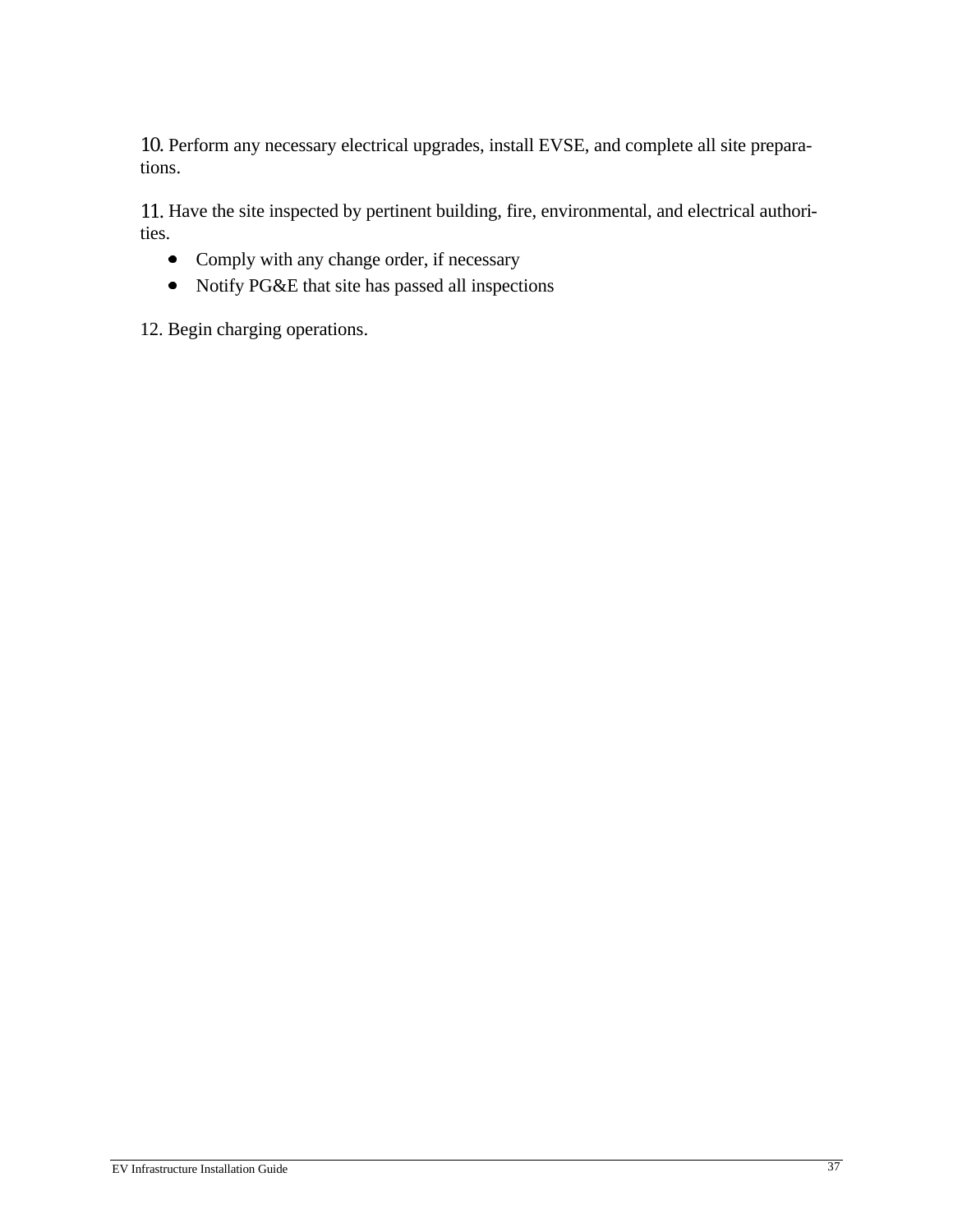10. Perform any necessary electrical upgrades, install EVSE, and complete all site preparations.

11. Have the site inspected by pertinent building, fire, environmental, and electrical authorities.

- Comply with any change order, if necessary
- Notify PG&E that site has passed all inspections

12. Begin charging operations.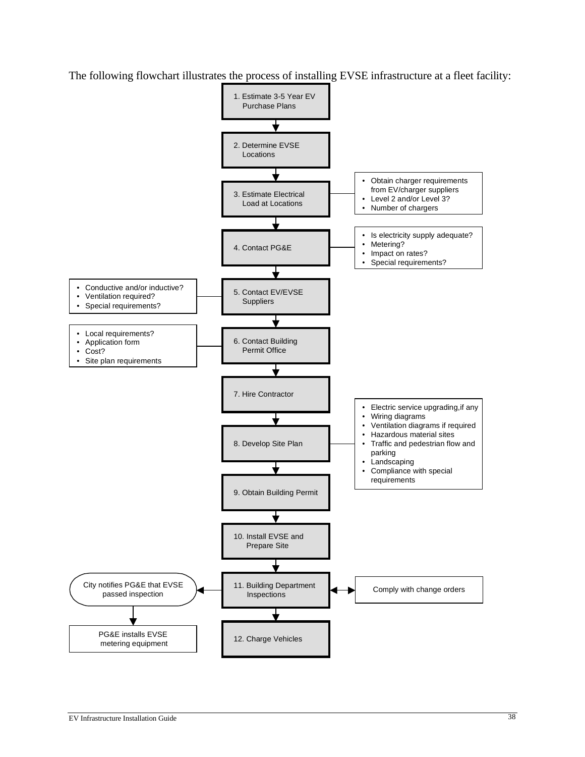The following flowchart illustrates the process of installing EVSE infrastructure at a fleet facility:

1. Estimate 3-5 Year EV Purchase Plans
2. Determine EVSE Locations
3. Estimate Electrical Load at Locations
   - Obtain charger requirements from EV/charger suppliers
   - Level 2 and/or Level 3?
   - Number of chargers
4. Contact PG&E
   - Is electricity supply adequate?
   - Metering?
   - Impact on rates?
   - Special requirements?
5. Contact EV/EVSE Suppliers
   - Conductive and/or inductive?
   - Ventilation required?
   - Special requirements?
6. Contact Building Permit Office
   - Local requirements?
   - Application form
   - Cost?
   - Site plan requirements
7. Hire Contractor
8. Develop Site Plan
   - Electric service upgrading,if any
   - Wiring diagrams
   - Ventilation diagrams if required
   - Hazardous material sites
   - Traffic and pedestrian flow and parking
   - Landscaping
   - Compliance with special requirements
9. Obtain Building Permit
10. Install EVSE and Prepare Site
11. Building Department Inspections
    - ↔ Comply with change orders
    - → City notifies PG&E that EVSE passed inspection → PG&E installs EVSE metering equipment
12. Charge Vehicles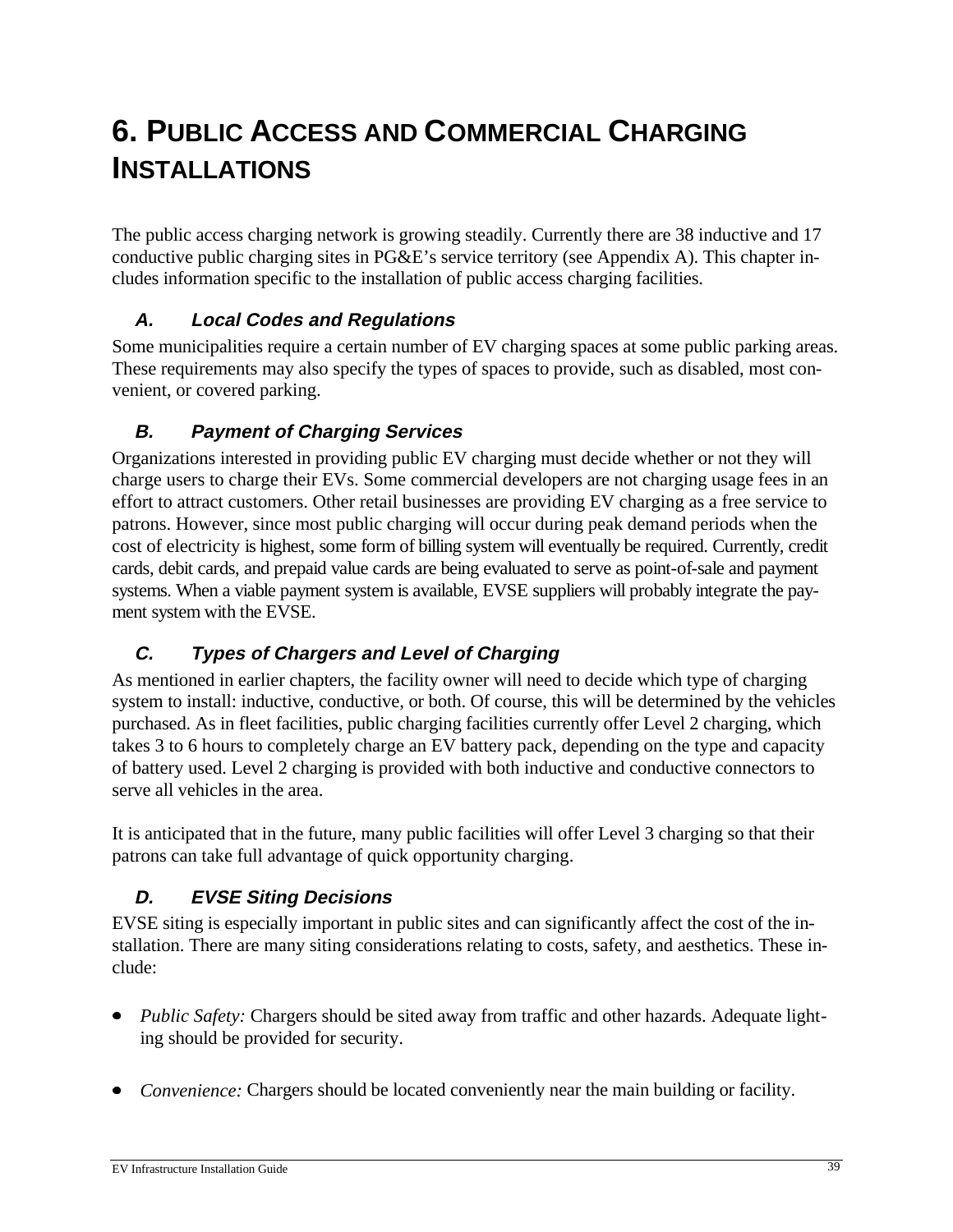# 6. PUBLIC ACCESS AND COMMERCIAL CHARGING INSTALLATIONS

The public access charging network is growing steadily. Currently there are 38 inductive and 17 conductive public charging sites in PG&E's service territory (see Appendix A). This chapter includes information specific to the installation of public access charging facilities.

### *A. Local Codes and Regulations*

Some municipalities require a certain number of EV charging spaces at some public parking areas. These requirements may also specify the types of spaces to provide, such as disabled, most convenient, or covered parking.

### *B. Payment of Charging Services*

Organizations interested in providing public EV charging must decide whether or not they will charge users to charge their EVs. Some commercial developers are not charging usage fees in an effort to attract customers. Other retail businesses are providing EV charging as a free service to patrons. However, since most public charging will occur during peak demand periods when the cost of electricity is highest, some form of billing system will eventually be required. Currently, credit cards, debit cards, and prepaid value cards are being evaluated to serve as point-of-sale and payment systems. When a viable payment system is available, EVSE suppliers will probably integrate the payment system with the EVSE.

### *C. Types of Chargers and Level of Charging*

As mentioned in earlier chapters, the facility owner will need to decide which type of charging system to install: inductive, conductive, or both. Of course, this will be determined by the vehicles purchased. As in fleet facilities, public charging facilities currently offer Level 2 charging, which takes 3 to 6 hours to completely charge an EV battery pack, depending on the type and capacity of battery used. Level 2 charging is provided with both inductive and conductive connectors to serve all vehicles in the area.

It is anticipated that in the future, many public facilities will offer Level 3 charging so that their patrons can take full advantage of quick opportunity charging.

### *D. EVSE Siting Decisions*

EVSE siting is especially important in public sites and can significantly affect the cost of the installation. There are many siting considerations relating to costs, safety, and aesthetics. These include:

- *Public Safety:* Chargers should be sited away from traffic and other hazards. Adequate lighting should be provided for security.

- *Convenience:* Chargers should be located conveniently near the main building or facility.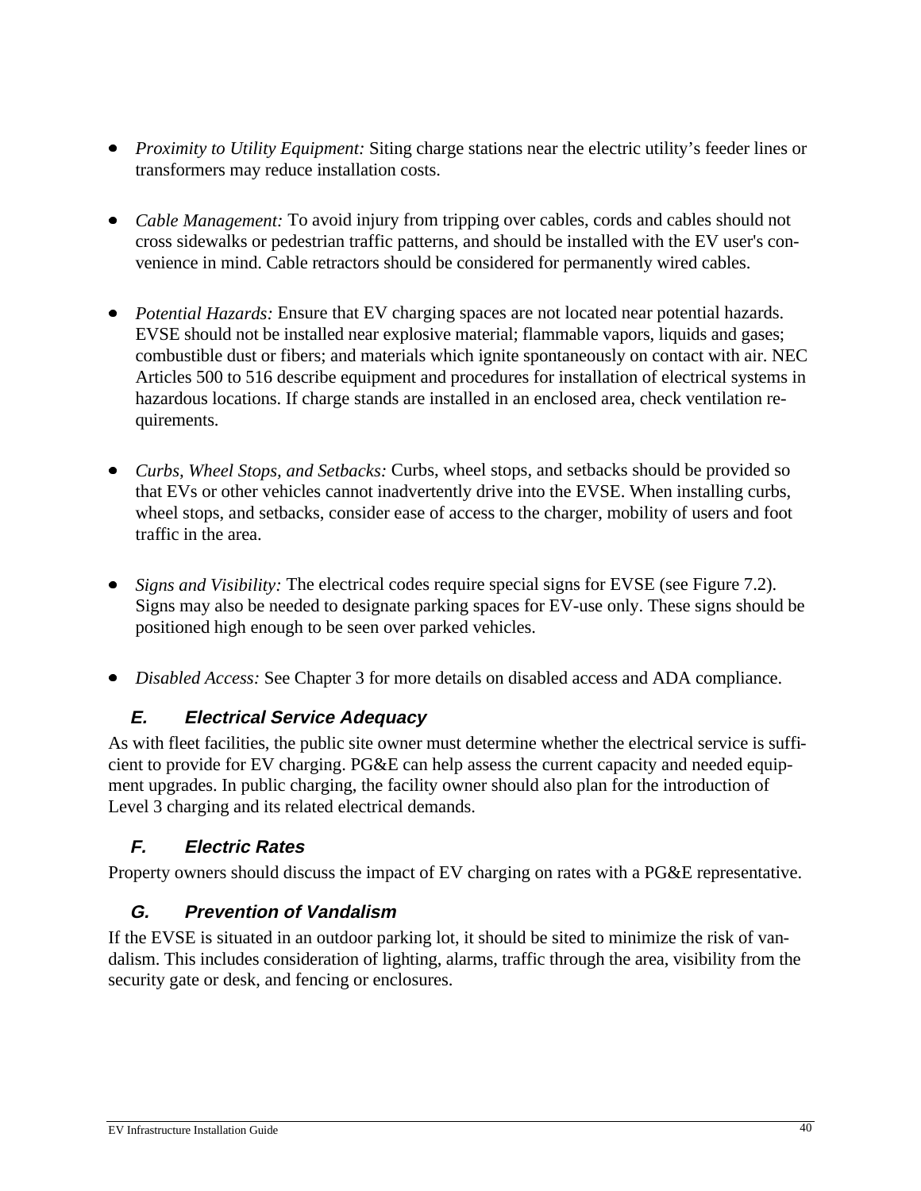- *Proximity to Utility Equipment:* Siting charge stations near the electric utility's feeder lines or transformers may reduce installation costs.

- *Cable Management:* To avoid injury from tripping over cables, cords and cables should not cross sidewalks or pedestrian traffic patterns, and should be installed with the EV user's convenience in mind. Cable retractors should be considered for permanently wired cables.

- *Potential Hazards:* Ensure that EV charging spaces are not located near potential hazards. EVSE should not be installed near explosive material; flammable vapors, liquids and gases; combustible dust or fibers; and materials which ignite spontaneously on contact with air. NEC Articles 500 to 516 describe equipment and procedures for installation of electrical systems in hazardous locations. If charge stands are installed in an enclosed area, check ventilation requirements.

- *Curbs, Wheel Stops, and Setbacks:* Curbs, wheel stops, and setbacks should be provided so that EVs or other vehicles cannot inadvertently drive into the EVSE. When installing curbs, wheel stops, and setbacks, consider ease of access to the charger, mobility of users and foot traffic in the area.

- *Signs and Visibility:* The electrical codes require special signs for EVSE (see Figure 7.2). Signs may also be needed to designate parking spaces for EV-use only. These signs should be positioned high enough to be seen over parked vehicles.

- *Disabled Access:* See Chapter 3 for more details on disabled access and ADA compliance.

### E. Electrical Service Adequacy

As with fleet facilities, the public site owner must determine whether the electrical service is sufficient to provide for EV charging. PG&E can help assess the current capacity and needed equipment upgrades. In public charging, the facility owner should also plan for the introduction of Level 3 charging and its related electrical demands.

### F. Electric Rates

Property owners should discuss the impact of EV charging on rates with a PG&E representative.

### G. Prevention of Vandalism

If the EVSE is situated in an outdoor parking lot, it should be sited to minimize the risk of vandalism. This includes consideration of lighting, alarms, traffic through the area, visibility from the security gate or desk, and fencing or enclosures.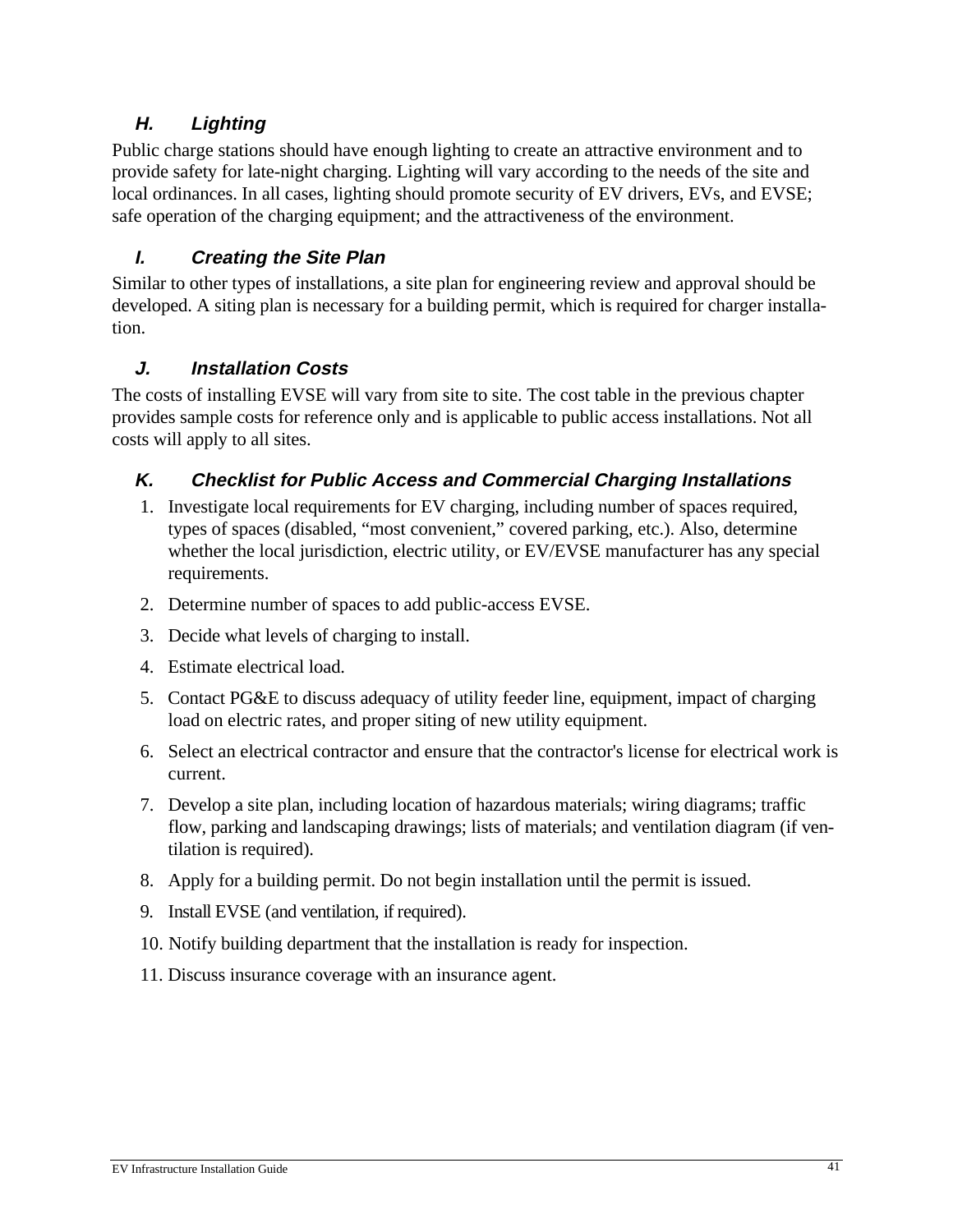### *H. Lighting*

Public charge stations should have enough lighting to create an attractive environment and to provide safety for late-night charging. Lighting will vary according to the needs of the site and local ordinances. In all cases, lighting should promote security of EV drivers, EVs, and EVSE; safe operation of the charging equipment; and the attractiveness of the environment.

### *I. Creating the Site Plan*

Similar to other types of installations, a site plan for engineering review and approval should be developed. A siting plan is necessary for a building permit, which is required for charger installation.

### *J. Installation Costs*

The costs of installing EVSE will vary from site to site. The cost table in the previous chapter provides sample costs for reference only and is applicable to public access installations. Not all costs will apply to all sites.

### *K. Checklist for Public Access and Commercial Charging Installations*

1. Investigate local requirements for EV charging, including number of spaces required, types of spaces (disabled, "most convenient," covered parking, etc.). Also, determine whether the local jurisdiction, electric utility, or EV/EVSE manufacturer has any special requirements.
2. Determine number of spaces to add public-access EVSE.
3. Decide what levels of charging to install.
4. Estimate electrical load.
5. Contact PG&E to discuss adequacy of utility feeder line, equipment, impact of charging load on electric rates, and proper siting of new utility equipment.
6. Select an electrical contractor and ensure that the contractor's license for electrical work is current.
7. Develop a site plan, including location of hazardous materials; wiring diagrams; traffic flow, parking and landscaping drawings; lists of materials; and ventilation diagram (if ventilation is required).
8. Apply for a building permit. Do not begin installation until the permit is issued.
9. Install EVSE (and ventilation, if required).
10. Notify building department that the installation is ready for inspection.
11. Discuss insurance coverage with an insurance agent.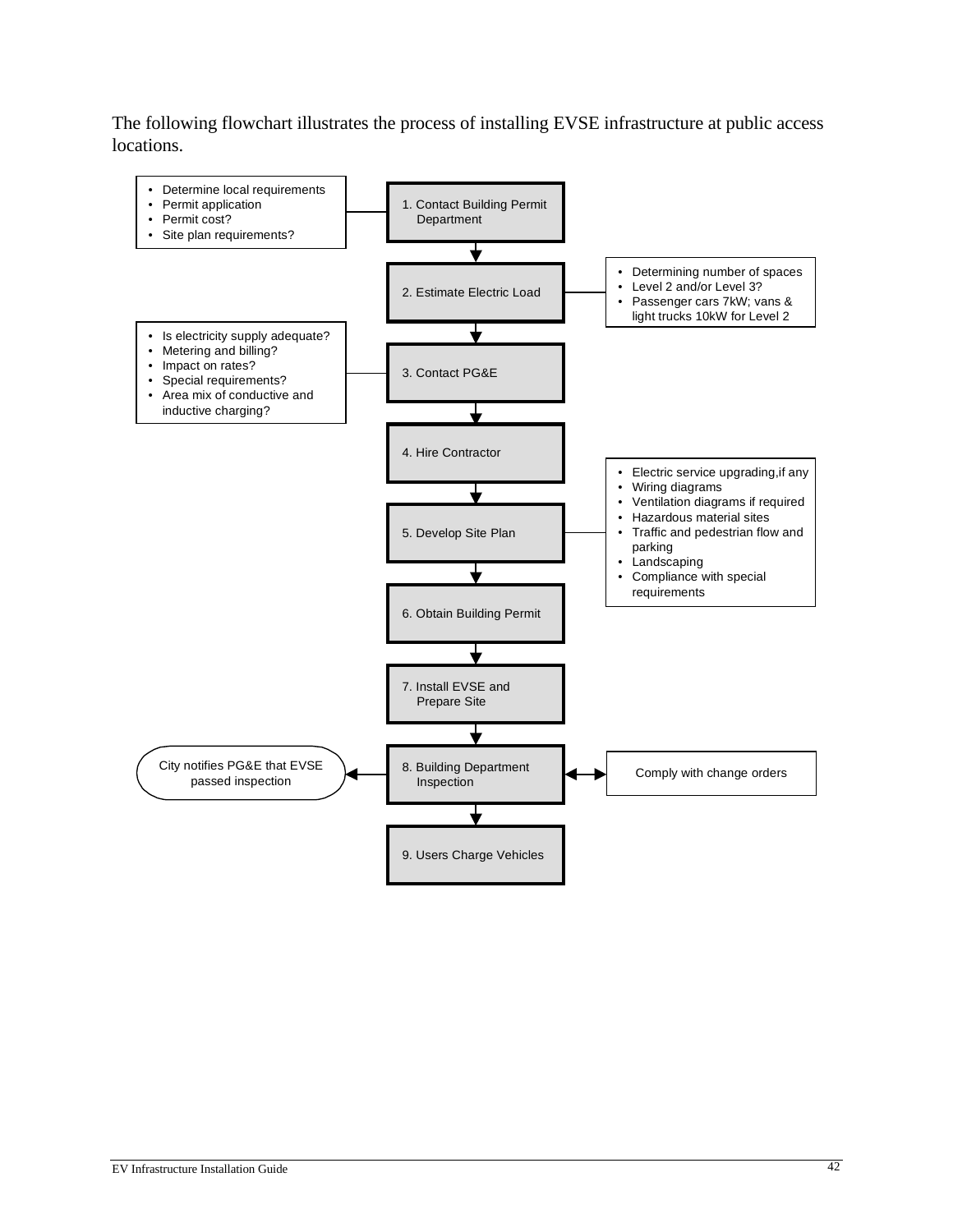The following flowchart illustrates the process of installing EVSE infrastructure at public access locations.

1. Contact Building Permit Department
   - Determine local requirements
   - Permit application
   - Permit cost?
   - Site plan requirements?

2. Estimate Electric Load
   - Determining number of spaces
   - Level 2 and/or Level 3?
   - Passenger cars 7kW; vans & light trucks 10kW for Level 2

3. Contact PG&E
   - Is electricity supply adequate?
   - Metering and billing?
   - Impact on rates?
   - Special requirements?
   - Area mix of conductive and inductive charging?

4. Hire Contractor

5. Develop Site Plan
   - Electric service upgrading,if any
   - Wiring diagrams
   - Ventilation diagrams if required
   - Hazardous material sites
   - Traffic and pedestrian flow and parking
   - Landscaping
   - Compliance with special requirements

6. Obtain Building Permit

7. Install EVSE and Prepare Site

8. Building Department Inspection
   - ↔ Comply with change orders
   - → City notifies PG&E that EVSE passed inspection

9. Users Charge Vehicles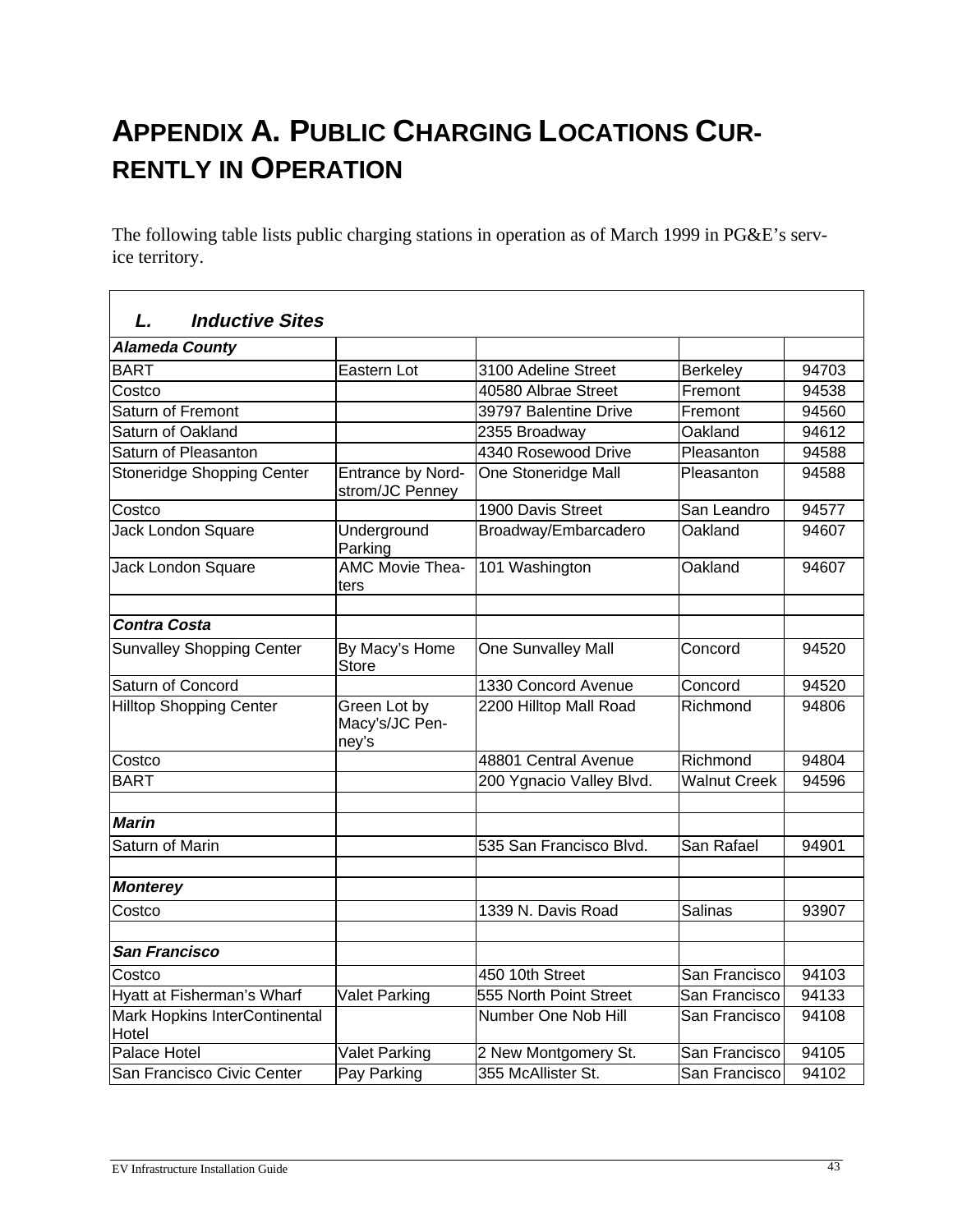# APPENDIX A. PUBLIC CHARGING LOCATIONS CURRENTLY IN OPERATION

The following table lists public charging stations in operation as of March 1999 in PG&E's service territory.

| *L. Inductive Sites* | | | | |
|---|---|---|---|---|
| ***Alameda County*** | | | | |
| BART | Eastern Lot | 3100 Adeline Street | Berkeley | 94703 |
| Costco | | 40580 Albrae Street | Fremont | 94538 |
| Saturn of Fremont | | 39797 Balentine Drive | Fremont | 94560 |
| Saturn of Oakland | | 2355 Broadway | Oakland | 94612 |
| Saturn of Pleasanton | | 4340 Rosewood Drive | Pleasanton | 94588 |
| Stoneridge Shopping Center | Entrance by Nordstrom/JC Penney | One Stoneridge Mall | Pleasanton | 94588 |
| Costco | | 1900 Davis Street | San Leandro | 94577 |
| Jack London Square | Underground Parking | Broadway/Embarcadero | Oakland | 94607 |
| Jack London Square | AMC Movie Theaters | 101 Washington | Oakland | 94607 |
| | | | | |
| ***Contra Costa*** | | | | |
| Sunvalley Shopping Center | By Macy's Home Store | One Sunvalley Mall | Concord | 94520 |
| Saturn of Concord | | 1330 Concord Avenue | Concord | 94520 |
| Hilltop Shopping Center | Green Lot by Macy's/JC Penney's | 2200 Hilltop Mall Road | Richmond | 94806 |
| Costco | | 48801 Central Avenue | Richmond | 94804 |
| BART | | 200 Ygnacio Valley Blvd. | Walnut Creek | 94596 |
| | | | | |
| ***Marin*** | | | | |
| Saturn of Marin | | 535 San Francisco Blvd. | San Rafael | 94901 |
| | | | | |
| ***Monterey*** | | | | |
| Costco | | 1339 N. Davis Road | Salinas | 93907 |
| | | | | |
| ***San Francisco*** | | | | |
| Costco | | 450 10th Street | San Francisco | 94103 |
| Hyatt at Fisherman's Wharf | Valet Parking | 555 North Point Street | San Francisco | 94133 |
| Mark Hopkins InterContinental Hotel | | Number One Nob Hill | San Francisco | 94108 |
| Palace Hotel | Valet Parking | 2 New Montgomery St. | San Francisco | 94105 |
| San Francisco Civic Center | Pay Parking | 355 McAllister St. | San Francisco | 94102 |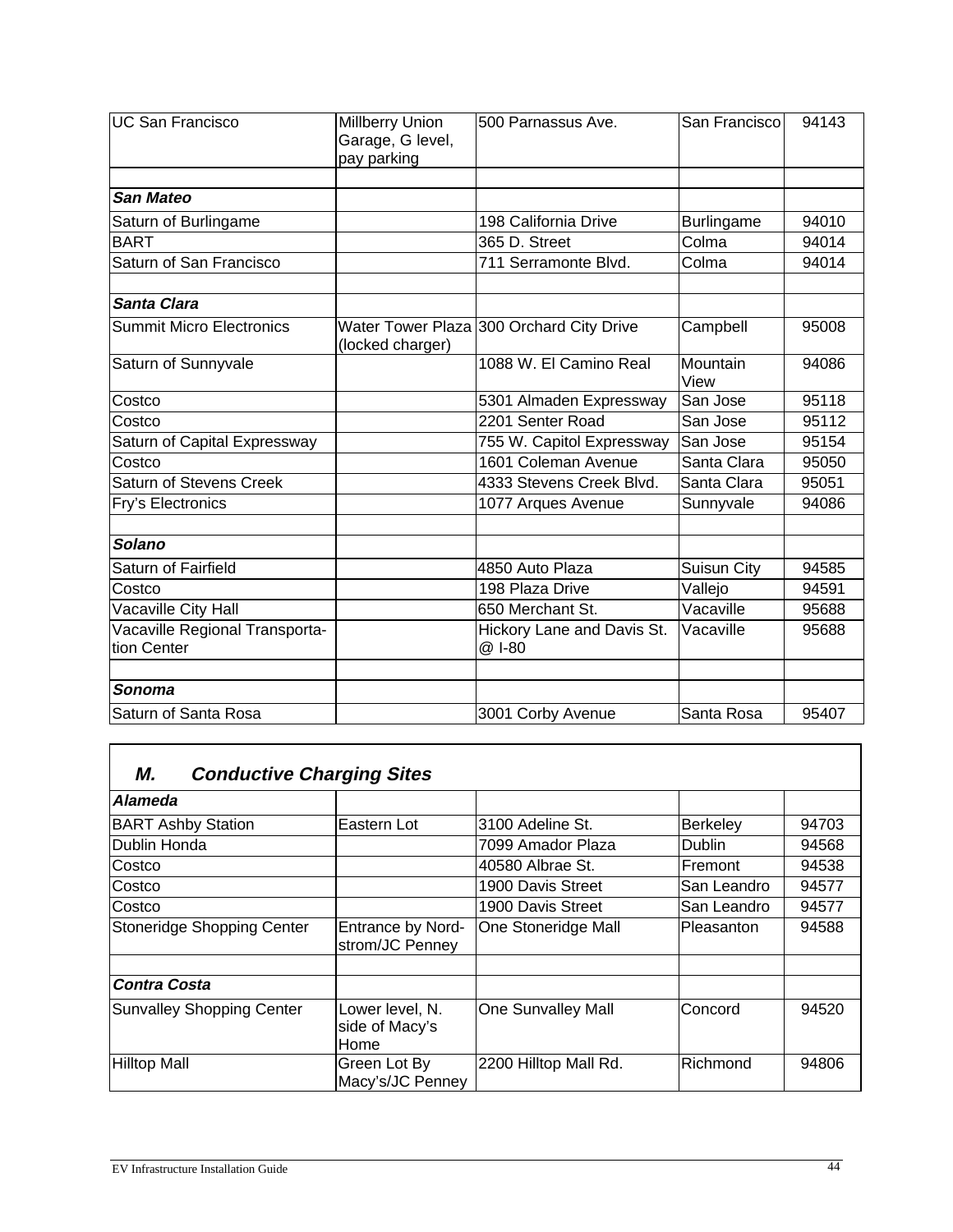| | | | | |
|---|---|---|---|---|
| UC San Francisco | Millberry Union Garage, G level, pay parking | 500 Parnassus Ave. | San Francisco | 94143 |
| | | | | |
| ***San Mateo*** | | | | |
| Saturn of Burlingame | | 198 California Drive | Burlingame | 94010 |
| BART | | 365 D. Street | Colma | 94014 |
| Saturn of San Francisco | | 711 Serramonte Blvd. | Colma | 94014 |
| | | | | |
| ***Santa Clara*** | | | | |
| Summit Micro Electronics | Water Tower Plaza (locked charger) | 300 Orchard City Drive | Campbell | 95008 |
| Saturn of Sunnyvale | | 1088 W. El Camino Real | Mountain View | 94086 |
| Costco | | 5301 Almaden Expressway | San Jose | 95118 |
| Costco | | 2201 Senter Road | San Jose | 95112 |
| Saturn of Capital Expressway | | 755 W. Capitol Expressway | San Jose | 95154 |
| Costco | | 1601 Coleman Avenue | Santa Clara | 95050 |
| Saturn of Stevens Creek | | 4333 Stevens Creek Blvd. | Santa Clara | 95051 |
| Fry's Electronics | | 1077 Arques Avenue | Sunnyvale | 94086 |
| | | | | |
| ***Solano*** | | | | |
| Saturn of Fairfield | | 4850 Auto Plaza | Suisun City | 94585 |
| Costco | | 198 Plaza Drive | Vallejo | 94591 |
| Vacaville City Hall | | 650 Merchant St. | Vacaville | 95688 |
| Vacaville Regional Transporta-tion Center | | Hickory Lane and Davis St. @ I-80 | Vacaville | 95688 |
| | | | | |
| ***Sonoma*** | | | | |
| Saturn of Santa Rosa | | 3001 Corby Avenue | Santa Rosa | 95407 |

## *M. Conductive Charging Sites*

| | | | | |
|---|---|---|---|---|
| ***Alameda*** | | | | |
| BART Ashby Station | Eastern Lot | 3100 Adeline St. | Berkeley | 94703 |
| Dublin Honda | | 7099 Amador Plaza | Dublin | 94568 |
| Costco | | 40580 Albrae St. | Fremont | 94538 |
| Costco | | 1900 Davis Street | San Leandro | 94577 |
| Costco | | 1900 Davis Street | San Leandro | 94577 |
| Stoneridge Shopping Center | Entrance by Nord-strom/JC Penney | One Stoneridge Mall | Pleasanton | 94588 |
| | | | | |
| ***Contra Costa*** | | | | |
| Sunvalley Shopping Center | Lower level, N. side of Macy's Home | One Sunvalley Mall | Concord | 94520 |
| Hilltop Mall | Green Lot By Macy's/JC Penney | 2200 Hilltop Mall Rd. | Richmond | 94806 |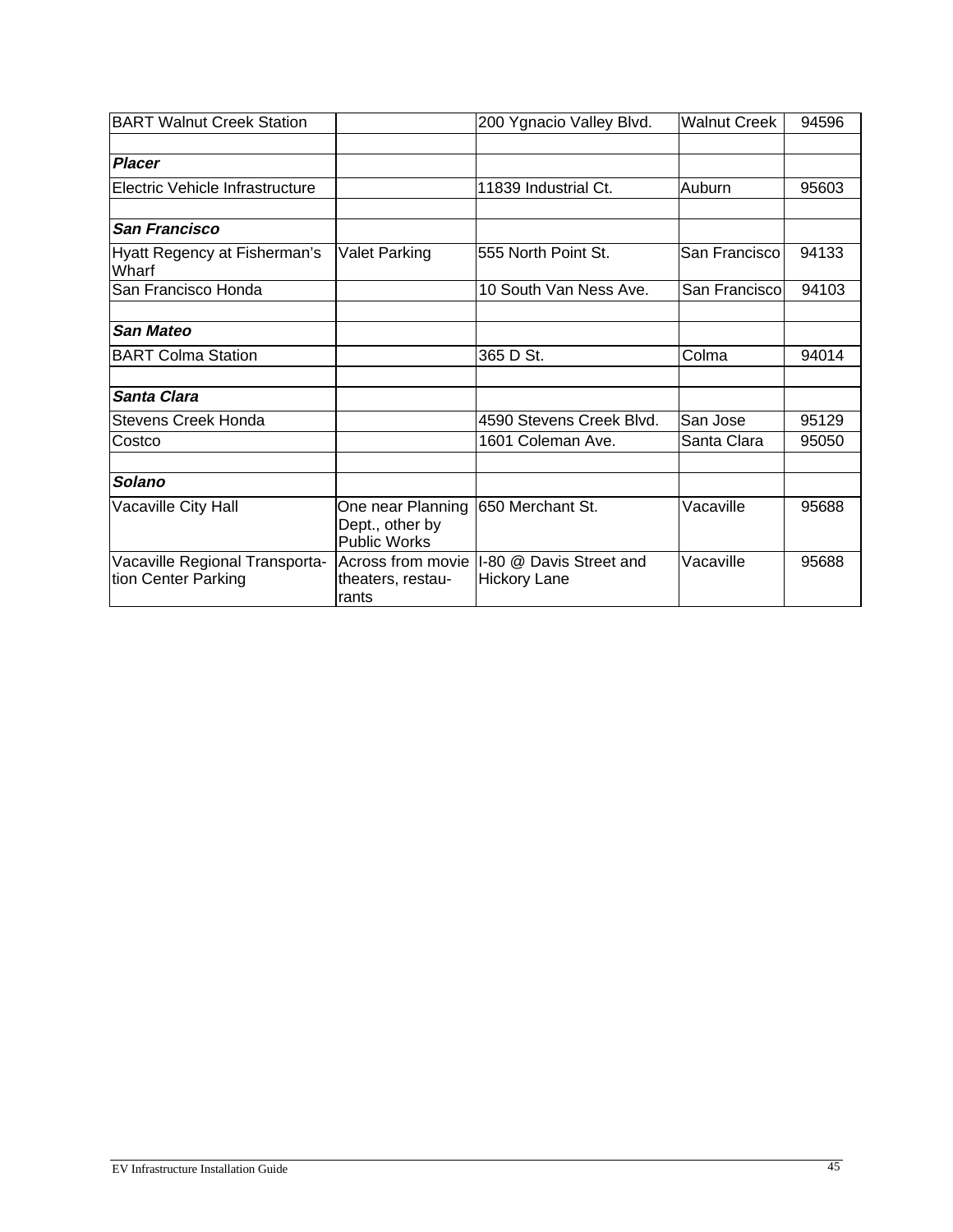| BART Walnut Creek Station | | 200 Ygnacio Valley Blvd. | Walnut Creek | 94596 |
|---|---|---|---|---|
| | | | | |
| ***Placer*** | | | | |
| Electric Vehicle Infrastructure | | 11839 Industrial Ct. | Auburn | 95603 |
| | | | | |
| ***San Francisco*** | | | | |
| Hyatt Regency at Fisherman's Wharf | Valet Parking | 555 North Point St. | San Francisco | 94133 |
| San Francisco Honda | | 10 South Van Ness Ave. | San Francisco | 94103 |
| | | | | |
| ***San Mateo*** | | | | |
| BART Colma Station | | 365 D St. | Colma | 94014 |
| | | | | |
| ***Santa Clara*** | | | | |
| Stevens Creek Honda | | 4590 Stevens Creek Blvd. | San Jose | 95129 |
| Costco | | 1601 Coleman Ave. | Santa Clara | 95050 |
| | | | | |
| ***Solano*** | | | | |
| Vacaville City Hall | One near Planning Dept., other by Public Works | 650 Merchant St. | Vacaville | 95688 |
| Vacaville Regional Transportation Center Parking | Across from movie theaters, restaurants | I-80 @ Davis Street and Hickory Lane | Vacaville | 95688 |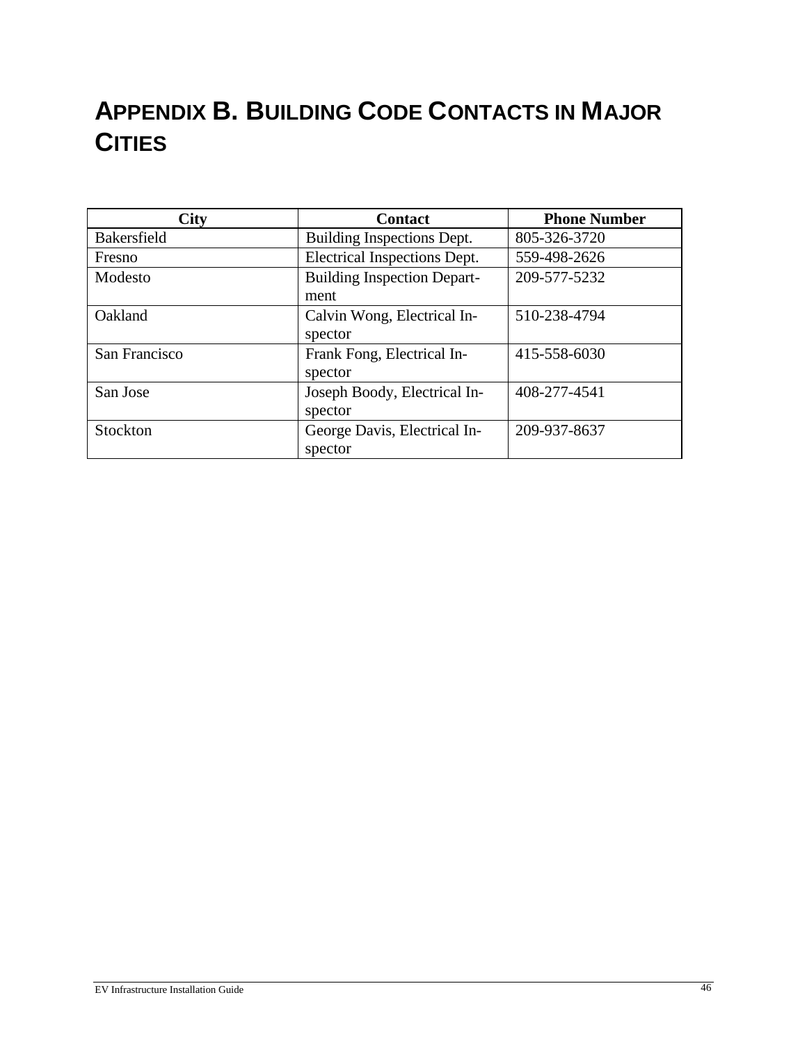# APPENDIX B. BUILDING CODE CONTACTS IN MAJOR CITIES

| City | Contact | Phone Number |
| --- | --- | --- |
| Bakersfield | Building Inspections Dept. | 805-326-3720 |
| Fresno | Electrical Inspections Dept. | 559-498-2626 |
| Modesto | Building Inspection Department | 209-577-5232 |
| Oakland | Calvin Wong, Electrical Inspector | 510-238-4794 |
| San Francisco | Frank Fong, Electrical Inspector | 415-558-6030 |
| San Jose | Joseph Boody, Electrical Inspector | 408-277-4541 |
| Stockton | George Davis, Electrical Inspector | 209-937-8637 |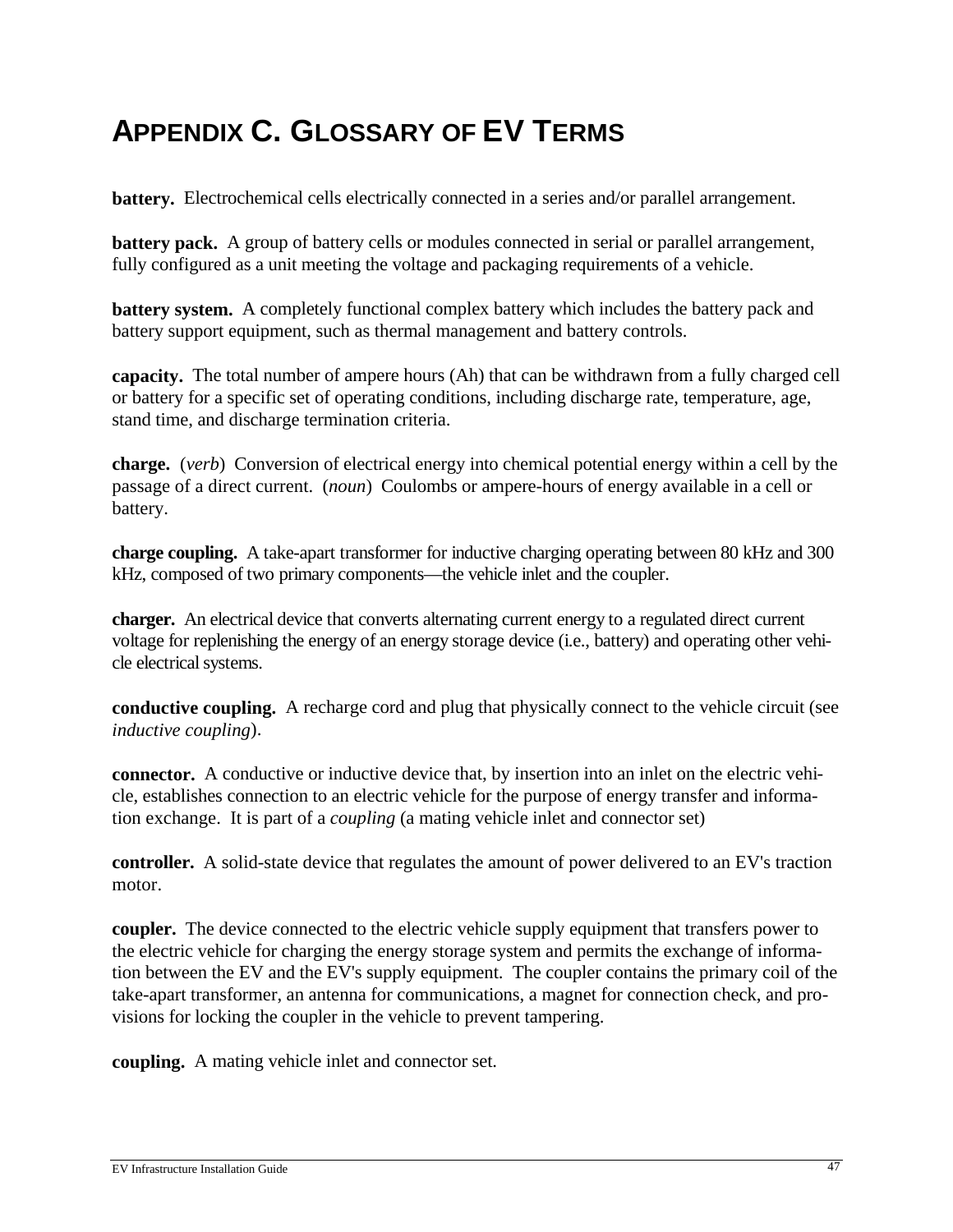# APPENDIX C. GLOSSARY OF EV TERMS

**battery.** Electrochemical cells electrically connected in a series and/or parallel arrangement.

**battery pack.** A group of battery cells or modules connected in serial or parallel arrangement, fully configured as a unit meeting the voltage and packaging requirements of a vehicle.

**battery system.** A completely functional complex battery which includes the battery pack and battery support equipment, such as thermal management and battery controls.

**capacity.** The total number of ampere hours (Ah) that can be withdrawn from a fully charged cell or battery for a specific set of operating conditions, including discharge rate, temperature, age, stand time, and discharge termination criteria.

**charge.** (*verb*) Conversion of electrical energy into chemical potential energy within a cell by the passage of a direct current. (*noun*) Coulombs or ampere-hours of energy available in a cell or battery.

**charge coupling.** A take-apart transformer for inductive charging operating between 80 kHz and 300 kHz, composed of two primary components—the vehicle inlet and the coupler.

**charger.** An electrical device that converts alternating current energy to a regulated direct current voltage for replenishing the energy of an energy storage device (i.e., battery) and operating other vehicle electrical systems.

**conductive coupling.** A recharge cord and plug that physically connect to the vehicle circuit (see *inductive coupling*).

**connector.** A conductive or inductive device that, by insertion into an inlet on the electric vehicle, establishes connection to an electric vehicle for the purpose of energy transfer and information exchange. It is part of a *coupling* (a mating vehicle inlet and connector set)

**controller.** A solid-state device that regulates the amount of power delivered to an EV's traction motor.

**coupler.** The device connected to the electric vehicle supply equipment that transfers power to the electric vehicle for charging the energy storage system and permits the exchange of information between the EV and the EV's supply equipment. The coupler contains the primary coil of the take-apart transformer, an antenna for communications, a magnet for connection check, and provisions for locking the coupler in the vehicle to prevent tampering.

**coupling.** A mating vehicle inlet and connector set.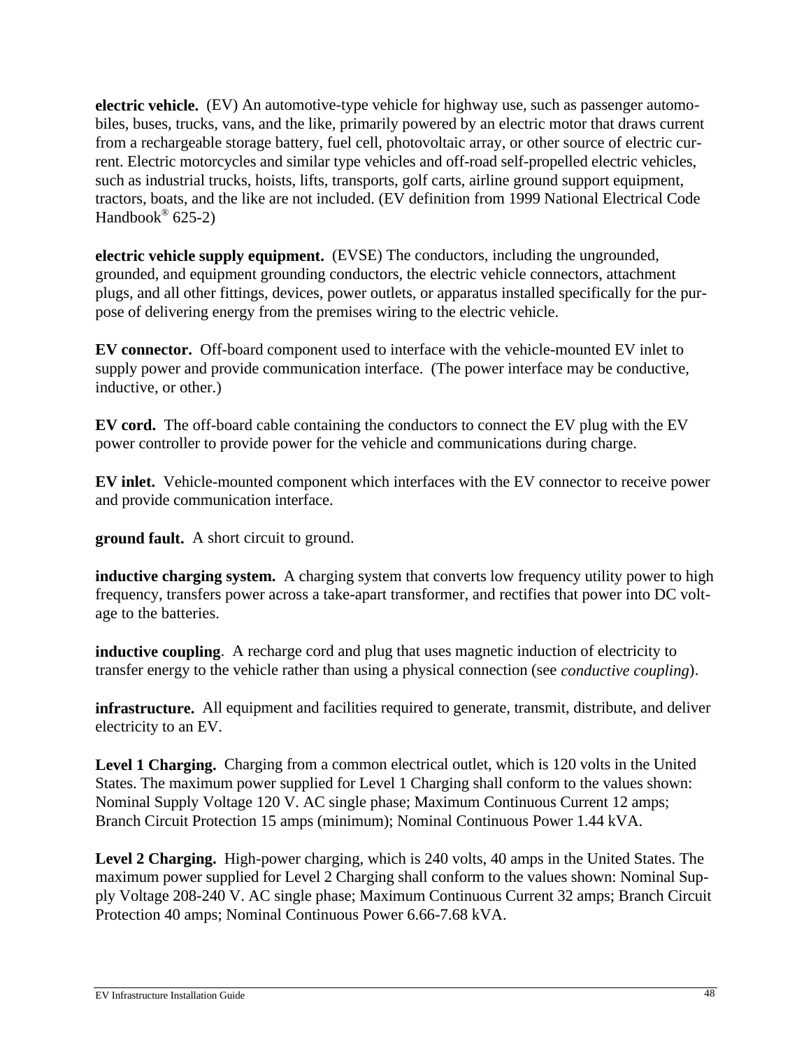**electric vehicle.** (EV) An automotive-type vehicle for highway use, such as passenger automobiles, buses, trucks, vans, and the like, primarily powered by an electric motor that draws current from a rechargeable storage battery, fuel cell, photovoltaic array, or other source of electric current. Electric motorcycles and similar type vehicles and off-road self-propelled electric vehicles, such as industrial trucks, hoists, lifts, transports, golf carts, airline ground support equipment, tractors, boats, and the like are not included. (EV definition from 1999 National Electrical Code Handbook® 625-2)

**electric vehicle supply equipment.** (EVSE) The conductors, including the ungrounded, grounded, and equipment grounding conductors, the electric vehicle connectors, attachment plugs, and all other fittings, devices, power outlets, or apparatus installed specifically for the purpose of delivering energy from the premises wiring to the electric vehicle.

**EV connector.** Off-board component used to interface with the vehicle-mounted EV inlet to supply power and provide communication interface. (The power interface may be conductive, inductive, or other.)

**EV cord.** The off-board cable containing the conductors to connect the EV plug with the EV power controller to provide power for the vehicle and communications during charge.

**EV inlet.** Vehicle-mounted component which interfaces with the EV connector to receive power and provide communication interface.

**ground fault.** A short circuit to ground.

**inductive charging system.** A charging system that converts low frequency utility power to high frequency, transfers power across a take-apart transformer, and rectifies that power into DC voltage to the batteries.

**inductive coupling**. A recharge cord and plug that uses magnetic induction of electricity to transfer energy to the vehicle rather than using a physical connection (see *conductive coupling*).

**infrastructure.** All equipment and facilities required to generate, transmit, distribute, and deliver electricity to an EV.

**Level 1 Charging.** Charging from a common electrical outlet, which is 120 volts in the United States. The maximum power supplied for Level 1 Charging shall conform to the values shown: Nominal Supply Voltage 120 V. AC single phase; Maximum Continuous Current 12 amps; Branch Circuit Protection 15 amps (minimum); Nominal Continuous Power 1.44 kVA.

**Level 2 Charging.** High-power charging, which is 240 volts, 40 amps in the United States. The maximum power supplied for Level 2 Charging shall conform to the values shown: Nominal Supply Voltage 208-240 V. AC single phase; Maximum Continuous Current 32 amps; Branch Circuit Protection 40 amps; Nominal Continuous Power 6.66-7.68 kVA.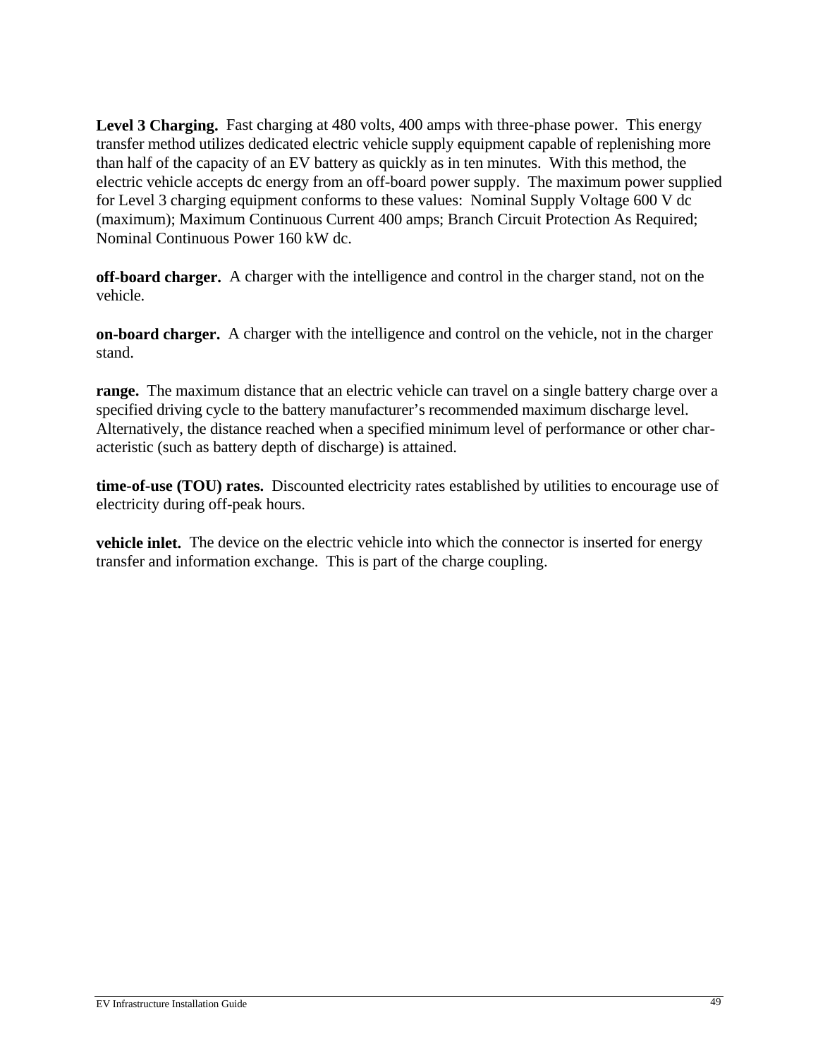**Level 3 Charging.** Fast charging at 480 volts, 400 amps with three-phase power. This energy transfer method utilizes dedicated electric vehicle supply equipment capable of replenishing more than half of the capacity of an EV battery as quickly as in ten minutes. With this method, the electric vehicle accepts dc energy from an off-board power supply. The maximum power supplied for Level 3 charging equipment conforms to these values: Nominal Supply Voltage 600 V dc (maximum); Maximum Continuous Current 400 amps; Branch Circuit Protection As Required; Nominal Continuous Power 160 kW dc.

**off-board charger.** A charger with the intelligence and control in the charger stand, not on the vehicle.

**on-board charger.** A charger with the intelligence and control on the vehicle, not in the charger stand.

**range.** The maximum distance that an electric vehicle can travel on a single battery charge over a specified driving cycle to the battery manufacturer's recommended maximum discharge level. Alternatively, the distance reached when a specified minimum level of performance or other characteristic (such as battery depth of discharge) is attained.

**time-of-use (TOU) rates.** Discounted electricity rates established by utilities to encourage use of electricity during off-peak hours.

**vehicle inlet.** The device on the electric vehicle into which the connector is inserted for energy transfer and information exchange. This is part of the charge coupling.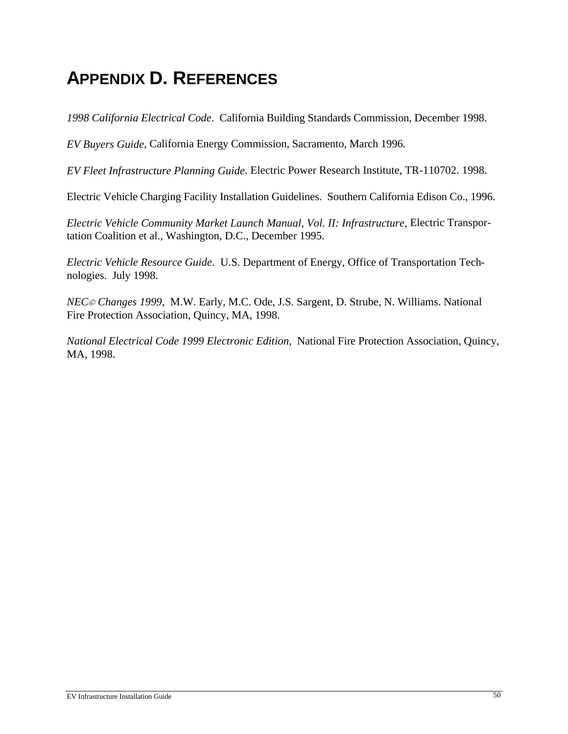# APPENDIX D. REFERENCES

*1998 California Electrical Code*. California Building Standards Commission, December 1998.

*EV Buyers Guide*, California Energy Commission, Sacramento, March 1996.

*EV Fleet Infrastructure Planning Guide*. Electric Power Research Institute, TR-110702. 1998.

Electric Vehicle Charging Facility Installation Guidelines. Southern California Edison Co., 1996.

*Electric Vehicle Community Market Launch Manual, Vol. II: Infrastructure,* Electric Transportation Coalition et al., Washington, D.C., December 1995.

*Electric Vehicle Resource Guide*. U.S. Department of Energy, Office of Transportation Technologies. July 1998.

*NEC© Changes 1999*, M.W. Early, M.C. Ode, J.S. Sargent, D. Strube, N. Williams. National Fire Protection Association, Quincy, MA, 1998.

*National Electrical Code 1999 Electronic Edition*, National Fire Protection Association, Quincy, MA, 1998.